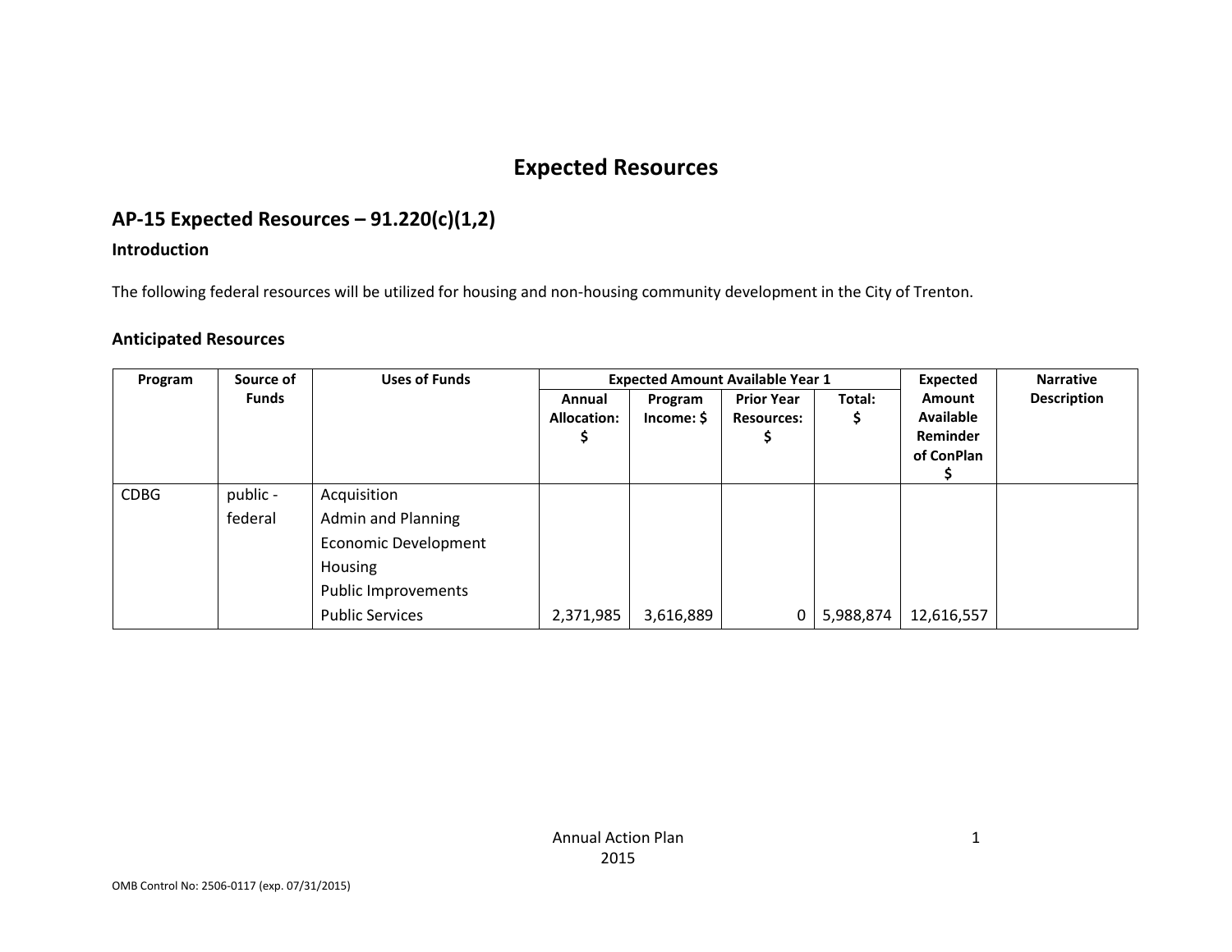# Expected Resources

## AP-15 Expected Resources – 91.220(c)(1,2)

### Introduction

The following federal resources will be utilized for housing and non-housing community development in the City of Trenton.

### Anticipated Resources

| Program | Source of Funds | Uses of Funds | Expected Amount Available Year 1 | | | | Expected Amount Available Reminder of ConPlan $ | Narrative Description |
|---|---|---|---|---|---|---|---|---|
| | | | Annual Allocation: $ | Program Income: $ | Prior Year Resources: $ | Total: $ | | |
| CDBG | public - federal | Acquisition<br>Admin and Planning<br>Economic Development<br>Housing<br>Public Improvements<br>Public Services | 2,371,985 | 3,616,889 | 0 | 5,988,874 | 12,616,557 | |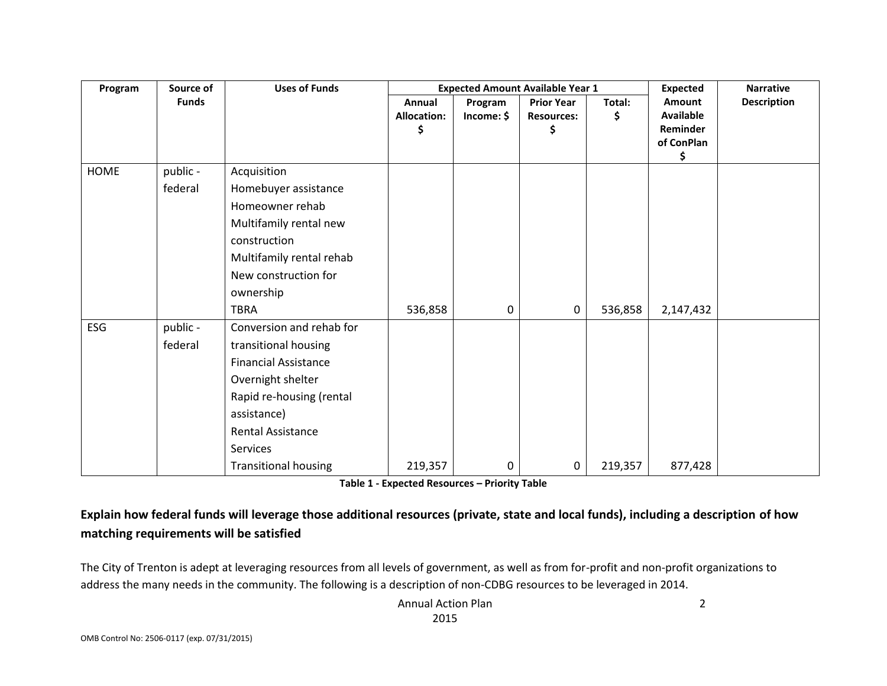| Program | Source of Funds | Uses of Funds | Expected Amount Available Year 1 | | | | Expected Amount Available Reminder of ConPlan $ | Narrative Description |
|---|---|---|---|---|---|---|---|---|
| | | | Annual Allocation: $ | Program Income: $ | Prior Year Resources: $ | Total: $ | | |
| HOME | public - federal | Acquisition<br>Homebuyer assistance<br>Homeowner rehab<br>Multifamily rental new construction<br>Multifamily rental rehab<br>New construction for ownership<br>TBRA | 536,858 | 0 | 0 | 536,858 | 2,147,432 | |
| ESG | public - federal | Conversion and rehab for transitional housing<br>Financial Assistance<br>Overnight shelter<br>Rapid re-housing (rental assistance)<br>Rental Assistance<br>Services<br>Transitional housing | 219,357 | 0 | 0 | 219,357 | 877,428 | |

**Table 1 - Expected Resources – Priority Table**

## Explain how federal funds will leverage those additional resources (private, state and local funds), including a description of how matching requirements will be satisfied

The City of Trenton is adept at leveraging resources from all levels of government, as well as from for-profit and non-profit organizations to address the many needs in the community. The following is a description of non-CDBG resources to be leveraged in 2014.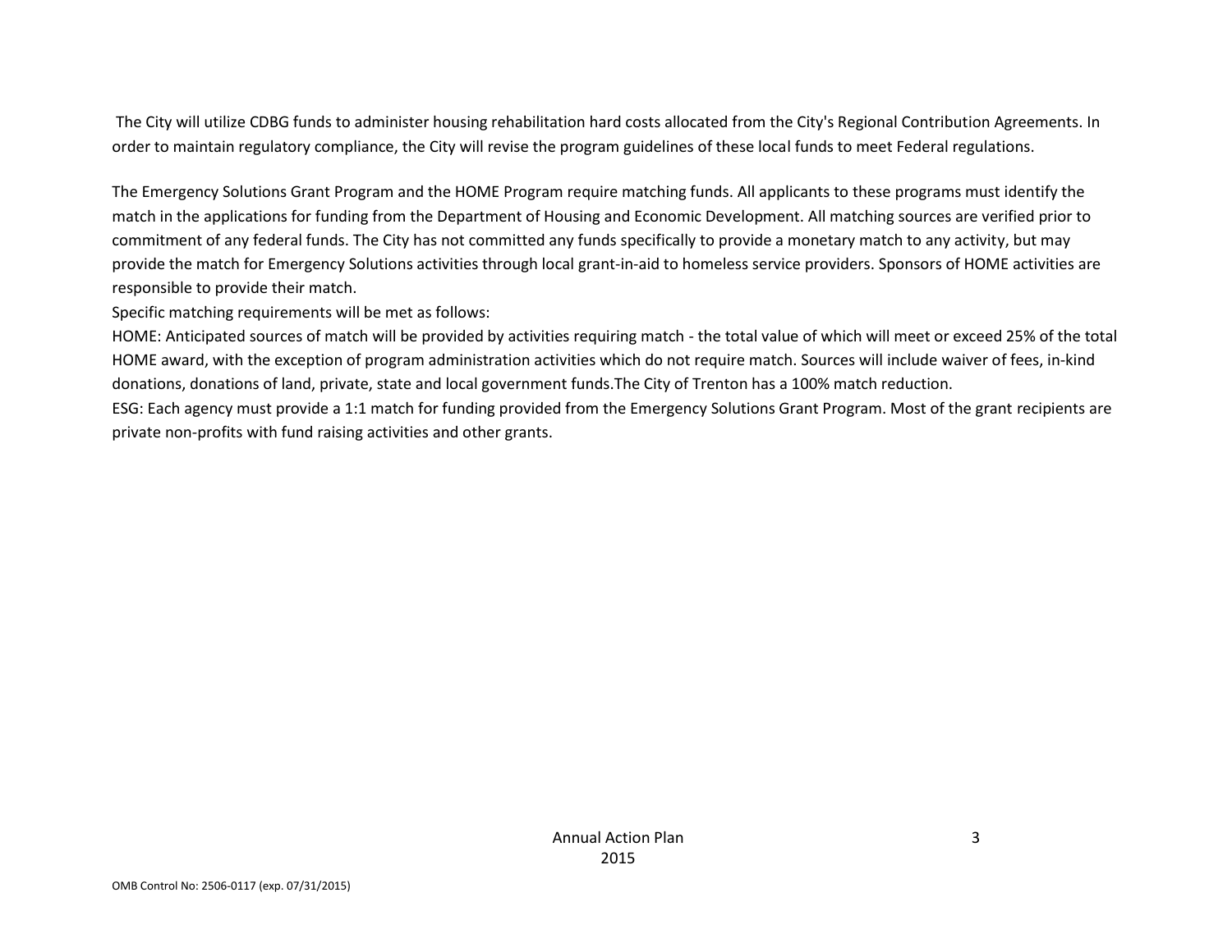The City will utilize CDBG funds to administer housing rehabilitation hard costs allocated from the City's Regional Contribution Agreements. In order to maintain regulatory compliance, the City will revise the program guidelines of these local funds to meet Federal regulations.

The Emergency Solutions Grant Program and the HOME Program require matching funds. All applicants to these programs must identify the match in the applications for funding from the Department of Housing and Economic Development. All matching sources are verified prior to commitment of any federal funds. The City has not committed any funds specifically to provide a monetary match to any activity, but may provide the match for Emergency Solutions activities through local grant-in-aid to homeless service providers. Sponsors of HOME activities are responsible to provide their match.

Specific matching requirements will be met as follows:

HOME: Anticipated sources of match will be provided by activities requiring match - the total value of which will meet or exceed 25% of the total HOME award, with the exception of program administration activities which do not require match. Sources will include waiver of fees, in-kind donations, donations of land, private, state and local government funds.The City of Trenton has a 100% match reduction.

ESG: Each agency must provide a 1:1 match for funding provided from the Emergency Solutions Grant Program. Most of the grant recipients are private non-profits with fund raising activities and other grants.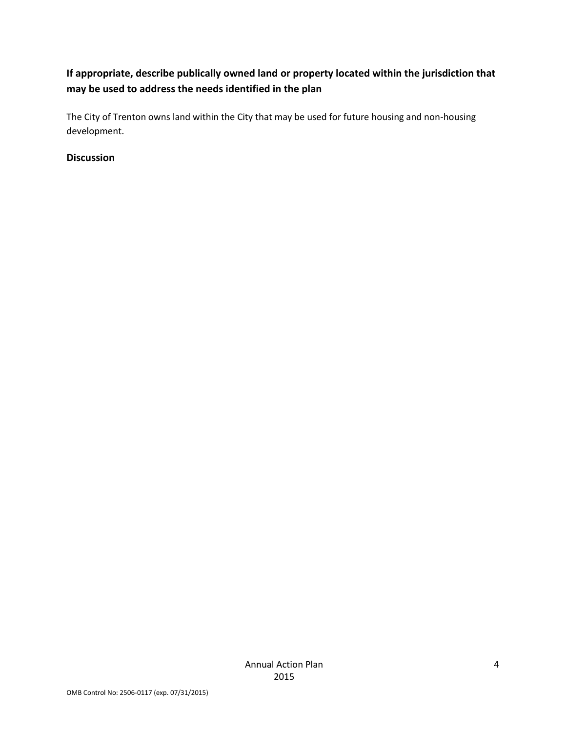**If appropriate, describe publically owned land or property located within the jurisdiction that may be used to address the needs identified in the plan**

The City of Trenton owns land within the City that may be used for future housing and non-housing development.

**Discussion**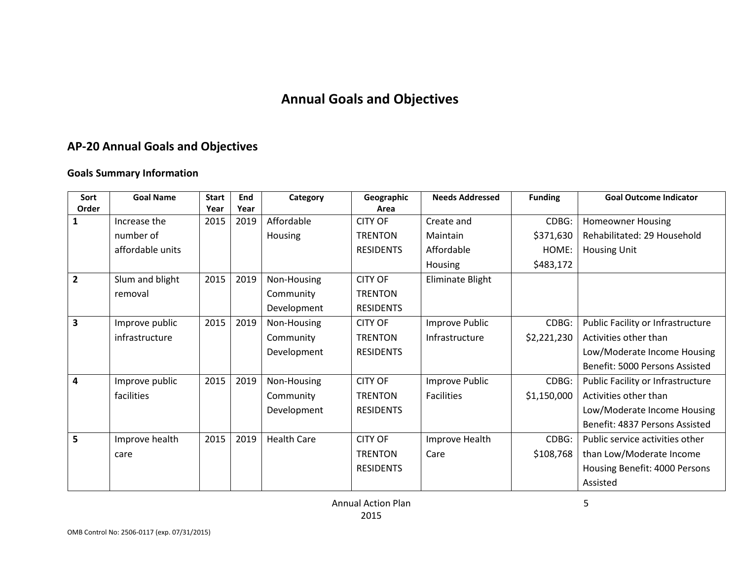# Annual Goals and Objectives

## AP-20 Annual Goals and Objectives

### Goals Summary Information

| Sort Order | Goal Name | Start Year | End Year | Category | Geographic Area | Needs Addressed | Funding | Goal Outcome Indicator |
|---|---|---|---|---|---|---|---|---|
| 1 | Increase the number of affordable units | 2015 | 2019 | Affordable Housing | CITY OF TRENTON RESIDENTS | Create and Maintain Affordable Housing | CDBG: $371,630 HOME: $483,172 | Homeowner Housing Rehabilitated: 29 Household Housing Unit |
| 2 | Slum and blight removal | 2015 | 2019 | Non-Housing Community Development | CITY OF TRENTON RESIDENTS | Eliminate Blight | | |
| 3 | Improve public infrastructure | 2015 | 2019 | Non-Housing Community Development | CITY OF TRENTON RESIDENTS | Improve Public Infrastructure | CDBG: $2,221,230 | Public Facility or Infrastructure Activities other than Low/Moderate Income Housing Benefit: 5000 Persons Assisted |
| 4 | Improve public facilities | 2015 | 2019 | Non-Housing Community Development | CITY OF TRENTON RESIDENTS | Improve Public Facilities | CDBG: $1,150,000 | Public Facility or Infrastructure Activities other than Low/Moderate Income Housing Benefit: 4837 Persons Assisted |
| 5 | Improve health care | 2015 | 2019 | Health Care | CITY OF TRENTON RESIDENTS | Improve Health Care | CDBG: $108,768 | Public service activities other than Low/Moderate Income Housing Benefit: 4000 Persons Assisted |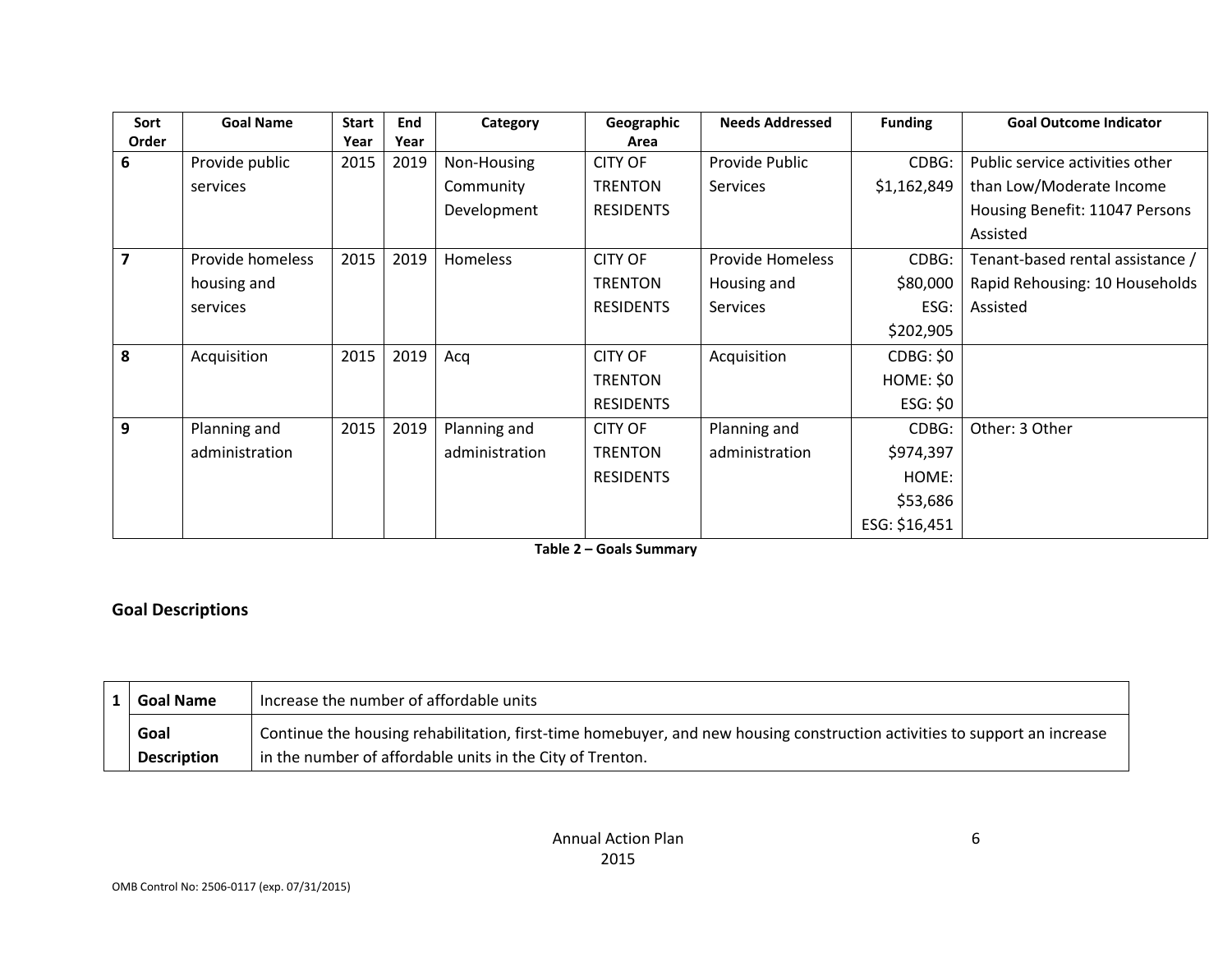| Sort Order | Goal Name | Start Year | End Year | Category | Geographic Area | Needs Addressed | Funding | Goal Outcome Indicator |
|---|---|---|---|---|---|---|---|---|
| 6 | Provide public services | 2015 | 2019 | Non-Housing Community Development | CITY OF TRENTON RESIDENTS | Provide Public Services | CDBG: $1,162,849 | Public service activities other than Low/Moderate Income Housing Benefit: 11047 Persons Assisted |
| 7 | Provide homeless housing and services | 2015 | 2019 | Homeless | CITY OF TRENTON RESIDENTS | Provide Homeless Housing and Services | CDBG: $80,000 ESG: $202,905 | Tenant-based rental assistance / Rapid Rehousing: 10 Households Assisted |
| 8 | Acquisition | 2015 | 2019 | Acq | CITY OF TRENTON RESIDENTS | Acquisition | CDBG: $0 HOME: $0 ESG: $0 | |
| 9 | Planning and administration | 2015 | 2019 | Planning and administration | CITY OF TRENTON RESIDENTS | Planning and administration | CDBG: $974,397 HOME: $53,686 ESG: $16,451 | Other: 3 Other |

**Table 2 – Goals Summary**

## Goal Descriptions

| 1 | | |
|---|---|---|
| | **Goal Name** | Increase the number of affordable units |
| | **Goal Description** | Continue the housing rehabilitation, first-time homebuyer, and new housing construction activities to support an increase in the number of affordable units in the City of Trenton. |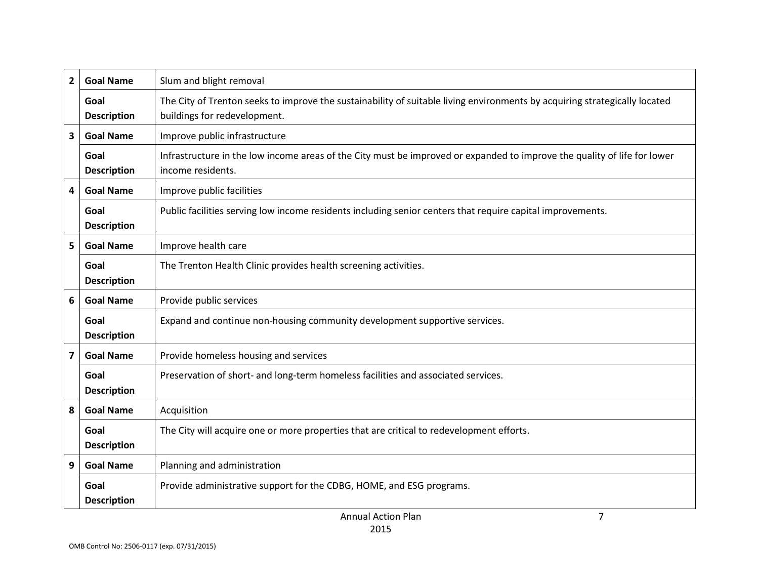| | | |
|---|---|---|
| **2** | **Goal Name** | Slum and blight removal |
| | **Goal Description** | The City of Trenton seeks to improve the sustainability of suitable living environments by acquiring strategically located buildings for redevelopment. |
| **3** | **Goal Name** | Improve public infrastructure |
| | **Goal Description** | Infrastructure in the low income areas of the City must be improved or expanded to improve the quality of life for lower income residents. |
| **4** | **Goal Name** | Improve public facilities |
| | **Goal Description** | Public facilities serving low income residents including senior centers that require capital improvements. |
| **5** | **Goal Name** | Improve health care |
| | **Goal Description** | The Trenton Health Clinic provides health screening activities. |
| **6** | **Goal Name** | Provide public services |
| | **Goal Description** | Expand and continue non-housing community development supportive services. |
| **7** | **Goal Name** | Provide homeless housing and services |
| | **Goal Description** | Preservation of short- and long-term homeless facilities and associated services. |
| **8** | **Goal Name** | Acquisition |
| | **Goal Description** | The City will acquire one or more properties that are critical to redevelopment efforts. |
| **9** | **Goal Name** | Planning and administration |
| | **Goal Description** | Provide administrative support for the CDBG, HOME, and ESG programs. |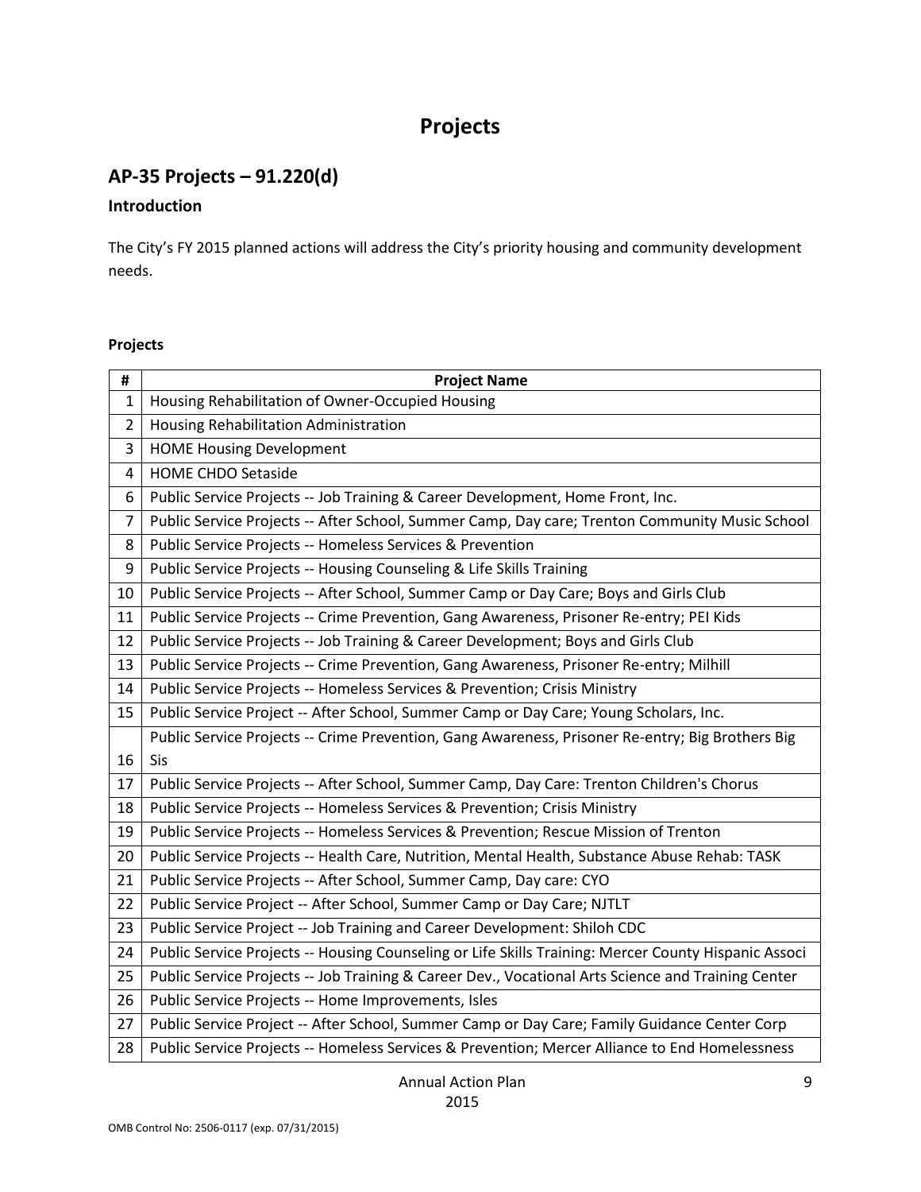# Projects

## AP-35 Projects – 91.220(d)

### Introduction

The City's FY 2015 planned actions will address the City's priority housing and community development needs.

#### Projects

| # | Project Name |
|---|---|
| 1 | Housing Rehabilitation of Owner-Occupied Housing |
| 2 | Housing Rehabilitation Administration |
| 3 | HOME Housing Development |
| 4 | HOME CHDO Setaside |
| 6 | Public Service Projects -- Job Training & Career Development, Home Front, Inc. |
| 7 | Public Service Projects -- After School, Summer Camp, Day care; Trenton Community Music School |
| 8 | Public Service Projects -- Homeless Services & Prevention |
| 9 | Public Service Projects -- Housing Counseling & Life Skills Training |
| 10 | Public Service Projects -- After School, Summer Camp or Day Care; Boys and Girls Club |
| 11 | Public Service Projects -- Crime Prevention, Gang Awareness, Prisoner Re-entry; PEI Kids |
| 12 | Public Service Projects -- Job Training & Career Development; Boys and Girls Club |
| 13 | Public Service Projects -- Crime Prevention, Gang Awareness, Prisoner Re-entry; Milhill |
| 14 | Public Service Projects -- Homeless Services & Prevention; Crisis Ministry |
| 15 | Public Service Project -- After School, Summer Camp or Day Care; Young Scholars, Inc. |
| 16 | Public Service Projects -- Crime Prevention, Gang Awareness, Prisoner Re-entry; Big Brothers Big Sis |
| 17 | Public Service Projects -- After School, Summer Camp, Day Care: Trenton Children's Chorus |
| 18 | Public Service Projects -- Homeless Services & Prevention; Crisis Ministry |
| 19 | Public Service Projects -- Homeless Services & Prevention; Rescue Mission of Trenton |
| 20 | Public Service Projects -- Health Care, Nutrition, Mental Health, Substance Abuse Rehab: TASK |
| 21 | Public Service Projects -- After School, Summer Camp, Day care: CYO |
| 22 | Public Service Project -- After School, Summer Camp or Day Care; NJTLT |
| 23 | Public Service Project -- Job Training and Career Development: Shiloh CDC |
| 24 | Public Service Projects -- Housing Counseling or Life Skills Training: Mercer County Hispanic Associ |
| 25 | Public Service Projects -- Job Training & Career Dev., Vocational Arts Science and Training Center |
| 26 | Public Service Projects -- Home Improvements, Isles |
| 27 | Public Service Project -- After School, Summer Camp or Day Care; Family Guidance Center Corp |
| 28 | Public Service Projects -- Homeless Services & Prevention; Mercer Alliance to End Homelessness |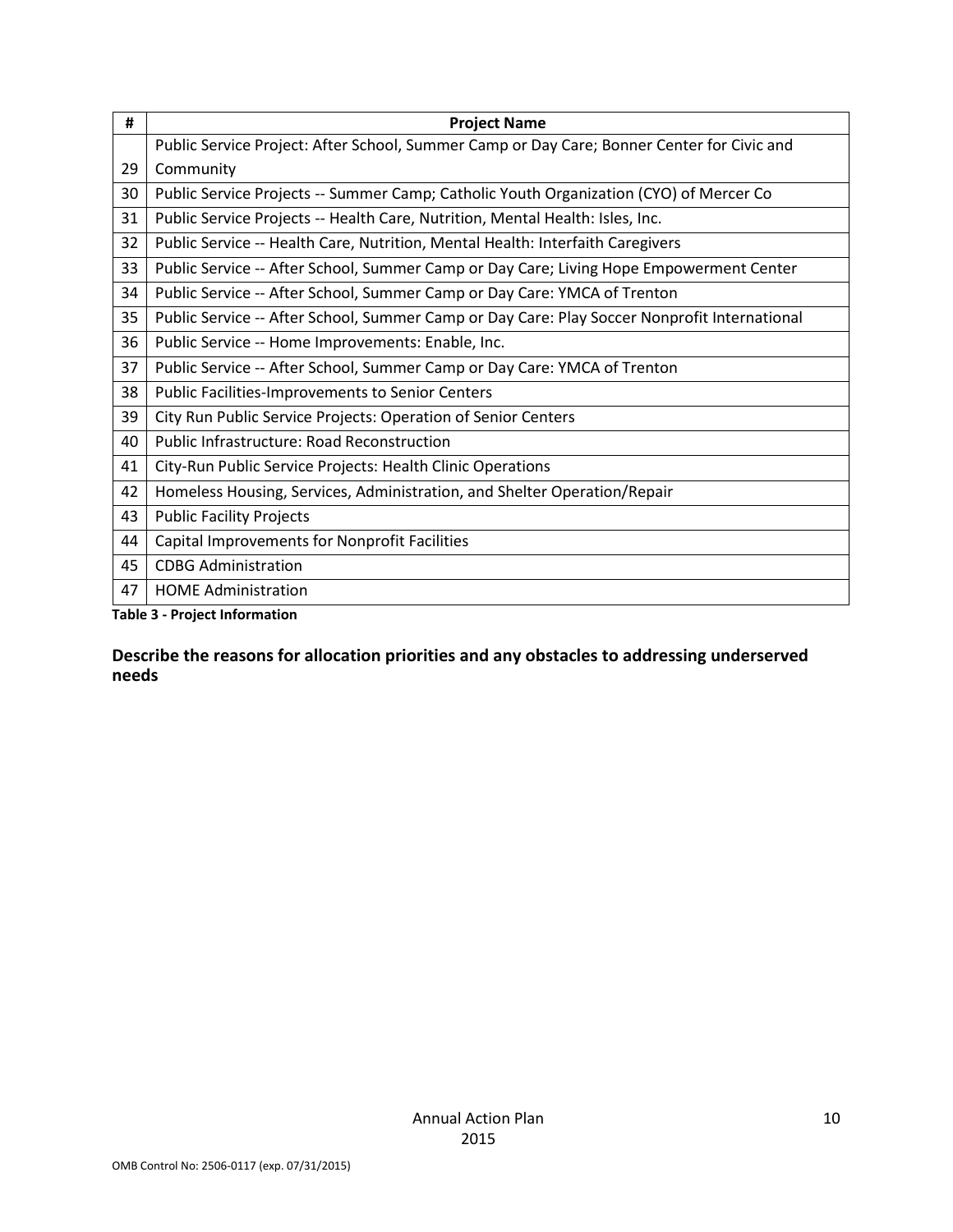| # | Project Name |
|---|---|
| 29 | Public Service Project: After School, Summer Camp or Day Care; Bonner Center for Civic and Community |
| 30 | Public Service Projects -- Summer Camp; Catholic Youth Organization (CYO) of Mercer Co |
| 31 | Public Service Projects -- Health Care, Nutrition, Mental Health: Isles, Inc. |
| 32 | Public Service -- Health Care, Nutrition, Mental Health: Interfaith Caregivers |
| 33 | Public Service -- After School, Summer Camp or Day Care; Living Hope Empowerment Center |
| 34 | Public Service -- After School, Summer Camp or Day Care: YMCA of Trenton |
| 35 | Public Service -- After School, Summer Camp or Day Care: Play Soccer Nonprofit International |
| 36 | Public Service -- Home Improvements: Enable, Inc. |
| 37 | Public Service -- After School, Summer Camp or Day Care: YMCA of Trenton |
| 38 | Public Facilities-Improvements to Senior Centers |
| 39 | City Run Public Service Projects: Operation of Senior Centers |
| 40 | Public Infrastructure: Road Reconstruction |
| 41 | City-Run Public Service Projects: Health Clinic Operations |
| 42 | Homeless Housing, Services, Administration, and Shelter Operation/Repair |
| 43 | Public Facility Projects |
| 44 | Capital Improvements for Nonprofit Facilities |
| 45 | CDBG Administration |
| 47 | HOME Administration |

**Table 3 - Project Information**

## Describe the reasons for allocation priorities and any obstacles to addressing underserved needs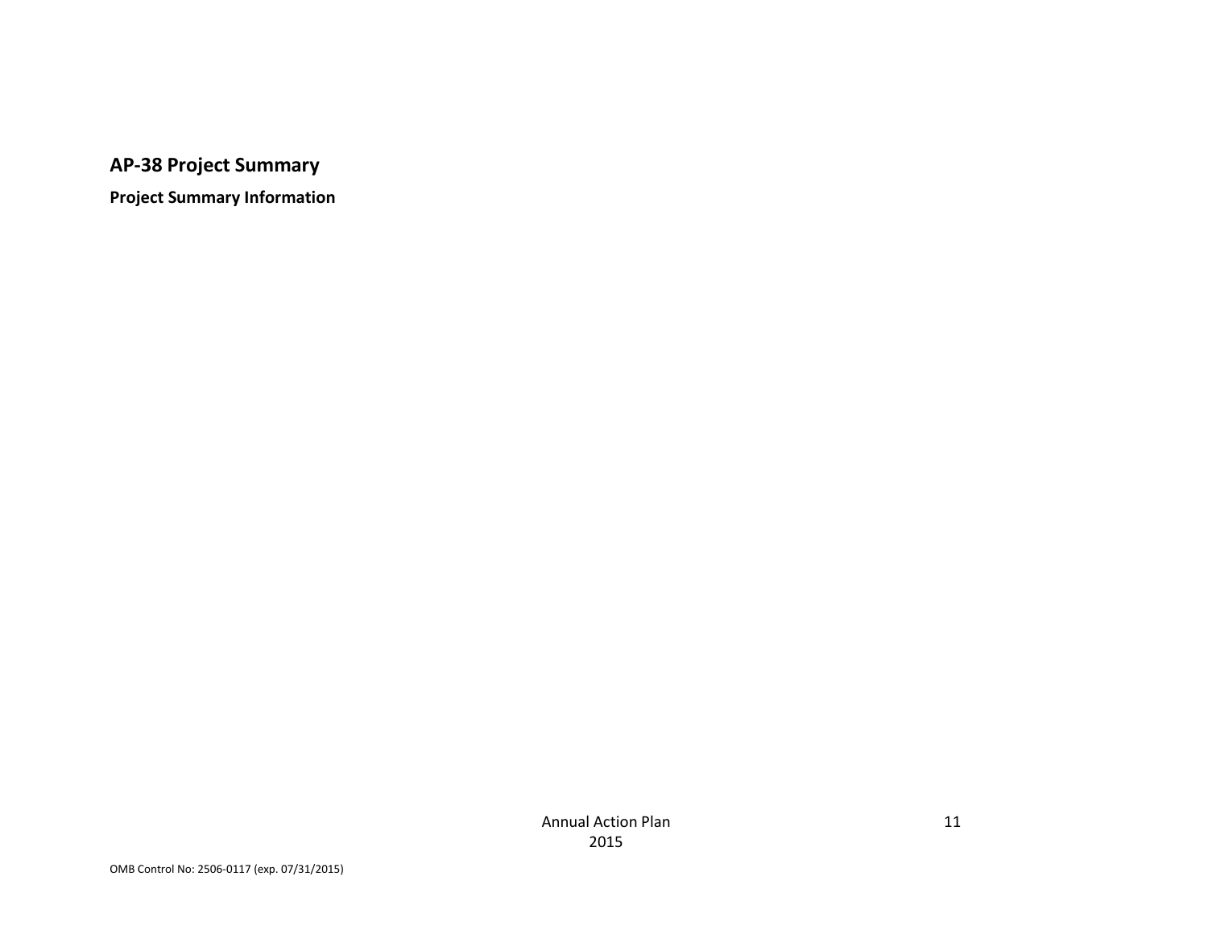## AP-38 Project Summary

**Project Summary Information**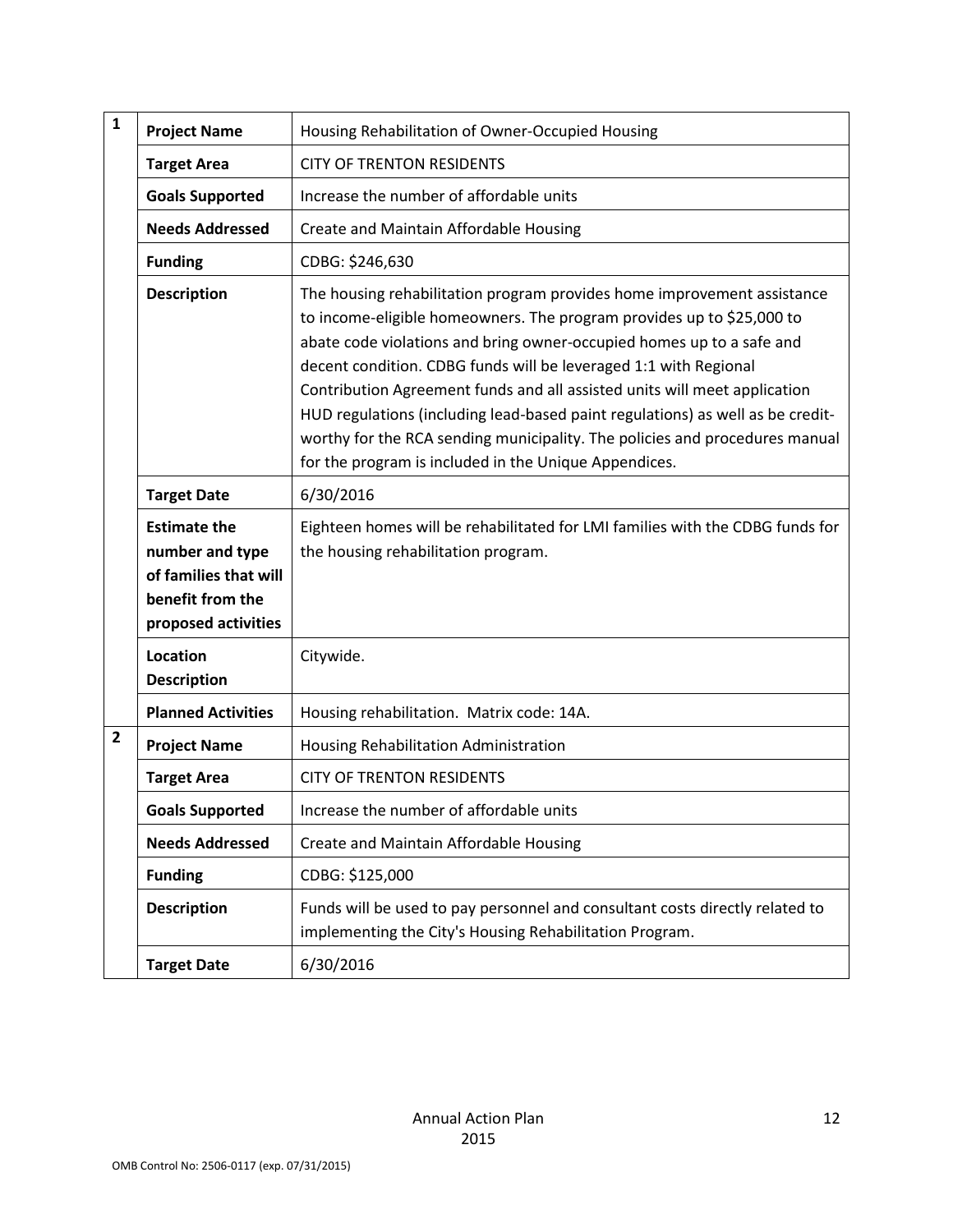| | | |
|---|---|---|
| 1 | **Project Name** | Housing Rehabilitation of Owner-Occupied Housing |
| | **Target Area** | CITY OF TRENTON RESIDENTS |
| | **Goals Supported** | Increase the number of affordable units |
| | **Needs Addressed** | Create and Maintain Affordable Housing |
| | **Funding** | CDBG: $246,630 |
| | **Description** | The housing rehabilitation program provides home improvement assistance to income-eligible homeowners. The program provides up to $25,000 to abate code violations and bring owner-occupied homes up to a safe and decent condition. CDBG funds will be leveraged 1:1 with Regional Contribution Agreement funds and all assisted units will meet application HUD regulations (including lead-based paint regulations) as well as be credit-worthy for the RCA sending municipality. The policies and procedures manual for the program is included in the Unique Appendices. |
| | **Target Date** | 6/30/2016 |
| | **Estimate the number and type of families that will benefit from the proposed activities** | Eighteen homes will be rehabilitated for LMI families with the CDBG funds for the housing rehabilitation program. |
| | **Location Description** | Citywide. |
| | **Planned Activities** | Housing rehabilitation. Matrix code: 14A. |
| 2 | **Project Name** | Housing Rehabilitation Administration |
| | **Target Area** | CITY OF TRENTON RESIDENTS |
| | **Goals Supported** | Increase the number of affordable units |
| | **Needs Addressed** | Create and Maintain Affordable Housing |
| | **Funding** | CDBG: $125,000 |
| | **Description** | Funds will be used to pay personnel and consultant costs directly related to implementing the City's Housing Rehabilitation Program. |
| | **Target Date** | 6/30/2016 |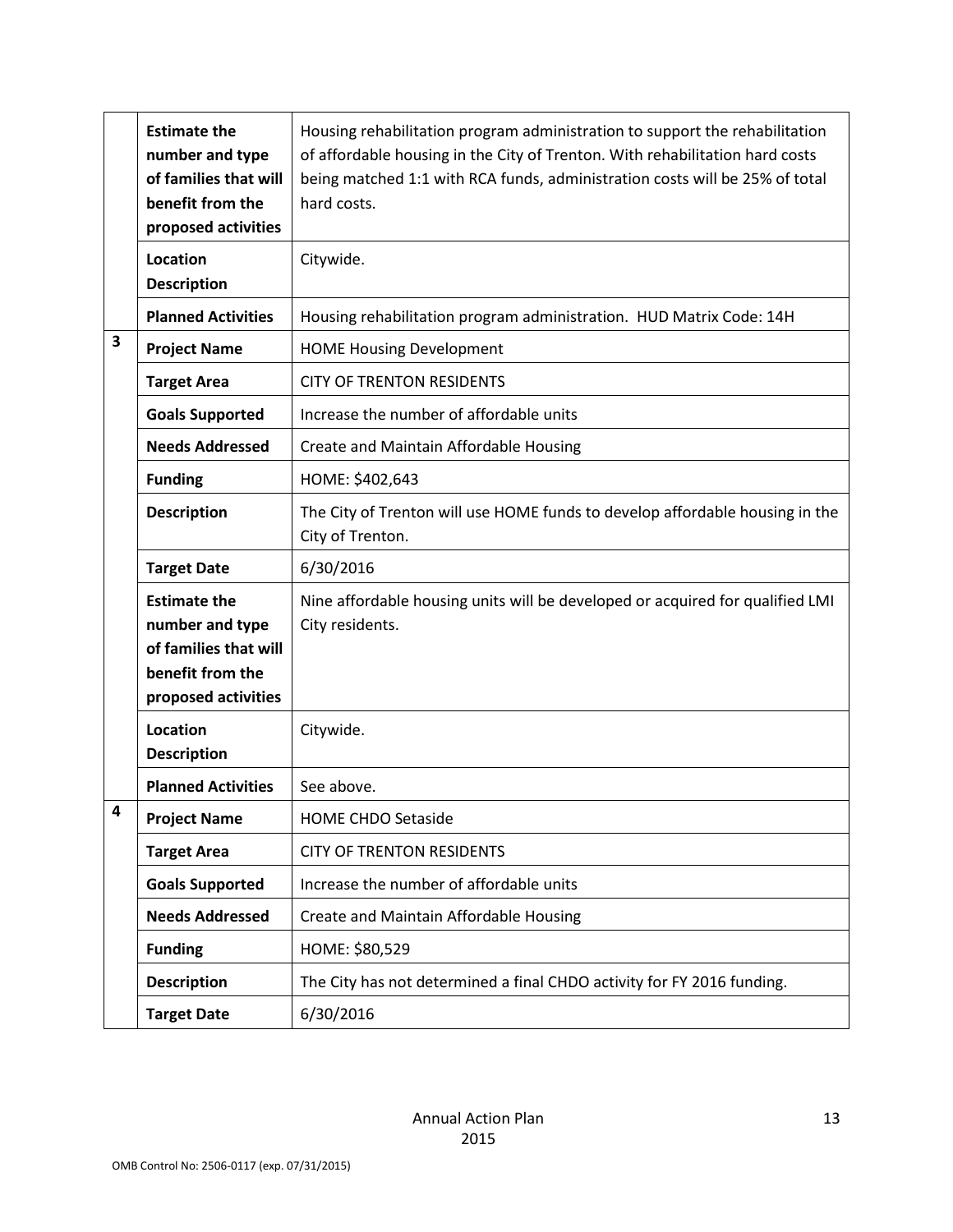| | | |
|---|---|---|
| | **Estimate the number and type of families that will benefit from the proposed activities** | Housing rehabilitation program administration to support the rehabilitation of affordable housing in the City of Trenton. With rehabilitation hard costs being matched 1:1 with RCA funds, administration costs will be 25% of total hard costs. |
| | **Location Description** | Citywide. |
| | **Planned Activities** | Housing rehabilitation program administration. HUD Matrix Code: 14H |
| **3** | **Project Name** | HOME Housing Development |
| | **Target Area** | CITY OF TRENTON RESIDENTS |
| | **Goals Supported** | Increase the number of affordable units |
| | **Needs Addressed** | Create and Maintain Affordable Housing |
| | **Funding** | HOME: $402,643 |
| | **Description** | The City of Trenton will use HOME funds to develop affordable housing in the City of Trenton. |
| | **Target Date** | 6/30/2016 |
| | **Estimate the number and type of families that will benefit from the proposed activities** | Nine affordable housing units will be developed or acquired for qualified LMI City residents. |
| | **Location Description** | Citywide. |
| | **Planned Activities** | See above. |
| **4** | **Project Name** | HOME CHDO Setaside |
| | **Target Area** | CITY OF TRENTON RESIDENTS |
| | **Goals Supported** | Increase the number of affordable units |
| | **Needs Addressed** | Create and Maintain Affordable Housing |
| | **Funding** | HOME: $80,529 |
| | **Description** | The City has not determined a final CHDO activity for FY 2016 funding. |
| | **Target Date** | 6/30/2016 |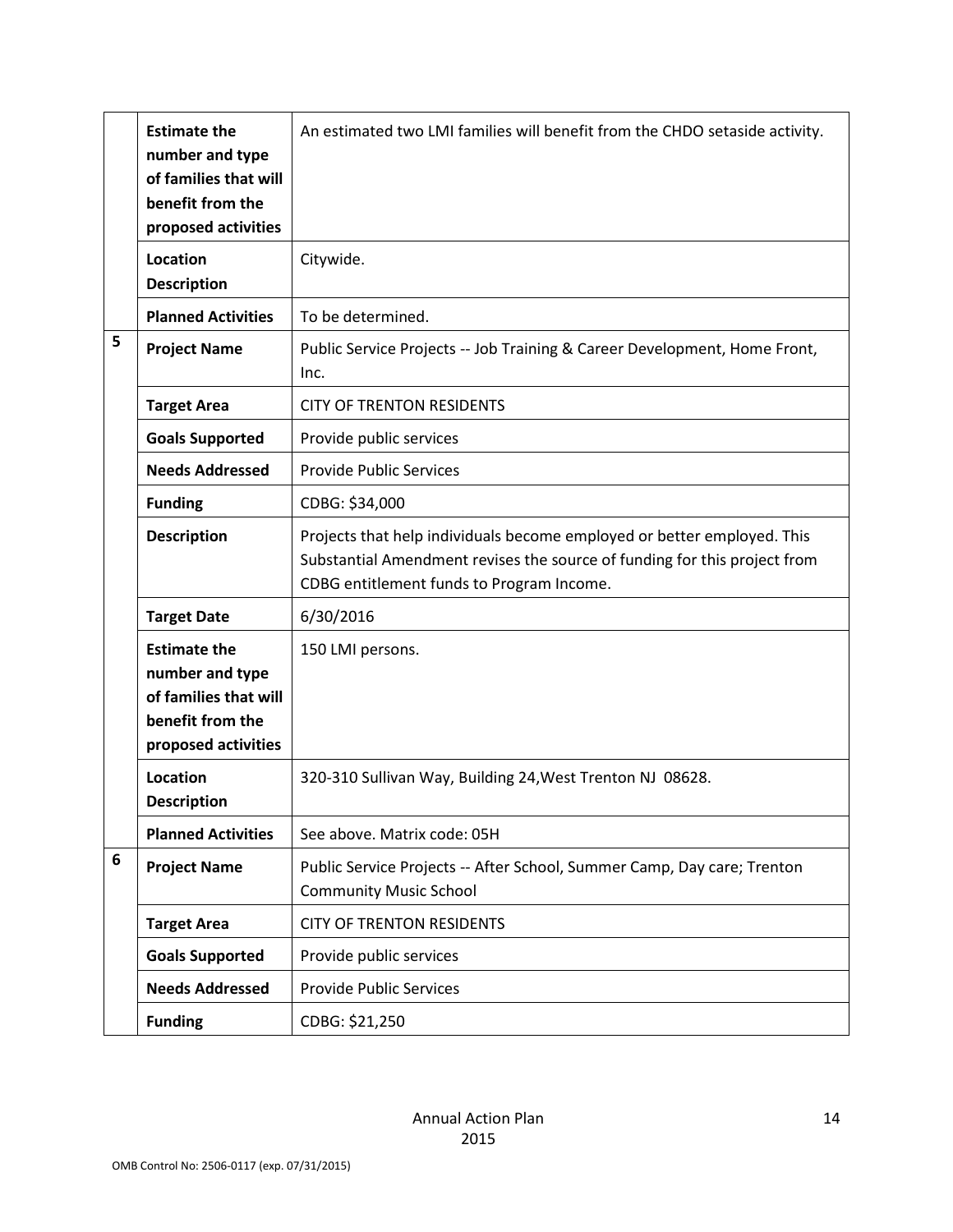| | | |
|---|---|---|
| | **Estimate the number and type of families that will benefit from the proposed activities** | An estimated two LMI families will benefit from the CHDO setaside activity. |
| | **Location Description** | Citywide. |
| | **Planned Activities** | To be determined. |
| 5 | **Project Name** | Public Service Projects -- Job Training & Career Development, Home Front, Inc. |
| | **Target Area** | CITY OF TRENTON RESIDENTS |
| | **Goals Supported** | Provide public services |
| | **Needs Addressed** | Provide Public Services |
| | **Funding** | CDBG: $34,000 |
| | **Description** | Projects that help individuals become employed or better employed. This Substantial Amendment revises the source of funding for this project from CDBG entitlement funds to Program Income. |
| | **Target Date** | 6/30/2016 |
| | **Estimate the number and type of families that will benefit from the proposed activities** | 150 LMI persons. |
| | **Location Description** | 320-310 Sullivan Way, Building 24,West Trenton NJ 08628. |
| | **Planned Activities** | See above. Matrix code: 05H |
| 6 | **Project Name** | Public Service Projects -- After School, Summer Camp, Day care; Trenton Community Music School |
| | **Target Area** | CITY OF TRENTON RESIDENTS |
| | **Goals Supported** | Provide public services |
| | **Needs Addressed** | Provide Public Services |
| | **Funding** | CDBG: $21,250 |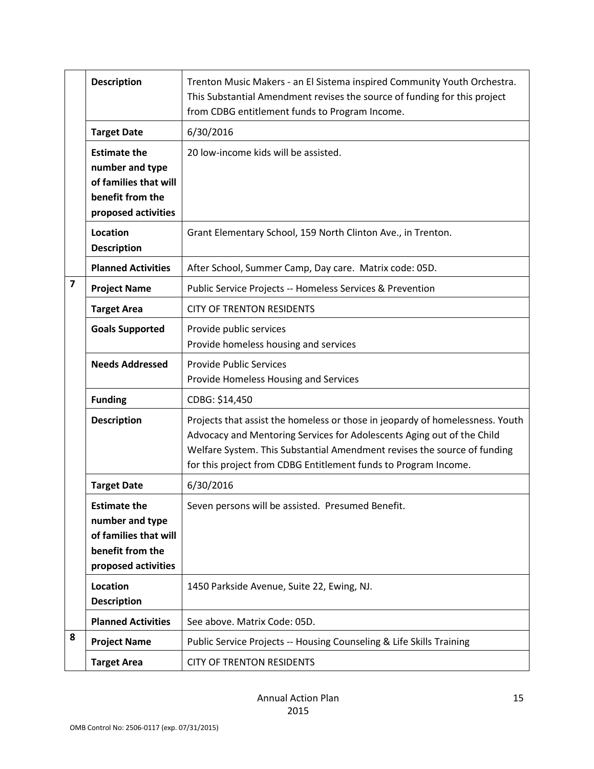| | | |
|---|---|---|
| | **Description** | Trenton Music Makers - an El Sistema inspired Community Youth Orchestra. This Substantial Amendment revises the source of funding for this project from CDBG entitlement funds to Program Income. |
| | **Target Date** | 6/30/2016 |
| | **Estimate the number and type of families that will benefit from the proposed activities** | 20 low-income kids will be assisted. |
| | **Location Description** | Grant Elementary School, 159 North Clinton Ave., in Trenton. |
| | **Planned Activities** | After School, Summer Camp, Day care. Matrix code: 05D. |
| **7** | **Project Name** | Public Service Projects -- Homeless Services & Prevention |
| | **Target Area** | CITY OF TRENTON RESIDENTS |
| | **Goals Supported** | Provide public services<br>Provide homeless housing and services |
| | **Needs Addressed** | Provide Public Services<br>Provide Homeless Housing and Services |
| | **Funding** | CDBG: $14,450 |
| | **Description** | Projects that assist the homeless or those in jeopardy of homelessness. Youth Advocacy and Mentoring Services for Adolescents Aging out of the Child Welfare System. This Substantial Amendment revises the source of funding for this project from CDBG Entitlement funds to Program Income. |
| | **Target Date** | 6/30/2016 |
| | **Estimate the number and type of families that will benefit from the proposed activities** | Seven persons will be assisted. Presumed Benefit. |
| | **Location Description** | 1450 Parkside Avenue, Suite 22, Ewing, NJ. |
| | **Planned Activities** | See above. Matrix Code: 05D. |
| **8** | **Project Name** | Public Service Projects -- Housing Counseling & Life Skills Training |
| | **Target Area** | CITY OF TRENTON RESIDENTS |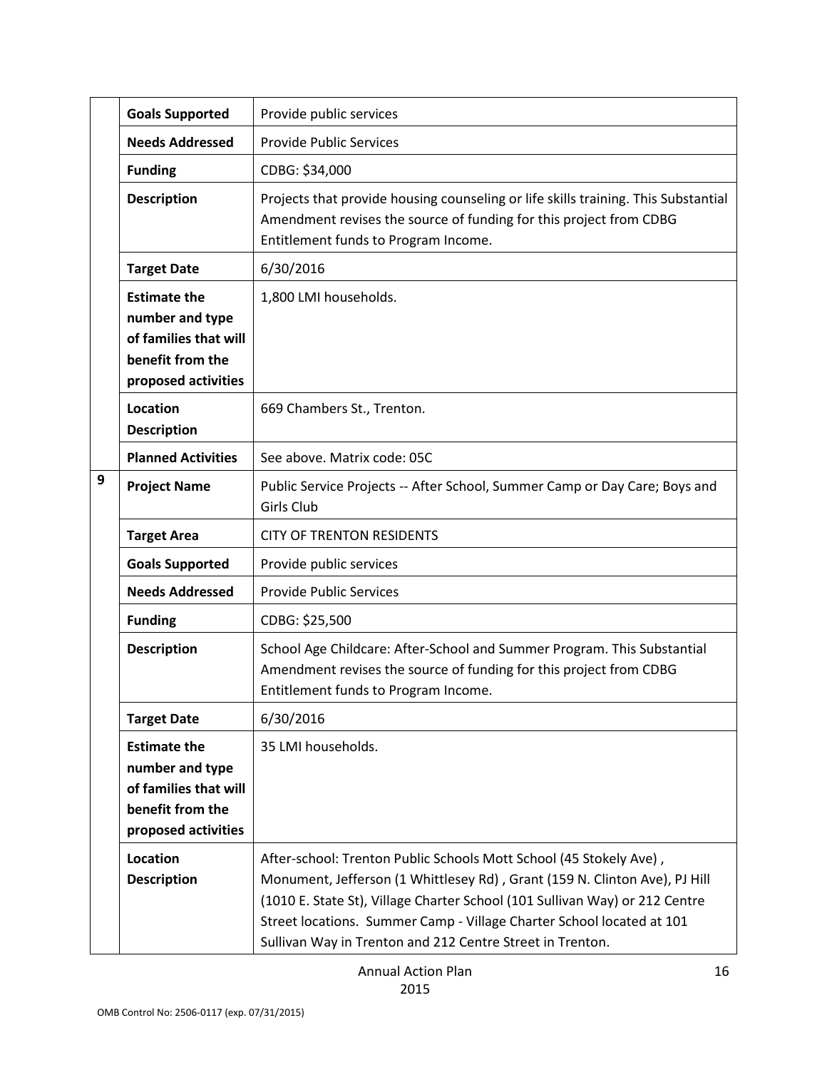| | | |
|---|---|---|
| | **Goals Supported** | Provide public services |
| | **Needs Addressed** | Provide Public Services |
| | **Funding** | CDBG: $34,000 |
| | **Description** | Projects that provide housing counseling or life skills training. This Substantial Amendment revises the source of funding for this project from CDBG Entitlement funds to Program Income. |
| | **Target Date** | 6/30/2016 |
| | **Estimate the number and type of families that will benefit from the proposed activities** | 1,800 LMI households. |
| | **Location Description** | 669 Chambers St., Trenton. |
| | **Planned Activities** | See above. Matrix code: 05C |
| **9** | **Project Name** | Public Service Projects -- After School, Summer Camp or Day Care; Boys and Girls Club |
| | **Target Area** | CITY OF TRENTON RESIDENTS |
| | **Goals Supported** | Provide public services |
| | **Needs Addressed** | Provide Public Services |
| | **Funding** | CDBG: $25,500 |
| | **Description** | School Age Childcare: After-School and Summer Program. This Substantial Amendment revises the source of funding for this project from CDBG Entitlement funds to Program Income. |
| | **Target Date** | 6/30/2016 |
| | **Estimate the number and type of families that will benefit from the proposed activities** | 35 LMI households. |
| | **Location Description** | After-school: Trenton Public Schools Mott School (45 Stokely Ave) , Monument, Jefferson (1 Whittlesey Rd) , Grant (159 N. Clinton Ave), PJ Hill (1010 E. State St), Village Charter School (101 Sullivan Way) or 212 Centre Street locations. Summer Camp - Village Charter School located at 101 Sullivan Way in Trenton and 212 Centre Street in Trenton. |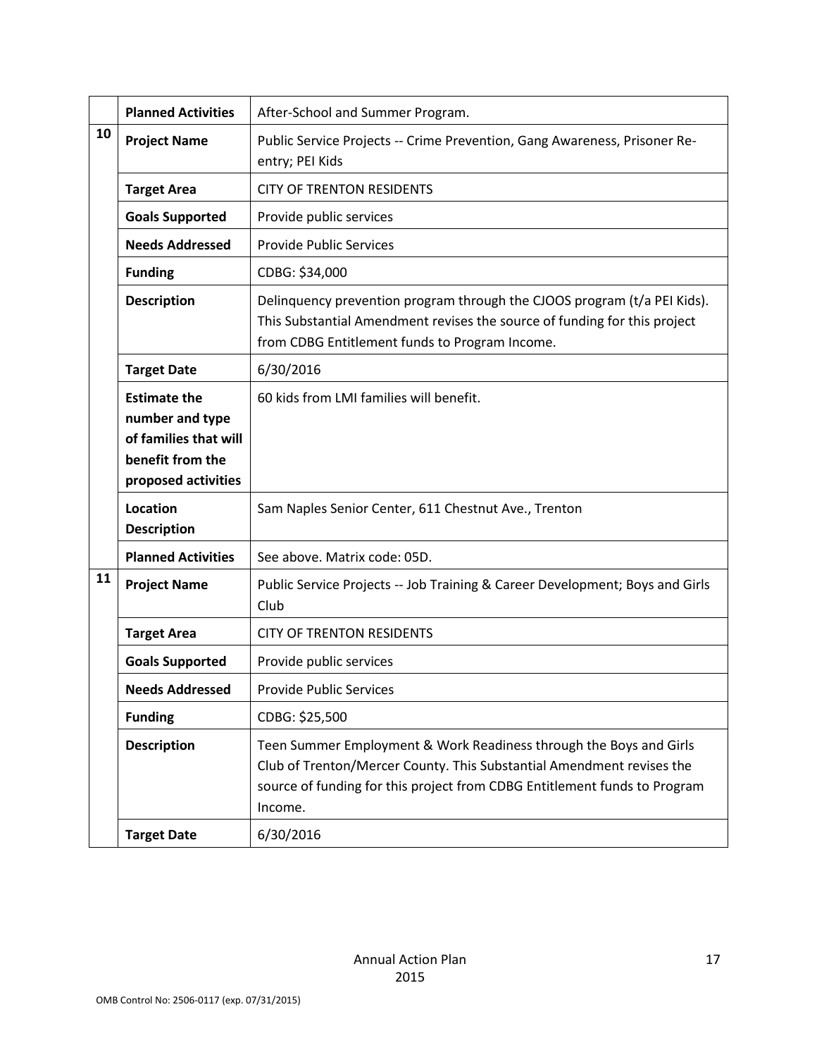| | | |
|---|---|---|
| | **Planned Activities** | After-School and Summer Program. |
| 10 | **Project Name** | Public Service Projects -- Crime Prevention, Gang Awareness, Prisoner Re-entry; PEI Kids |
| | **Target Area** | CITY OF TRENTON RESIDENTS |
| | **Goals Supported** | Provide public services |
| | **Needs Addressed** | Provide Public Services |
| | **Funding** | CDBG: $34,000 |
| | **Description** | Delinquency prevention program through the CJOOS program (t/a PEI Kids). This Substantial Amendment revises the source of funding for this project from CDBG Entitlement funds to Program Income. |
| | **Target Date** | 6/30/2016 |
| | **Estimate the number and type of families that will benefit from the proposed activities** | 60 kids from LMI families will benefit. |
| | **Location Description** | Sam Naples Senior Center, 611 Chestnut Ave., Trenton |
| | **Planned Activities** | See above. Matrix code: 05D. |
| 11 | **Project Name** | Public Service Projects -- Job Training & Career Development; Boys and Girls Club |
| | **Target Area** | CITY OF TRENTON RESIDENTS |
| | **Goals Supported** | Provide public services |
| | **Needs Addressed** | Provide Public Services |
| | **Funding** | CDBG: $25,500 |
| | **Description** | Teen Summer Employment & Work Readiness through the Boys and Girls Club of Trenton/Mercer County. This Substantial Amendment revises the source of funding for this project from CDBG Entitlement funds to Program Income. |
| | **Target Date** | 6/30/2016 |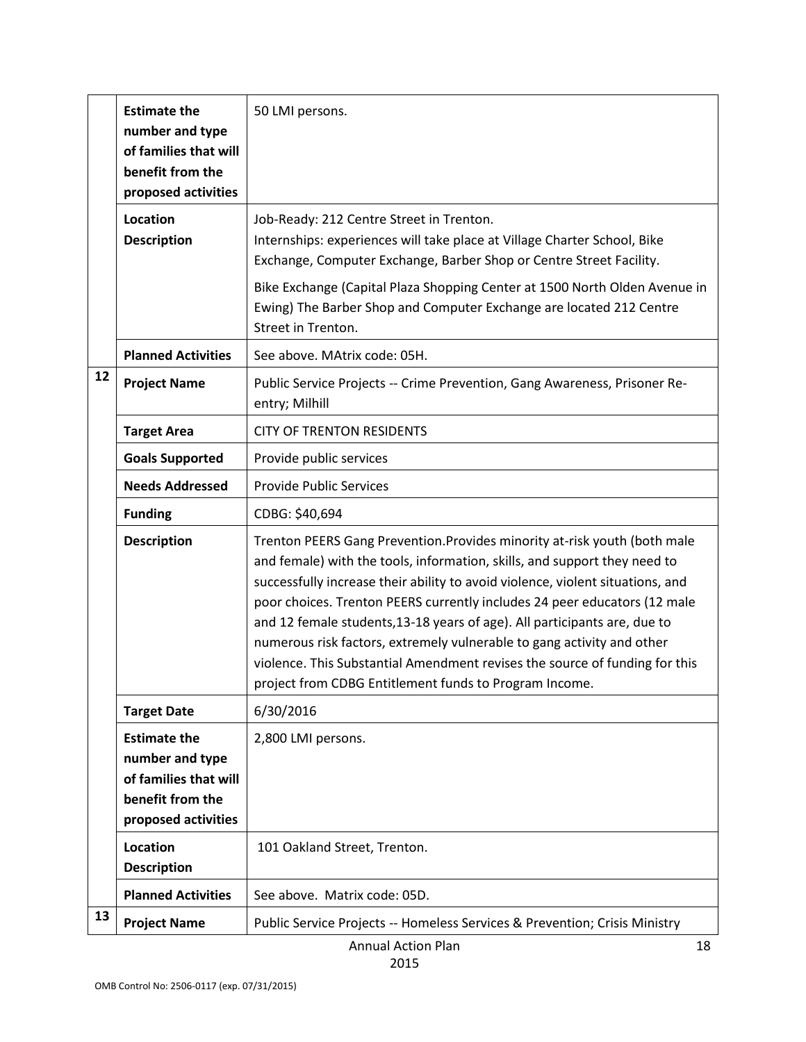| | | |
|---|---|---|
| | **Estimate the number and type of families that will benefit from the proposed activities** | 50 LMI persons. |
| | **Location Description** | Job-Ready: 212 Centre Street in Trenton.<br>Internships: experiences will take place at Village Charter School, Bike Exchange, Computer Exchange, Barber Shop or Centre Street Facility.<br>Bike Exchange (Capital Plaza Shopping Center at 1500 North Olden Avenue in Ewing) The Barber Shop and Computer Exchange are located 212 Centre Street in Trenton. |
| | **Planned Activities** | See above. MAtrix code: 05H. |
| 12 | **Project Name** | Public Service Projects -- Crime Prevention, Gang Awareness, Prisoner Re-entry; Milhill |
| | **Target Area** | CITY OF TRENTON RESIDENTS |
| | **Goals Supported** | Provide public services |
| | **Needs Addressed** | Provide Public Services |
| | **Funding** | CDBG: $40,694 |
| | **Description** | Trenton PEERS Gang Prevention.Provides minority at-risk youth (both male and female) with the tools, information, skills, and support they need to successfully increase their ability to avoid violence, violent situations, and poor choices. Trenton PEERS currently includes 24 peer educators (12 male and 12 female students,13-18 years of age). All participants are, due to numerous risk factors, extremely vulnerable to gang activity and other violence. This Substantial Amendment revises the source of funding for this project from CDBG Entitlement funds to Program Income. |
| | **Target Date** | 6/30/2016 |
| | **Estimate the number and type of families that will benefit from the proposed activities** | 2,800 LMI persons. |
| | **Location Description** | 101 Oakland Street, Trenton. |
| | **Planned Activities** | See above. Matrix code: 05D. |
| 13 | **Project Name** | Public Service Projects -- Homeless Services & Prevention; Crisis Ministry |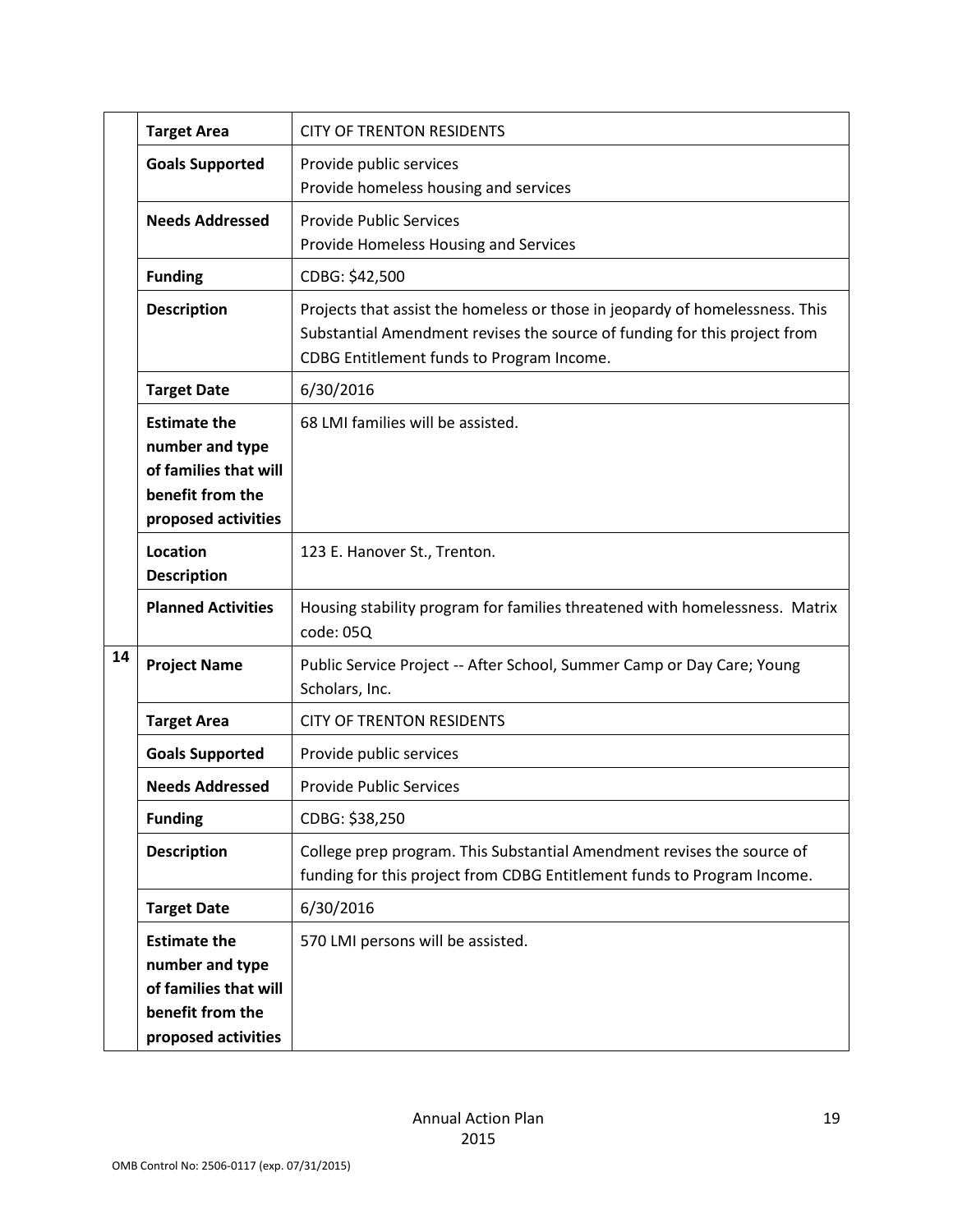| | | |
|---|---|---|
| | **Target Area** | CITY OF TRENTON RESIDENTS |
| | **Goals Supported** | Provide public services<br>Provide homeless housing and services |
| | **Needs Addressed** | Provide Public Services<br>Provide Homeless Housing and Services |
| | **Funding** | CDBG: $42,500 |
| | **Description** | Projects that assist the homeless or those in jeopardy of homelessness. This Substantial Amendment revises the source of funding for this project from CDBG Entitlement funds to Program Income. |
| | **Target Date** | 6/30/2016 |
| | **Estimate the number and type of families that will benefit from the proposed activities** | 68 LMI families will be assisted. |
| | **Location Description** | 123 E. Hanover St., Trenton. |
| | **Planned Activities** | Housing stability program for families threatened with homelessness. Matrix code: 05Q |
| **14** | **Project Name** | Public Service Project -- After School, Summer Camp or Day Care; Young Scholars, Inc. |
| | **Target Area** | CITY OF TRENTON RESIDENTS |
| | **Goals Supported** | Provide public services |
| | **Needs Addressed** | Provide Public Services |
| | **Funding** | CDBG: $38,250 |
| | **Description** | College prep program. This Substantial Amendment revises the source of funding for this project from CDBG Entitlement funds to Program Income. |
| | **Target Date** | 6/30/2016 |
| | **Estimate the number and type of families that will benefit from the proposed activities** | 570 LMI persons will be assisted. |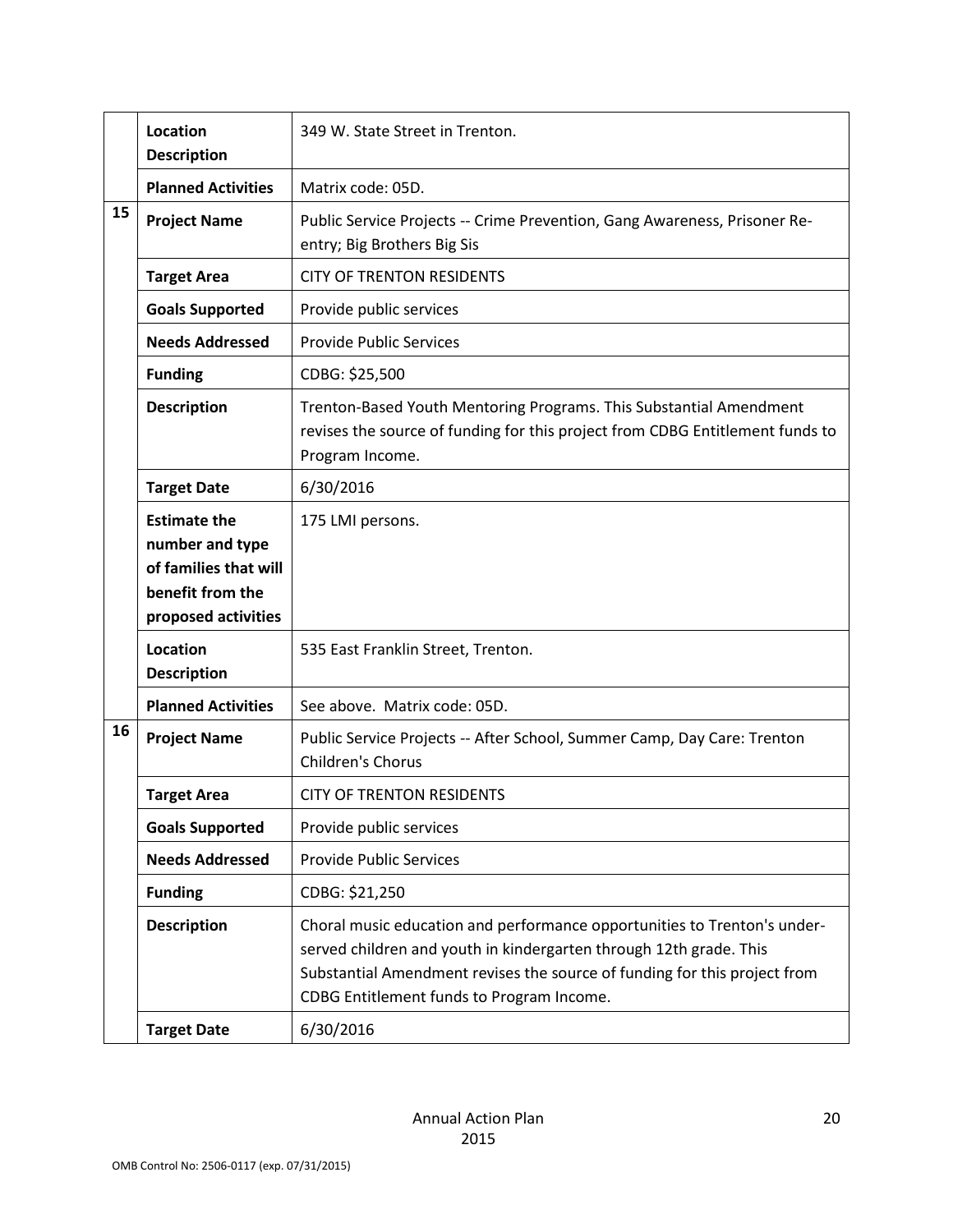| | | |
|---|---|---|
| | **Location Description** | 349 W. State Street in Trenton. |
| | **Planned Activities** | Matrix code: 05D. |
| **15** | **Project Name** | Public Service Projects -- Crime Prevention, Gang Awareness, Prisoner Re-entry; Big Brothers Big Sis |
| | **Target Area** | CITY OF TRENTON RESIDENTS |
| | **Goals Supported** | Provide public services |
| | **Needs Addressed** | Provide Public Services |
| | **Funding** | CDBG: $25,500 |
| | **Description** | Trenton-Based Youth Mentoring Programs. This Substantial Amendment revises the source of funding for this project from CDBG Entitlement funds to Program Income. |
| | **Target Date** | 6/30/2016 |
| | **Estimate the number and type of families that will benefit from the proposed activities** | 175 LMI persons. |
| | **Location Description** | 535 East Franklin Street, Trenton. |
| | **Planned Activities** | See above. Matrix code: 05D. |
| **16** | **Project Name** | Public Service Projects -- After School, Summer Camp, Day Care: Trenton Children's Chorus |
| | **Target Area** | CITY OF TRENTON RESIDENTS |
| | **Goals Supported** | Provide public services |
| | **Needs Addressed** | Provide Public Services |
| | **Funding** | CDBG: $21,250 |
| | **Description** | Choral music education and performance opportunities to Trenton's under-served children and youth in kindergarten through 12th grade. This Substantial Amendment revises the source of funding for this project from CDBG Entitlement funds to Program Income. |
| | **Target Date** | 6/30/2016 |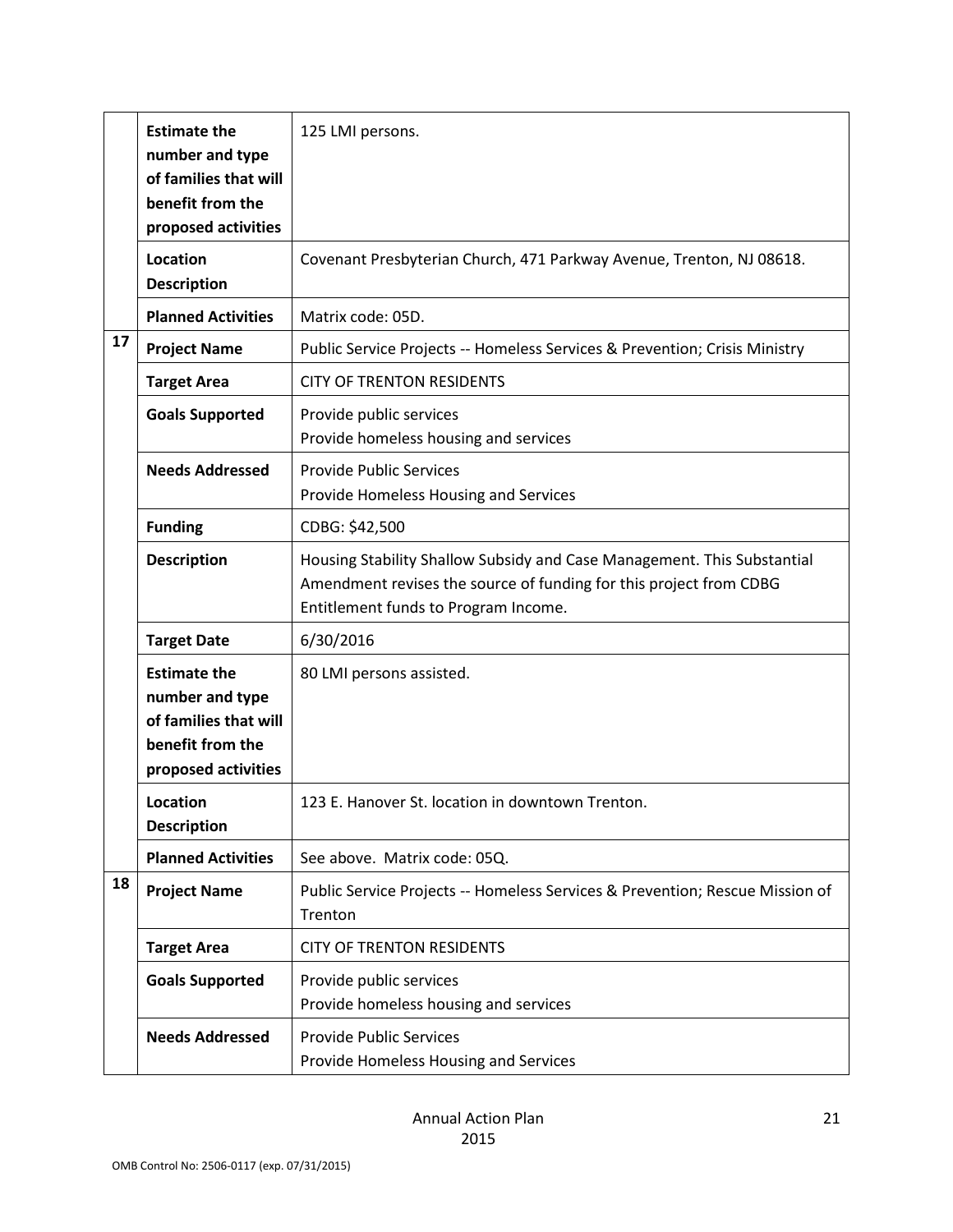| | | |
|---|---|---|
| | **Estimate the number and type of families that will benefit from the proposed activities** | 125 LMI persons. |
| | **Location Description** | Covenant Presbyterian Church, 471 Parkway Avenue, Trenton, NJ 08618. |
| | **Planned Activities** | Matrix code: 05D. |
| **17** | **Project Name** | Public Service Projects -- Homeless Services & Prevention; Crisis Ministry |
| | **Target Area** | CITY OF TRENTON RESIDENTS |
| | **Goals Supported** | Provide public services<br>Provide homeless housing and services |
| | **Needs Addressed** | Provide Public Services<br>Provide Homeless Housing and Services |
| | **Funding** | CDBG: $42,500 |
| | **Description** | Housing Stability Shallow Subsidy and Case Management. This Substantial Amendment revises the source of funding for this project from CDBG Entitlement funds to Program Income. |
| | **Target Date** | 6/30/2016 |
| | **Estimate the number and type of families that will benefit from the proposed activities** | 80 LMI persons assisted. |
| | **Location Description** | 123 E. Hanover St. location in downtown Trenton. |
| | **Planned Activities** | See above. Matrix code: 05Q. |
| **18** | **Project Name** | Public Service Projects -- Homeless Services & Prevention; Rescue Mission of Trenton |
| | **Target Area** | CITY OF TRENTON RESIDENTS |
| | **Goals Supported** | Provide public services<br>Provide homeless housing and services |
| | **Needs Addressed** | Provide Public Services<br>Provide Homeless Housing and Services |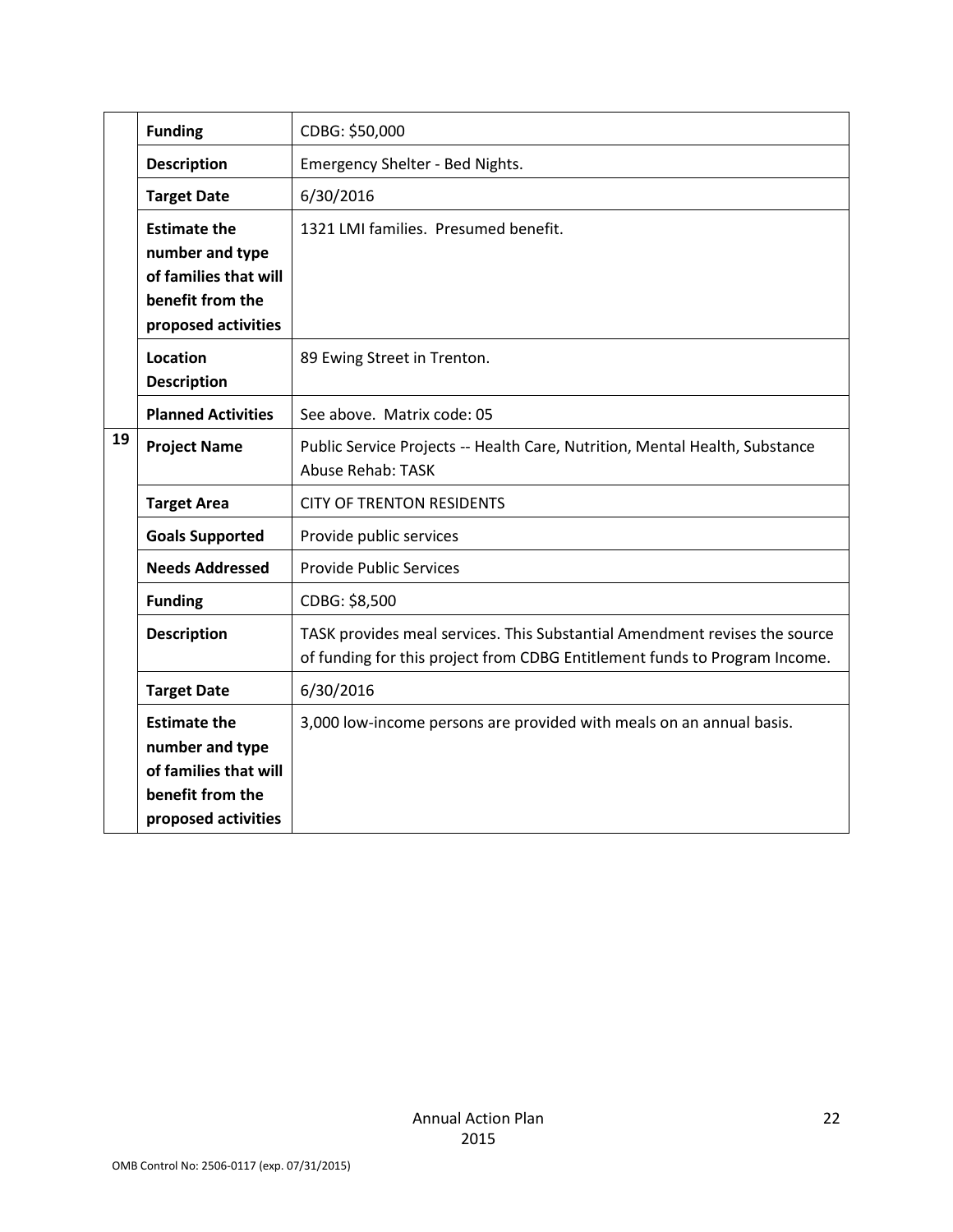| | | |
|---|---|---|
| | **Funding** | CDBG: $50,000 |
| | **Description** | Emergency Shelter - Bed Nights. |
| | **Target Date** | 6/30/2016 |
| | **Estimate the number and type of families that will benefit from the proposed activities** | 1321 LMI families. Presumed benefit. |
| | **Location Description** | 89 Ewing Street in Trenton. |
| | **Planned Activities** | See above. Matrix code: 05 |
| **19** | **Project Name** | Public Service Projects -- Health Care, Nutrition, Mental Health, Substance Abuse Rehab: TASK |
| | **Target Area** | CITY OF TRENTON RESIDENTS |
| | **Goals Supported** | Provide public services |
| | **Needs Addressed** | Provide Public Services |
| | **Funding** | CDBG: $8,500 |
| | **Description** | TASK provides meal services. This Substantial Amendment revises the source of funding for this project from CDBG Entitlement funds to Program Income. |
| | **Target Date** | 6/30/2016 |
| | **Estimate the number and type of families that will benefit from the proposed activities** | 3,000 low-income persons are provided with meals on an annual basis. |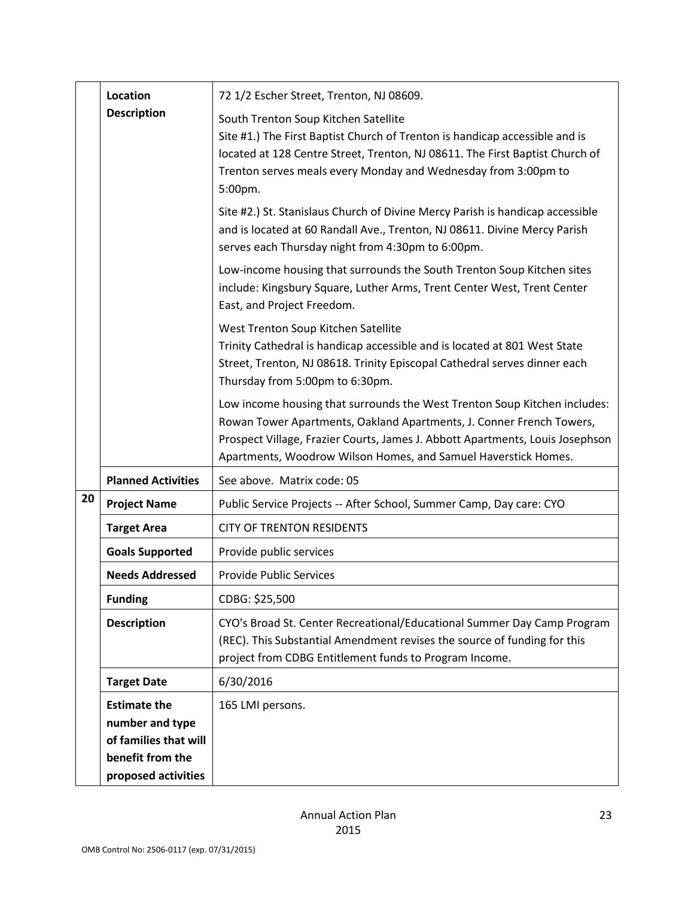| | | |
|---|---|---|
| | **Location Description** | 72 1/2 Escher Street, Trenton, NJ 08609.<br><br>South Trenton Soup Kitchen Satellite<br>Site #1.) The First Baptist Church of Trenton is handicap accessible and is located at 128 Centre Street, Trenton, NJ 08611. The First Baptist Church of Trenton serves meals every Monday and Wednesday from 3:00pm to 5:00pm.<br><br>Site #2.) St. Stanislaus Church of Divine Mercy Parish is handicap accessible and is located at 60 Randall Ave., Trenton, NJ 08611. Divine Mercy Parish serves each Thursday night from 4:30pm to 6:00pm.<br><br>Low-income housing that surrounds the South Trenton Soup Kitchen sites include: Kingsbury Square, Luther Arms, Trent Center West, Trent Center East, and Project Freedom.<br><br>West Trenton Soup Kitchen Satellite<br>Trinity Cathedral is handicap accessible and is located at 801 West State Street, Trenton, NJ 08618. Trinity Episcopal Cathedral serves dinner each Thursday from 5:00pm to 6:30pm.<br><br>Low income housing that surrounds the West Trenton Soup Kitchen includes: Rowan Tower Apartments, Oakland Apartments, J. Conner French Towers, Prospect Village, Frazier Courts, James J. Abbott Apartments, Louis Josephson Apartments, Woodrow Wilson Homes, and Samuel Haverstick Homes. |
| | **Planned Activities** | See above. Matrix code: 05 |
| 20 | **Project Name** | Public Service Projects -- After School, Summer Camp, Day care: CYO |
| | **Target Area** | CITY OF TRENTON RESIDENTS |
| | **Goals Supported** | Provide public services |
| | **Needs Addressed** | Provide Public Services |
| | **Funding** | CDBG: $25,500 |
| | **Description** | CYO's Broad St. Center Recreational/Educational Summer Day Camp Program (REC). This Substantial Amendment revises the source of funding for this project from CDBG Entitlement funds to Program Income. |
| | **Target Date** | 6/30/2016 |
| | **Estimate the number and type of families that will benefit from the proposed activities** | 165 LMI persons. |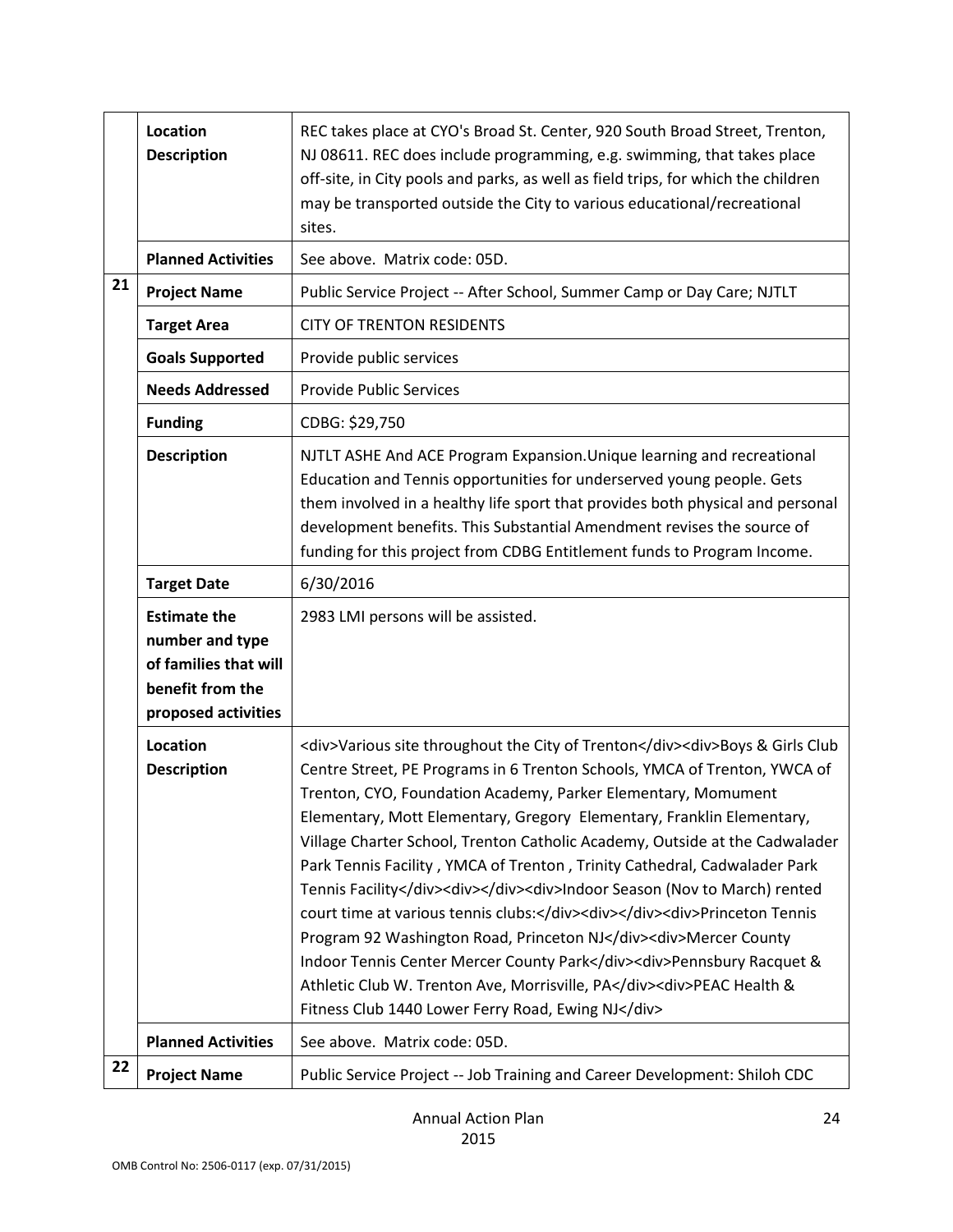| | | |
|---|---|---|
| | **Location Description** | REC takes place at CYO's Broad St. Center, 920 South Broad Street, Trenton, NJ 08611. REC does include programming, e.g. swimming, that takes place off-site, in City pools and parks, as well as field trips, for which the children may be transported outside the City to various educational/recreational sites. |
| | **Planned Activities** | See above. Matrix code: 05D. |
| **21** | **Project Name** | Public Service Project -- After School, Summer Camp or Day Care; NJTLT |
| | **Target Area** | CITY OF TRENTON RESIDENTS |
| | **Goals Supported** | Provide public services |
| | **Needs Addressed** | Provide Public Services |
| | **Funding** | CDBG: $29,750 |
| | **Description** | NJTLT ASHE And ACE Program Expansion.Unique learning and recreational Education and Tennis opportunities for underserved young people. Gets them involved in a healthy life sport that provides both physical and personal development benefits. This Substantial Amendment revises the source of funding for this project from CDBG Entitlement funds to Program Income. |
| | **Target Date** | 6/30/2016 |
| | **Estimate the number and type of families that will benefit from the proposed activities** | 2983 LMI persons will be assisted. |
| | **Location Description** | <div>Various site throughout the City of Trenton</div><div>Boys & Girls Club Centre Street, PE Programs in 6 Trenton Schools, YMCA of Trenton, YWCA of Trenton, CYO, Foundation Academy, Parker Elementary, Momument Elementary, Mott Elementary, Gregory Elementary, Franklin Elementary, Village Charter School, Trenton Catholic Academy, Outside at the Cadwalader Park Tennis Facility , YMCA of Trenton , Trinity Cathedral, Cadwalader Park Tennis Facility</div><div></div><div>Indoor Season (Nov to March) rented court time at various tennis clubs:</div><div></div><div>Princeton Tennis Program 92 Washington Road, Princeton NJ</div><div>Mercer County Indoor Tennis Center Mercer County Park</div><div>Pennsbury Racquet & Athletic Club W. Trenton Ave, Morrisville, PA</div><div>PEAC Health & Fitness Club 1440 Lower Ferry Road, Ewing NJ</div> |
| | **Planned Activities** | See above. Matrix code: 05D. |
| **22** | **Project Name** | Public Service Project -- Job Training and Career Development: Shiloh CDC |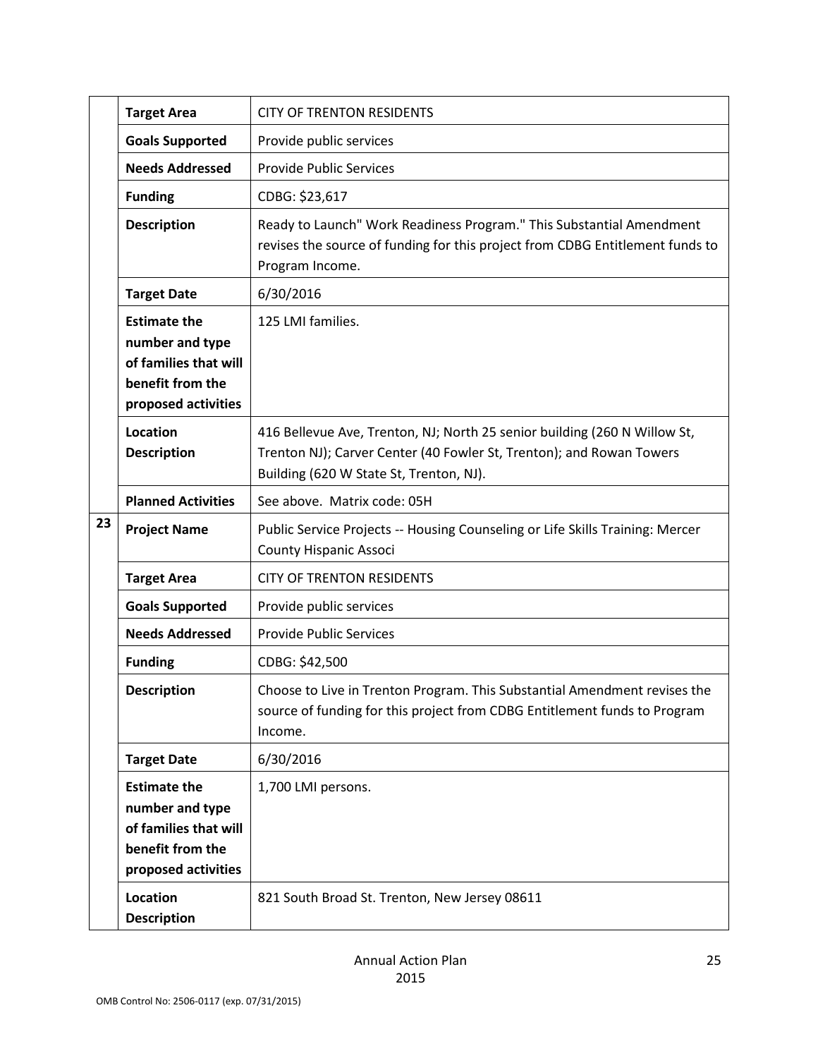| | | |
|---|---|---|
| | **Target Area** | CITY OF TRENTON RESIDENTS |
| | **Goals Supported** | Provide public services |
| | **Needs Addressed** | Provide Public Services |
| | **Funding** | CDBG: $23,617 |
| | **Description** | Ready to Launch" Work Readiness Program." This Substantial Amendment revises the source of funding for this project from CDBG Entitlement funds to Program Income. |
| | **Target Date** | 6/30/2016 |
| | **Estimate the number and type of families that will benefit from the proposed activities** | 125 LMI families. |
| | **Location Description** | 416 Bellevue Ave, Trenton, NJ; North 25 senior building (260 N Willow St, Trenton NJ); Carver Center (40 Fowler St, Trenton); and Rowan Towers Building (620 W State St, Trenton, NJ). |
| | **Planned Activities** | See above. Matrix code: 05H |
| **23** | **Project Name** | Public Service Projects -- Housing Counseling or Life Skills Training: Mercer County Hispanic Associ |
| | **Target Area** | CITY OF TRENTON RESIDENTS |
| | **Goals Supported** | Provide public services |
| | **Needs Addressed** | Provide Public Services |
| | **Funding** | CDBG: $42,500 |
| | **Description** | Choose to Live in Trenton Program. This Substantial Amendment revises the source of funding for this project from CDBG Entitlement funds to Program Income. |
| | **Target Date** | 6/30/2016 |
| | **Estimate the number and type of families that will benefit from the proposed activities** | 1,700 LMI persons. |
| | **Location Description** | 821 South Broad St. Trenton, New Jersey 08611 |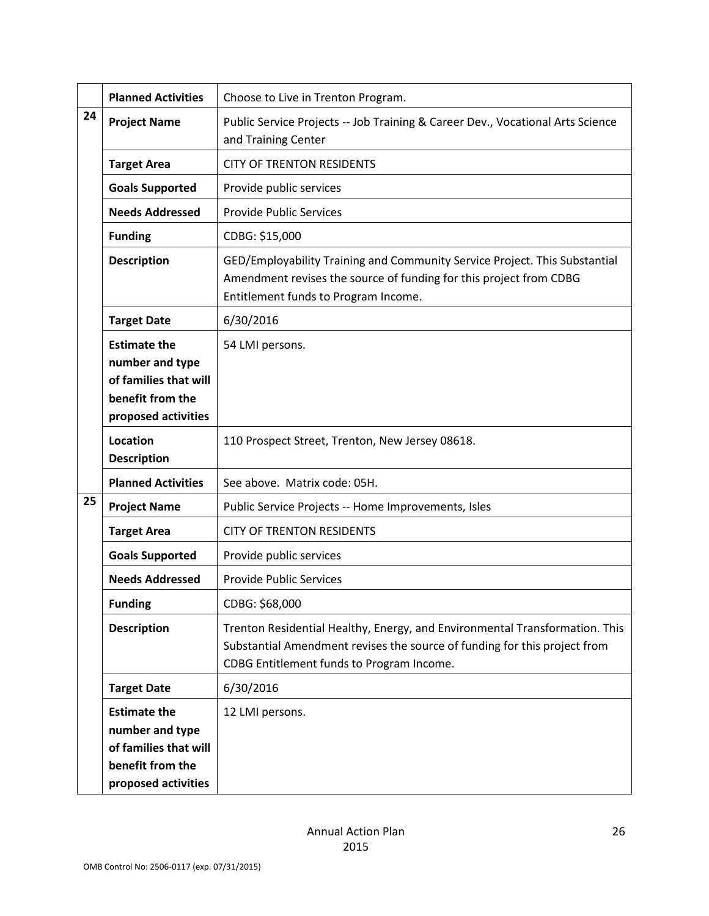| | | |
|---|---|---|
| | **Planned Activities** | Choose to Live in Trenton Program. |
| **24** | **Project Name** | Public Service Projects -- Job Training & Career Dev., Vocational Arts Science and Training Center |
| | **Target Area** | CITY OF TRENTON RESIDENTS |
| | **Goals Supported** | Provide public services |
| | **Needs Addressed** | Provide Public Services |
| | **Funding** | CDBG: $15,000 |
| | **Description** | GED/Employability Training and Community Service Project. This Substantial Amendment revises the source of funding for this project from CDBG Entitlement funds to Program Income. |
| | **Target Date** | 6/30/2016 |
| | **Estimate the number and type of families that will benefit from the proposed activities** | 54 LMI persons. |
| | **Location Description** | 110 Prospect Street, Trenton, New Jersey 08618. |
| | **Planned Activities** | See above. Matrix code: 05H. |
| **25** | **Project Name** | Public Service Projects -- Home Improvements, Isles |
| | **Target Area** | CITY OF TRENTON RESIDENTS |
| | **Goals Supported** | Provide public services |
| | **Needs Addressed** | Provide Public Services |
| | **Funding** | CDBG: $68,000 |
| | **Description** | Trenton Residential Healthy, Energy, and Environmental Transformation. This Substantial Amendment revises the source of funding for this project from CDBG Entitlement funds to Program Income. |
| | **Target Date** | 6/30/2016 |
| | **Estimate the number and type of families that will benefit from the proposed activities** | 12 LMI persons. |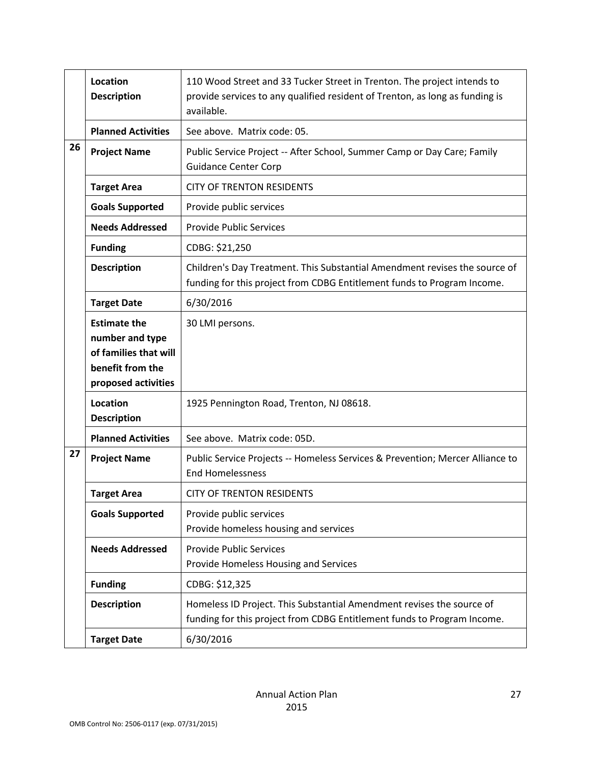| | | |
|---|---|---|
| | **Location Description** | 110 Wood Street and 33 Tucker Street in Trenton. The project intends to provide services to any qualified resident of Trenton, as long as funding is available. |
| | **Planned Activities** | See above. Matrix code: 05. |
| **26** | **Project Name** | Public Service Project -- After School, Summer Camp or Day Care; Family Guidance Center Corp |
| | **Target Area** | CITY OF TRENTON RESIDENTS |
| | **Goals Supported** | Provide public services |
| | **Needs Addressed** | Provide Public Services |
| | **Funding** | CDBG: $21,250 |
| | **Description** | Children's Day Treatment. This Substantial Amendment revises the source of funding for this project from CDBG Entitlement funds to Program Income. |
| | **Target Date** | 6/30/2016 |
| | **Estimate the number and type of families that will benefit from the proposed activities** | 30 LMI persons. |
| | **Location Description** | 1925 Pennington Road, Trenton, NJ 08618. |
| | **Planned Activities** | See above. Matrix code: 05D. |
| **27** | **Project Name** | Public Service Projects -- Homeless Services & Prevention; Mercer Alliance to End Homelessness |
| | **Target Area** | CITY OF TRENTON RESIDENTS |
| | **Goals Supported** | Provide public services<br>Provide homeless housing and services |
| | **Needs Addressed** | Provide Public Services<br>Provide Homeless Housing and Services |
| | **Funding** | CDBG: $12,325 |
| | **Description** | Homeless ID Project. This Substantial Amendment revises the source of funding for this project from CDBG Entitlement funds to Program Income. |
| | **Target Date** | 6/30/2016 |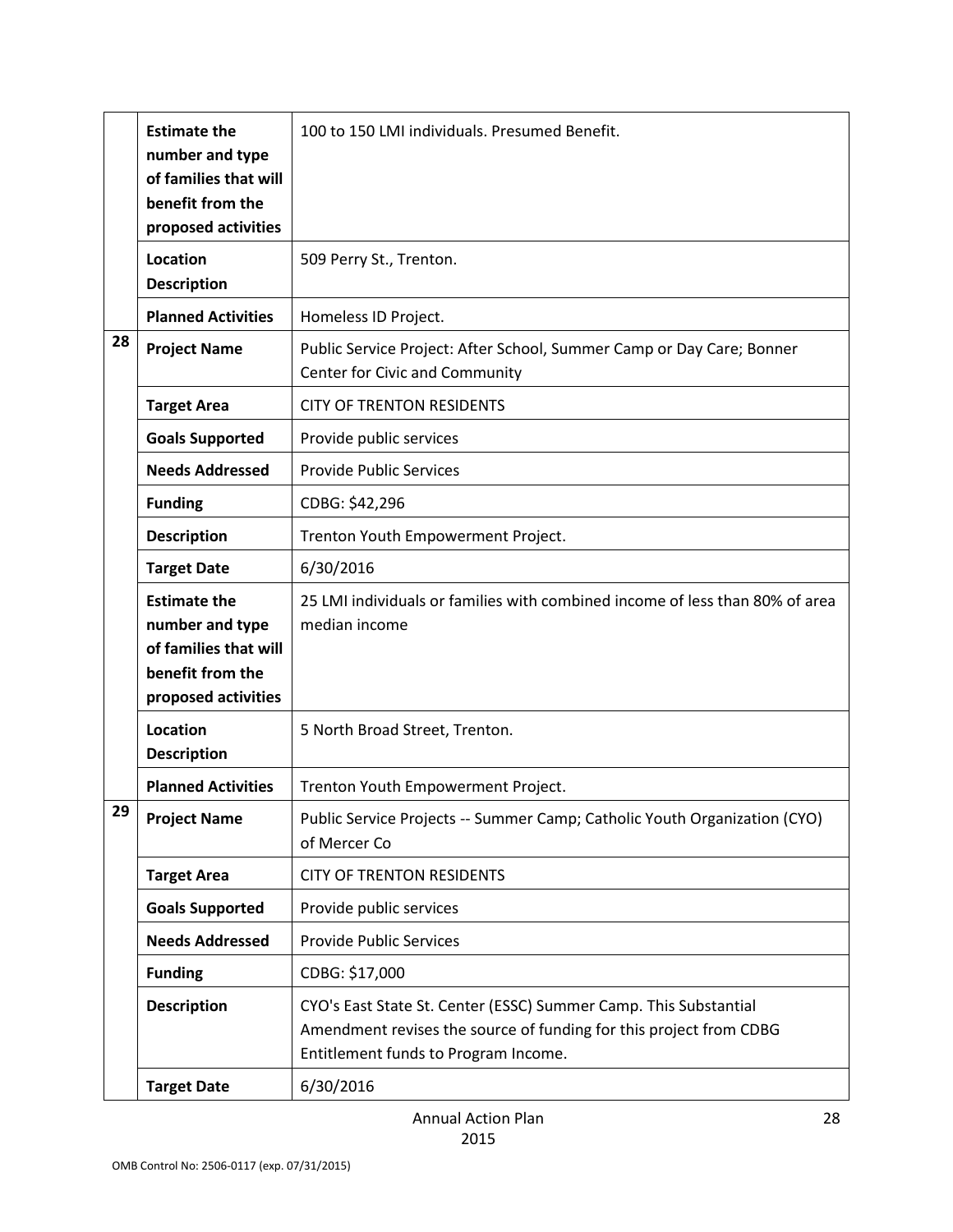| | | |
|---|---|---|
| | **Estimate the number and type of families that will benefit from the proposed activities** | 100 to 150 LMI individuals. Presumed Benefit. |
| | **Location Description** | 509 Perry St., Trenton. |
| | **Planned Activities** | Homeless ID Project. |
| **28** | **Project Name** | Public Service Project: After School, Summer Camp or Day Care; Bonner Center for Civic and Community |
| | **Target Area** | CITY OF TRENTON RESIDENTS |
| | **Goals Supported** | Provide public services |
| | **Needs Addressed** | Provide Public Services |
| | **Funding** | CDBG: $42,296 |
| | **Description** | Trenton Youth Empowerment Project. |
| | **Target Date** | 6/30/2016 |
| | **Estimate the number and type of families that will benefit from the proposed activities** | 25 LMI individuals or families with combined income of less than 80% of area median income |
| | **Location Description** | 5 North Broad Street, Trenton. |
| | **Planned Activities** | Trenton Youth Empowerment Project. |
| **29** | **Project Name** | Public Service Projects -- Summer Camp; Catholic Youth Organization (CYO) of Mercer Co |
| | **Target Area** | CITY OF TRENTON RESIDENTS |
| | **Goals Supported** | Provide public services |
| | **Needs Addressed** | Provide Public Services |
| | **Funding** | CDBG: $17,000 |
| | **Description** | CYO's East State St. Center (ESSC) Summer Camp. This Substantial Amendment revises the source of funding for this project from CDBG Entitlement funds to Program Income. |
| | **Target Date** | 6/30/2016 |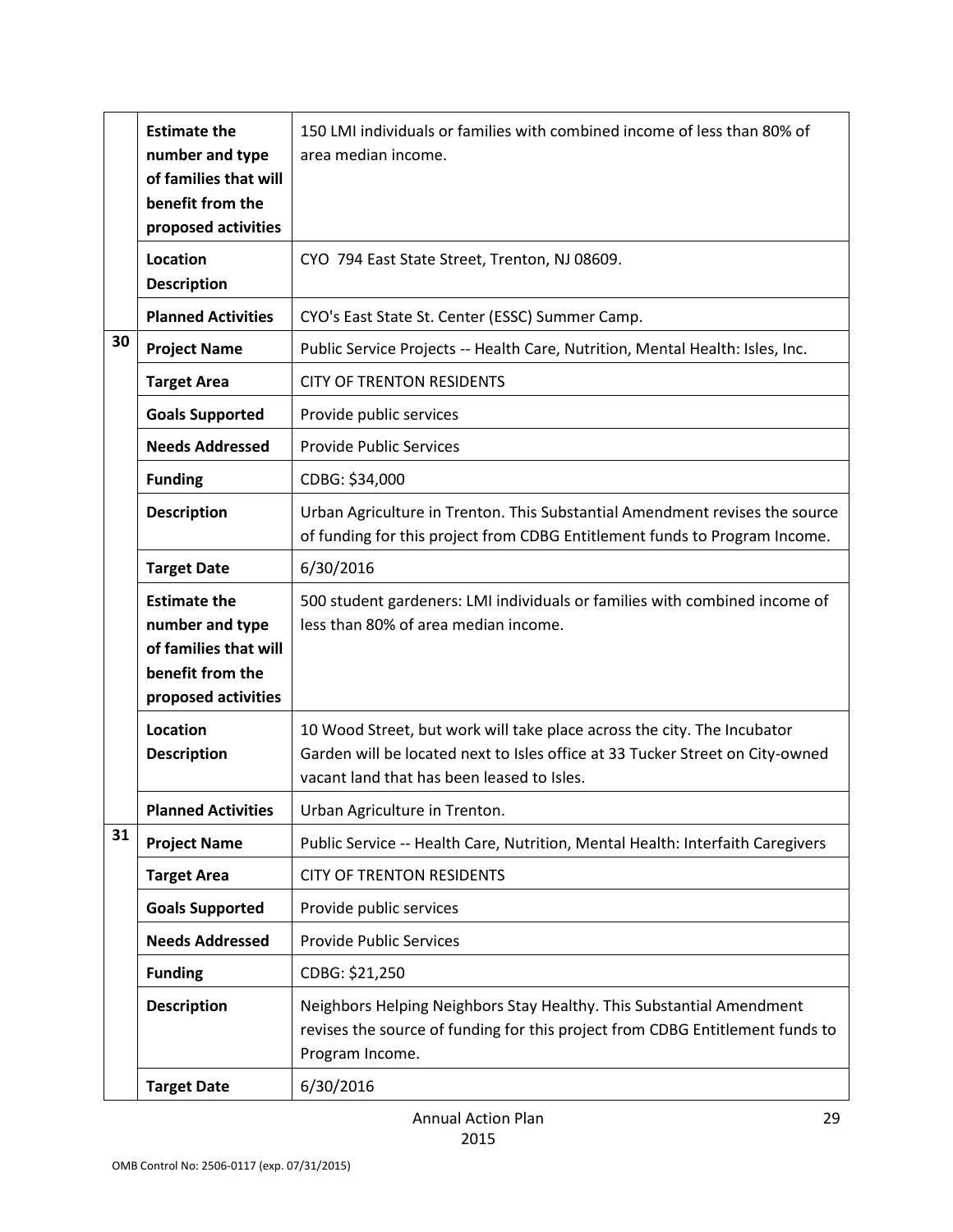| | | |
|---|---|---|
| | **Estimate the number and type of families that will benefit from the proposed activities** | 150 LMI individuals or families with combined income of less than 80% of area median income. |
| | **Location Description** | CYO 794 East State Street, Trenton, NJ 08609. |
| | **Planned Activities** | CYO's East State St. Center (ESSC) Summer Camp. |
| 30 | **Project Name** | Public Service Projects -- Health Care, Nutrition, Mental Health: Isles, Inc. |
| | **Target Area** | CITY OF TRENTON RESIDENTS |
| | **Goals Supported** | Provide public services |
| | **Needs Addressed** | Provide Public Services |
| | **Funding** | CDBG: $34,000 |
| | **Description** | Urban Agriculture in Trenton. This Substantial Amendment revises the source of funding for this project from CDBG Entitlement funds to Program Income. |
| | **Target Date** | 6/30/2016 |
| | **Estimate the number and type of families that will benefit from the proposed activities** | 500 student gardeners: LMI individuals or families with combined income of less than 80% of area median income. |
| | **Location Description** | 10 Wood Street, but work will take place across the city. The Incubator Garden will be located next to Isles office at 33 Tucker Street on City-owned vacant land that has been leased to Isles. |
| | **Planned Activities** | Urban Agriculture in Trenton. |
| 31 | **Project Name** | Public Service -- Health Care, Nutrition, Mental Health: Interfaith Caregivers |
| | **Target Area** | CITY OF TRENTON RESIDENTS |
| | **Goals Supported** | Provide public services |
| | **Needs Addressed** | Provide Public Services |
| | **Funding** | CDBG: $21,250 |
| | **Description** | Neighbors Helping Neighbors Stay Healthy. This Substantial Amendment revises the source of funding for this project from CDBG Entitlement funds to Program Income. |
| | **Target Date** | 6/30/2016 |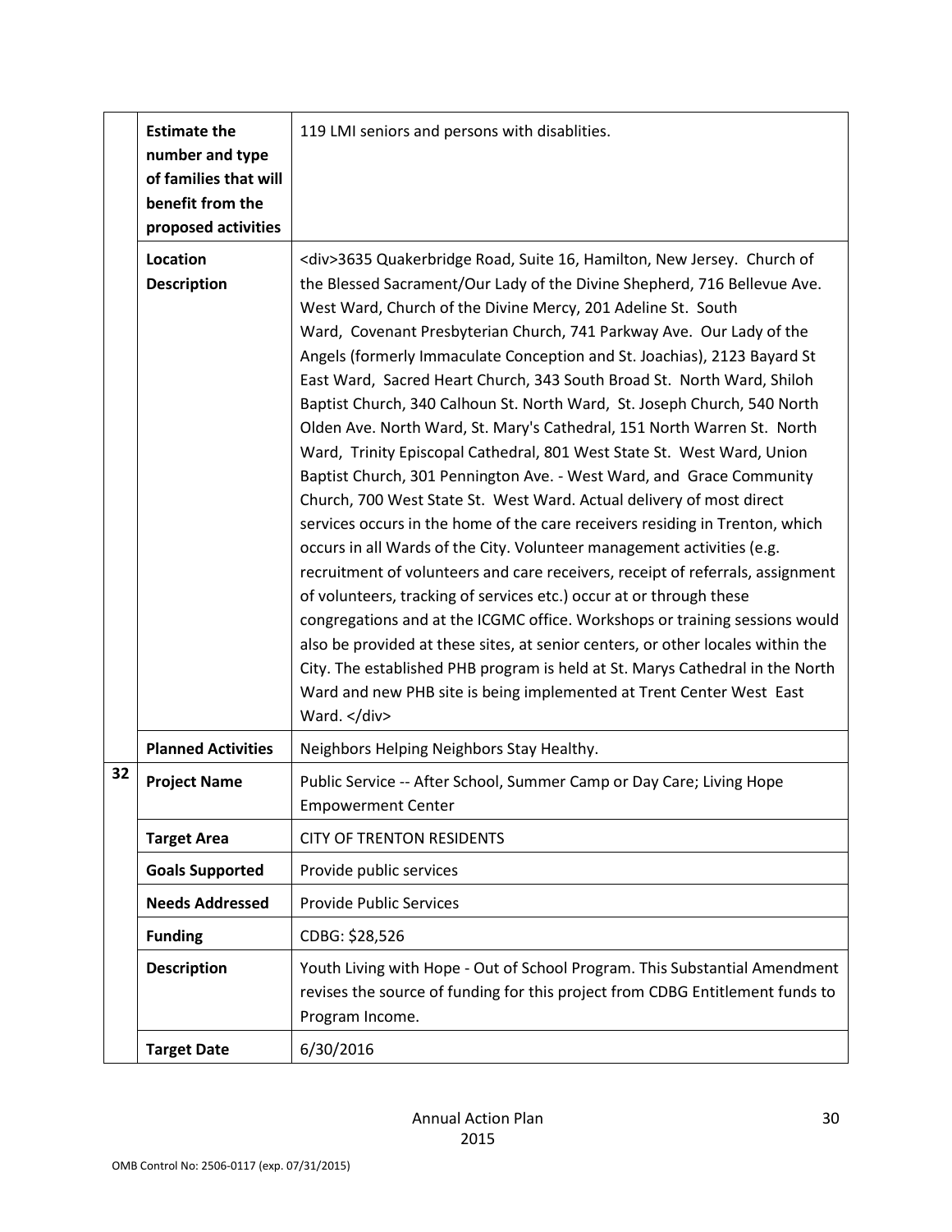| | | |
|---|---|---|
| | **Estimate the number and type of families that will benefit from the proposed activities** | 119 LMI seniors and persons with disablities. |
| | **Location Description** | <div>3635 Quakerbridge Road, Suite 16, Hamilton, New Jersey. Church of the Blessed Sacrament/Our Lady of the Divine Shepherd, 716 Bellevue Ave. West Ward, Church of the Divine Mercy, 201 Adeline St. South Ward, Covenant Presbyterian Church, 741 Parkway Ave. Our Lady of the Angels (formerly Immaculate Conception and St. Joachias), 2123 Bayard St East Ward, Sacred Heart Church, 343 South Broad St. North Ward, Shiloh Baptist Church, 340 Calhoun St. North Ward, St. Joseph Church, 540 North Olden Ave. North Ward, St. Mary's Cathedral, 151 North Warren St. North Ward, Trinity Episcopal Cathedral, 801 West State St. West Ward, Union Baptist Church, 301 Pennington Ave. - West Ward, and Grace Community Church, 700 West State St. West Ward. Actual delivery of most direct services occurs in the home of the care receivers residing in Trenton, which occurs in all Wards of the City. Volunteer management activities (e.g. recruitment of volunteers and care receivers, receipt of referrals, assignment of volunteers, tracking of services etc.) occur at or through these congregations and at the ICGMC office. Workshops or training sessions would also be provided at these sites, at senior centers, or other locales within the City. The established PHB program is held at St. Marys Cathedral in the North Ward and new PHB site is being implemented at Trent Center West East Ward. </div> |
| | **Planned Activities** | Neighbors Helping Neighbors Stay Healthy. |
| **32** | **Project Name** | Public Service -- After School, Summer Camp or Day Care; Living Hope Empowerment Center |
| | **Target Area** | CITY OF TRENTON RESIDENTS |
| | **Goals Supported** | Provide public services |
| | **Needs Addressed** | Provide Public Services |
| | **Funding** | CDBG: $28,526 |
| | **Description** | Youth Living with Hope - Out of School Program. This Substantial Amendment revises the source of funding for this project from CDBG Entitlement funds to Program Income. |
| | **Target Date** | 6/30/2016 |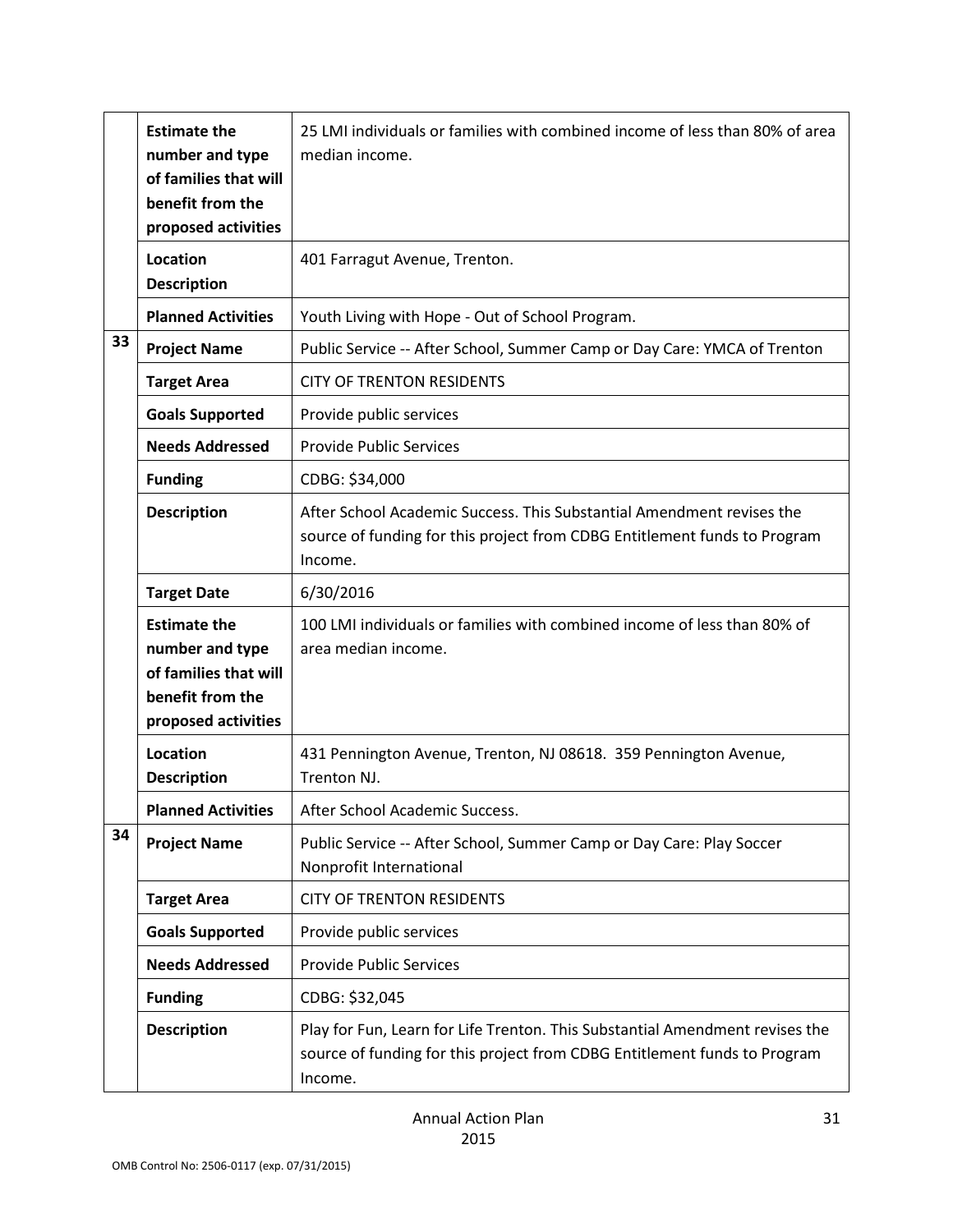| | | |
|---|---|---|
| | **Estimate the number and type of families that will benefit from the proposed activities** | 25 LMI individuals or families with combined income of less than 80% of area median income. |
| | **Location Description** | 401 Farragut Avenue, Trenton. |
| | **Planned Activities** | Youth Living with Hope - Out of School Program. |
| **33** | **Project Name** | Public Service -- After School, Summer Camp or Day Care: YMCA of Trenton |
| | **Target Area** | CITY OF TRENTON RESIDENTS |
| | **Goals Supported** | Provide public services |
| | **Needs Addressed** | Provide Public Services |
| | **Funding** | CDBG: $34,000 |
| | **Description** | After School Academic Success. This Substantial Amendment revises the source of funding for this project from CDBG Entitlement funds to Program Income. |
| | **Target Date** | 6/30/2016 |
| | **Estimate the number and type of families that will benefit from the proposed activities** | 100 LMI individuals or families with combined income of less than 80% of area median income. |
| | **Location Description** | 431 Pennington Avenue, Trenton, NJ 08618. 359 Pennington Avenue, Trenton NJ. |
| | **Planned Activities** | After School Academic Success. |
| **34** | **Project Name** | Public Service -- After School, Summer Camp or Day Care: Play Soccer Nonprofit International |
| | **Target Area** | CITY OF TRENTON RESIDENTS |
| | **Goals Supported** | Provide public services |
| | **Needs Addressed** | Provide Public Services |
| | **Funding** | CDBG: $32,045 |
| | **Description** | Play for Fun, Learn for Life Trenton. This Substantial Amendment revises the source of funding for this project from CDBG Entitlement funds to Program Income. |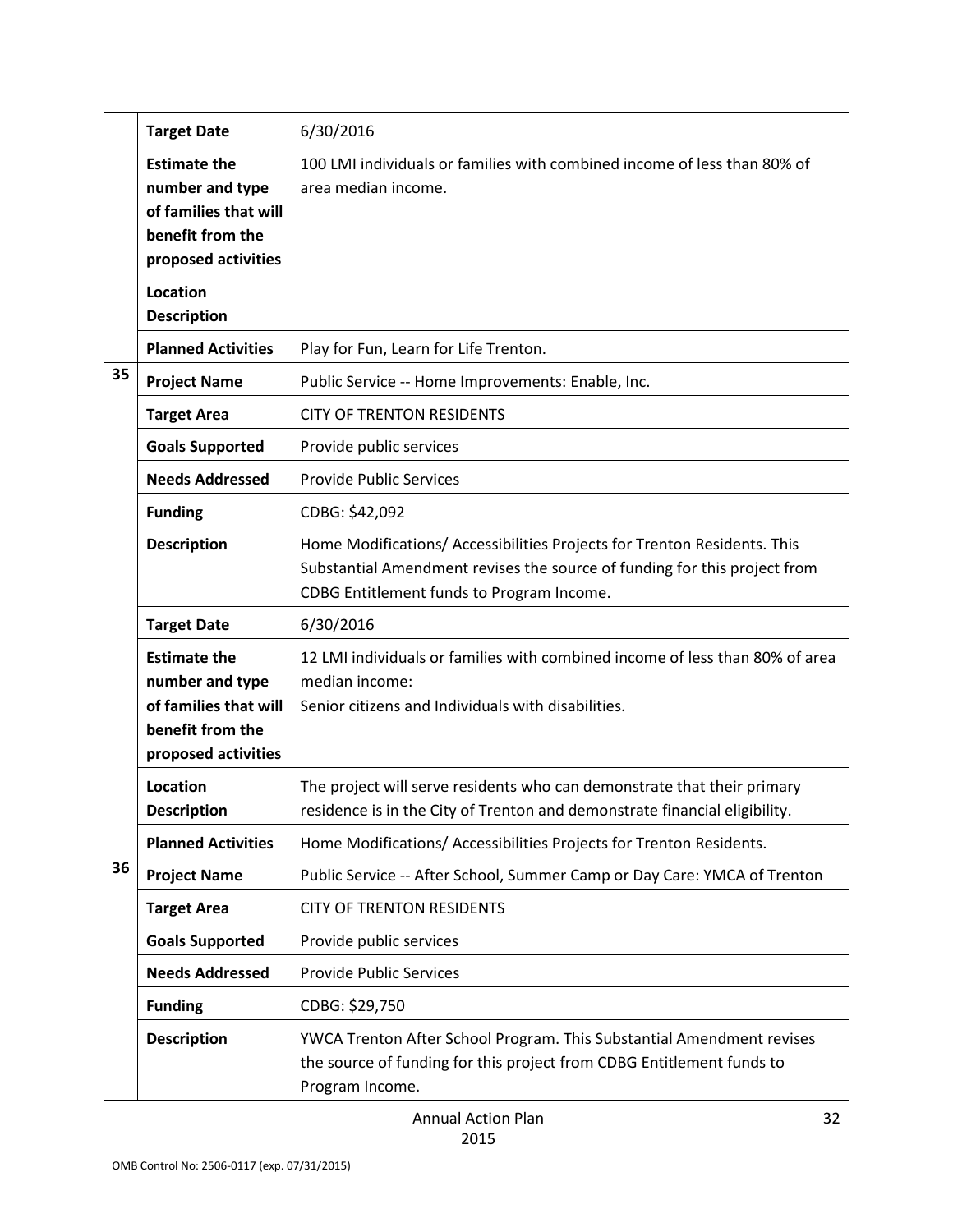| | | |
|---|---|---|
| | **Target Date** | 6/30/2016 |
| | **Estimate the number and type of families that will benefit from the proposed activities** | 100 LMI individuals or families with combined income of less than 80% of area median income. |
| | **Location Description** | |
| | **Planned Activities** | Play for Fun, Learn for Life Trenton. |
| 35 | **Project Name** | Public Service -- Home Improvements: Enable, Inc. |
| | **Target Area** | CITY OF TRENTON RESIDENTS |
| | **Goals Supported** | Provide public services |
| | **Needs Addressed** | Provide Public Services |
| | **Funding** | CDBG: $42,092 |
| | **Description** | Home Modifications/ Accessibilities Projects for Trenton Residents. This Substantial Amendment revises the source of funding for this project from CDBG Entitlement funds to Program Income. |
| | **Target Date** | 6/30/2016 |
| | **Estimate the number and type of families that will benefit from the proposed activities** | 12 LMI individuals or families with combined income of less than 80% of area median income:<br>Senior citizens and Individuals with disabilities. |
| | **Location Description** | The project will serve residents who can demonstrate that their primary residence is in the City of Trenton and demonstrate financial eligibility. |
| | **Planned Activities** | Home Modifications/ Accessibilities Projects for Trenton Residents. |
| 36 | **Project Name** | Public Service -- After School, Summer Camp or Day Care: YMCA of Trenton |
| | **Target Area** | CITY OF TRENTON RESIDENTS |
| | **Goals Supported** | Provide public services |
| | **Needs Addressed** | Provide Public Services |
| | **Funding** | CDBG: $29,750 |
| | **Description** | YWCA Trenton After School Program. This Substantial Amendment revises the source of funding for this project from CDBG Entitlement funds to Program Income. |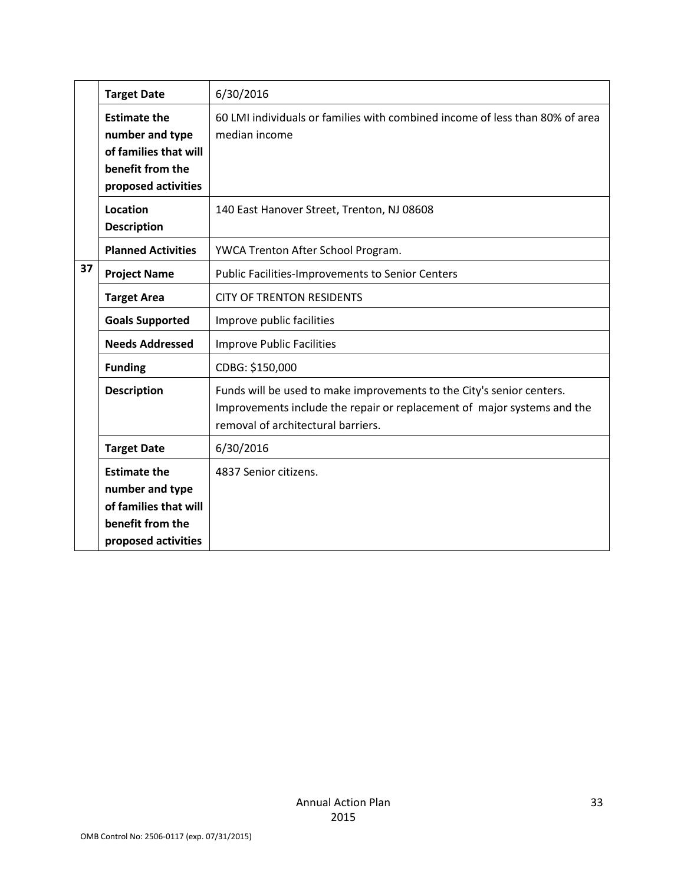| | | |
|---|---|---|
| | **Target Date** | 6/30/2016 |
| | **Estimate the number and type of families that will benefit from the proposed activities** | 60 LMI individuals or families with combined income of less than 80% of area median income |
| | **Location Description** | 140 East Hanover Street, Trenton, NJ 08608 |
| | **Planned Activities** | YWCA Trenton After School Program. |
| **37** | **Project Name** | Public Facilities-Improvements to Senior Centers |
| | **Target Area** | CITY OF TRENTON RESIDENTS |
| | **Goals Supported** | Improve public facilities |
| | **Needs Addressed** | Improve Public Facilities |
| | **Funding** | CDBG: $150,000 |
| | **Description** | Funds will be used to make improvements to the City's senior centers. Improvements include the repair or replacement of major systems and the removal of architectural barriers. |
| | **Target Date** | 6/30/2016 |
| | **Estimate the number and type of families that will benefit from the proposed activities** | 4837 Senior citizens. |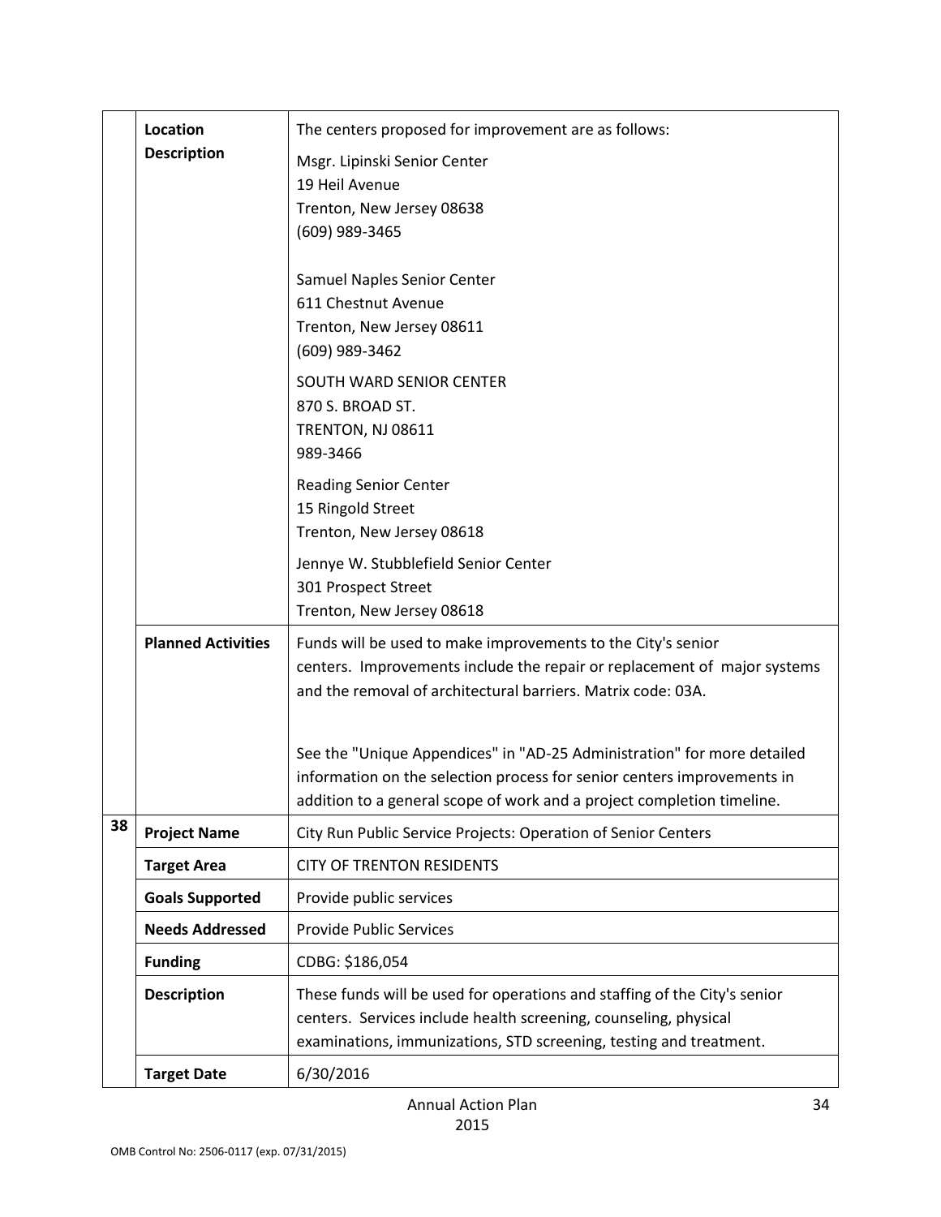| | | |
|---|---|---|
| | **Location Description** | The centers proposed for improvement are as follows:<br><br>Msgr. Lipinski Senior Center<br>19 Heil Avenue<br>Trenton, New Jersey 08638<br>(609) 989-3465<br><br>Samuel Naples Senior Center<br>611 Chestnut Avenue<br>Trenton, New Jersey 08611<br>(609) 989-3462<br><br>SOUTH WARD SENIOR CENTER<br>870 S. BROAD ST.<br>TRENTON, NJ 08611<br>989-3466<br><br>Reading Senior Center<br>15 Ringold Street<br>Trenton, New Jersey 08618<br><br>Jennye W. Stubblefield Senior Center<br>301 Prospect Street<br>Trenton, New Jersey 08618 |
| | **Planned Activities** | Funds will be used to make improvements to the City's senior centers. Improvements include the repair or replacement of major systems and the removal of architectural barriers. Matrix code: 03A.<br><br>See the "Unique Appendices" in "AD-25 Administration" for more detailed information on the selection process for senior centers improvements in addition to a general scope of work and a project completion timeline. |
| **38** | **Project Name** | City Run Public Service Projects: Operation of Senior Centers |
| | **Target Area** | CITY OF TRENTON RESIDENTS |
| | **Goals Supported** | Provide public services |
| | **Needs Addressed** | Provide Public Services |
| | **Funding** | CDBG: $186,054 |
| | **Description** | These funds will be used for operations and staffing of the City's senior centers. Services include health screening, counseling, physical examinations, immunizations, STD screening, testing and treatment. |
| | **Target Date** | 6/30/2016 |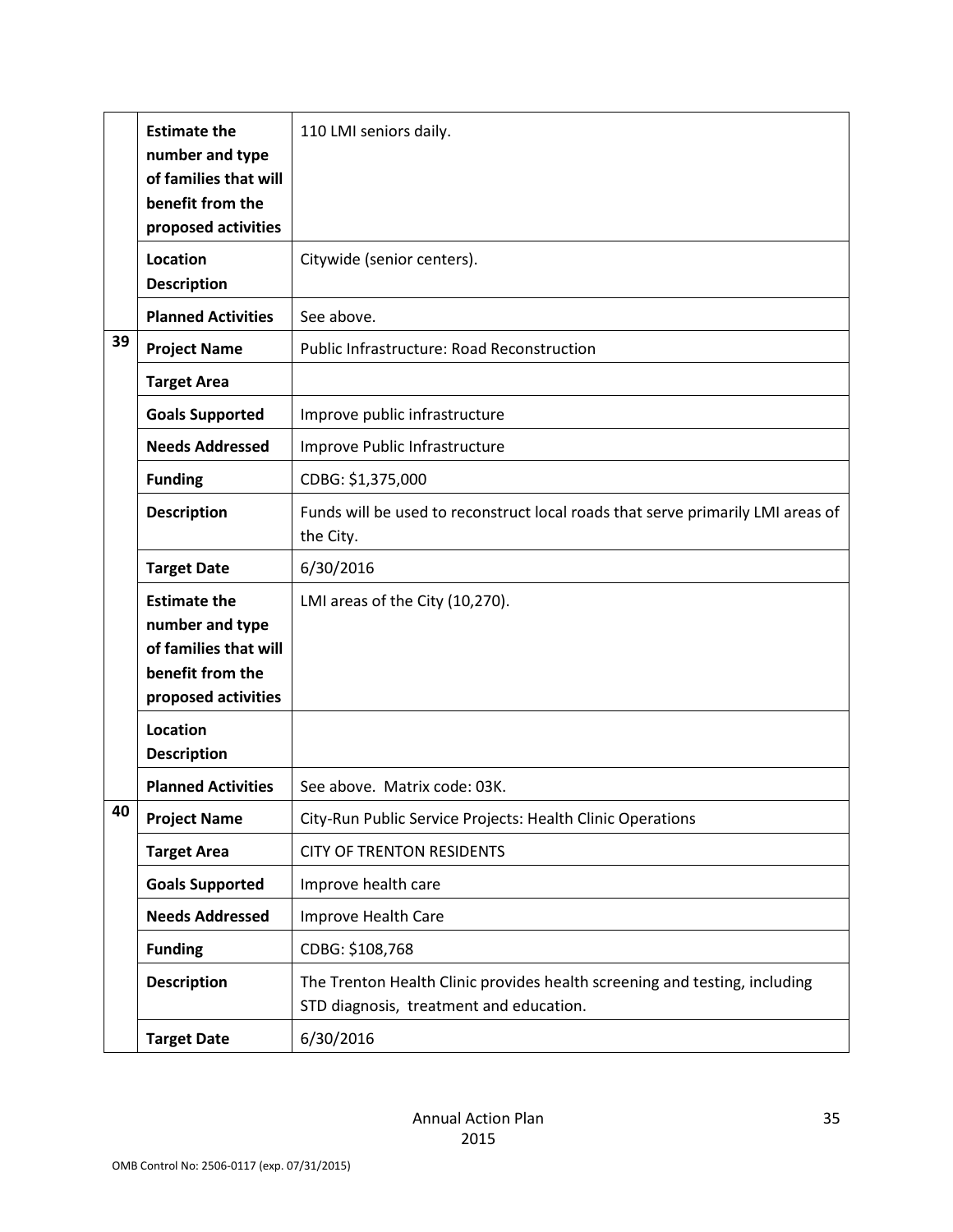| | | |
|---|---|---|
| | **Estimate the number and type of families that will benefit from the proposed activities** | 110 LMI seniors daily. |
| | **Location Description** | Citywide (senior centers). |
| | **Planned Activities** | See above. |
| 39 | **Project Name** | Public Infrastructure: Road Reconstruction |
| | **Target Area** | |
| | **Goals Supported** | Improve public infrastructure |
| | **Needs Addressed** | Improve Public Infrastructure |
| | **Funding** | CDBG: $1,375,000 |
| | **Description** | Funds will be used to reconstruct local roads that serve primarily LMI areas of the City. |
| | **Target Date** | 6/30/2016 |
| | **Estimate the number and type of families that will benefit from the proposed activities** | LMI areas of the City (10,270). |
| | **Location Description** | |
| | **Planned Activities** | See above. Matrix code: 03K. |
| 40 | **Project Name** | City-Run Public Service Projects: Health Clinic Operations |
| | **Target Area** | CITY OF TRENTON RESIDENTS |
| | **Goals Supported** | Improve health care |
| | **Needs Addressed** | Improve Health Care |
| | **Funding** | CDBG: $108,768 |
| | **Description** | The Trenton Health Clinic provides health screening and testing, including STD diagnosis, treatment and education. |
| | **Target Date** | 6/30/2016 |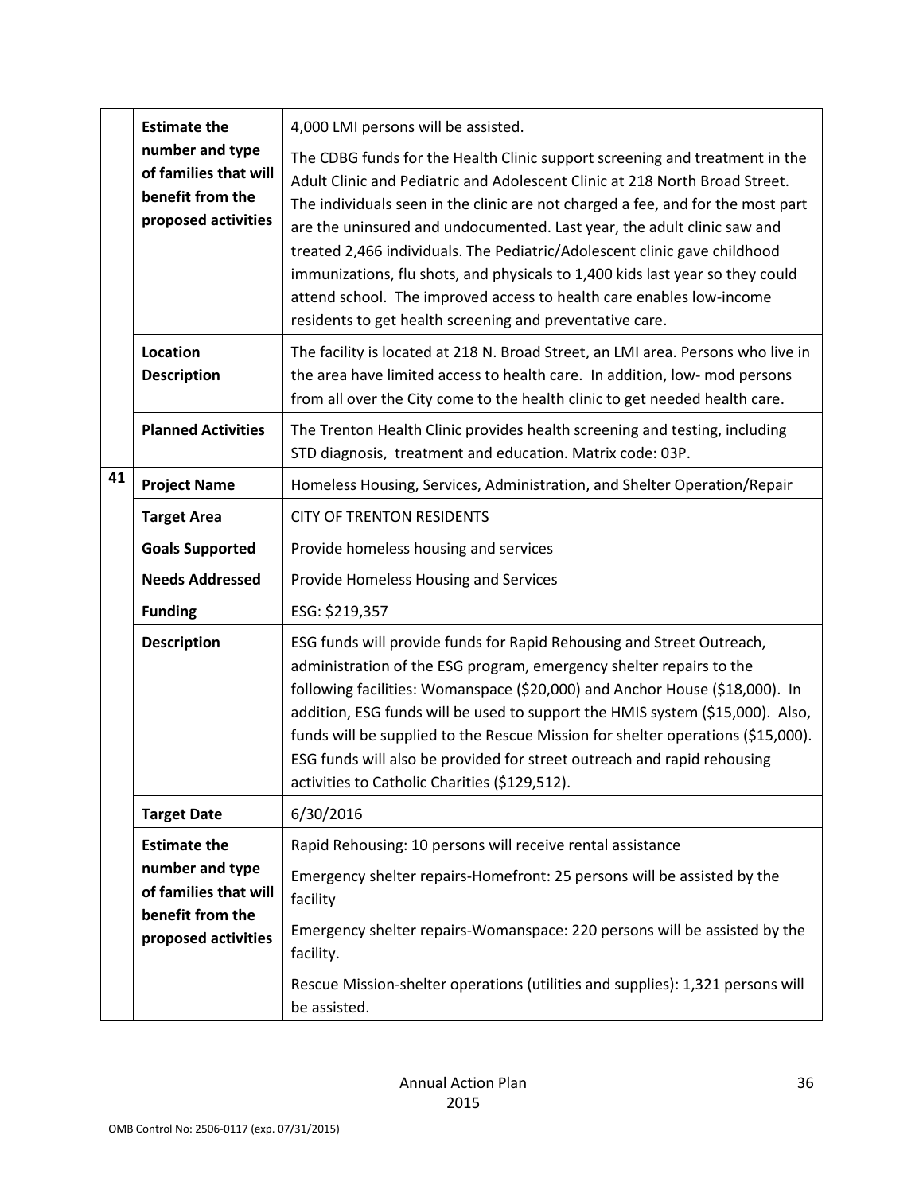| | | |
|---|---|---|
| | **Estimate the number and type of families that will benefit from the proposed activities** | 4,000 LMI persons will be assisted.<br><br>The CDBG funds for the Health Clinic support screening and treatment in the Adult Clinic and Pediatric and Adolescent Clinic at 218 North Broad Street. The individuals seen in the clinic are not charged a fee, and for the most part are the uninsured and undocumented. Last year, the adult clinic saw and treated 2,466 individuals. The Pediatric/Adolescent clinic gave childhood immunizations, flu shots, and physicals to 1,400 kids last year so they could attend school. The improved access to health care enables low-income residents to get health screening and preventative care. |
| | **Location Description** | The facility is located at 218 N. Broad Street, an LMI area. Persons who live in the area have limited access to health care. In addition, low- mod persons from all over the City come to the health clinic to get needed health care. |
| | **Planned Activities** | The Trenton Health Clinic provides health screening and testing, including STD diagnosis, treatment and education. Matrix code: 03P. |
| **41** | **Project Name** | Homeless Housing, Services, Administration, and Shelter Operation/Repair |
| | **Target Area** | CITY OF TRENTON RESIDENTS |
| | **Goals Supported** | Provide homeless housing and services |
| | **Needs Addressed** | Provide Homeless Housing and Services |
| | **Funding** | ESG: $219,357 |
| | **Description** | ESG funds will provide funds for Rapid Rehousing and Street Outreach, administration of the ESG program, emergency shelter repairs to the following facilities: Womanspace ($20,000) and Anchor House ($18,000). In addition, ESG funds will be used to support the HMIS system ($15,000). Also, funds will be supplied to the Rescue Mission for shelter operations ($15,000). ESG funds will also be provided for street outreach and rapid rehousing activities to Catholic Charities ($129,512). |
| | **Target Date** | 6/30/2016 |
| | **Estimate the number and type of families that will benefit from the proposed activities** | Rapid Rehousing: 10 persons will receive rental assistance<br><br>Emergency shelter repairs-Homefront: 25 persons will be assisted by the facility<br><br>Emergency shelter repairs-Womanspace: 220 persons will be assisted by the facility.<br><br>Rescue Mission-shelter operations (utilities and supplies): 1,321 persons will be assisted. |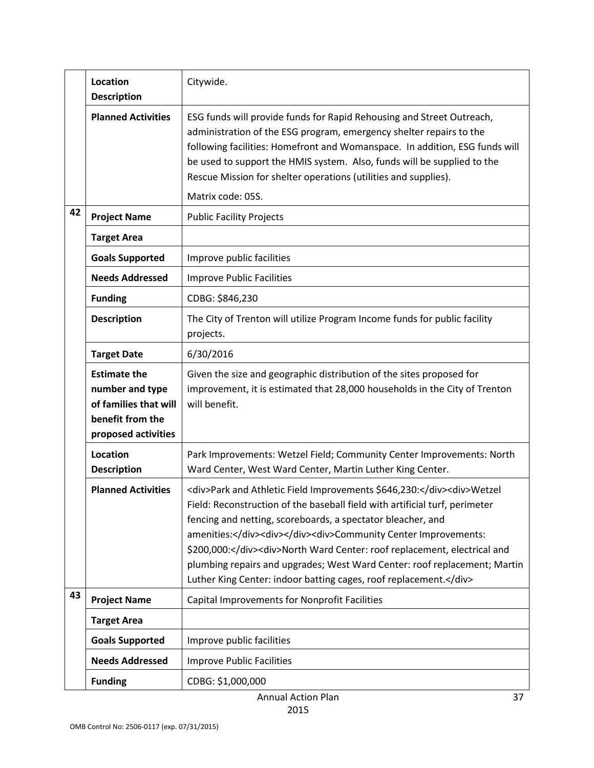| | | |
|---|---|---|
| | **Location Description** | Citywide. |
| | **Planned Activities** | ESG funds will provide funds for Rapid Rehousing and Street Outreach, administration of the ESG program, emergency shelter repairs to the following facilities: Homefront and Womanspace. In addition, ESG funds will be used to support the HMIS system. Also, funds will be supplied to the Rescue Mission for shelter operations (utilities and supplies).<br>Matrix code: 05S. |
| **42** | **Project Name** | Public Facility Projects |
| | **Target Area** | |
| | **Goals Supported** | Improve public facilities |
| | **Needs Addressed** | Improve Public Facilities |
| | **Funding** | CDBG: $846,230 |
| | **Description** | The City of Trenton will utilize Program Income funds for public facility projects. |
| | **Target Date** | 6/30/2016 |
| | **Estimate the number and type of families that will benefit from the proposed activities** | Given the size and geographic distribution of the sites proposed for improvement, it is estimated that 28,000 households in the City of Trenton will benefit. |
| | **Location Description** | Park Improvements: Wetzel Field; Community Center Improvements: North Ward Center, West Ward Center, Martin Luther King Center. |
| | **Planned Activities** | <div>Park and Athletic Field Improvements $646,230:</div><div>Wetzel Field: Reconstruction of the baseball field with artificial turf, perimeter fencing and netting, scoreboards, a spectator bleacher, and amenities:</div><div></div><div>Community Center Improvements: $200,000:</div><div>North Ward Center: roof replacement, electrical and plumbing repairs and upgrades; West Ward Center: roof replacement; Martin Luther King Center: indoor batting cages, roof replacement.</div> |
| **43** | **Project Name** | Capital Improvements for Nonprofit Facilities |
| | **Target Area** | |
| | **Goals Supported** | Improve public facilities |
| | **Needs Addressed** | Improve Public Facilities |
| | **Funding** | CDBG: $1,000,000 |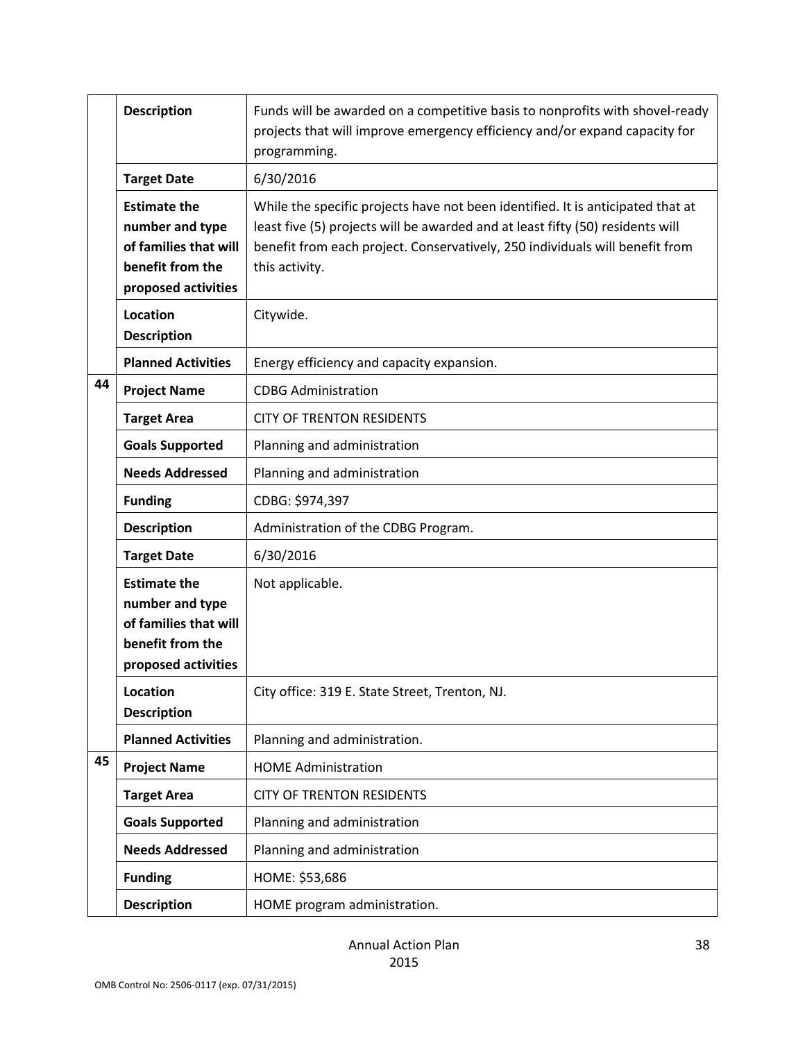| | | |
|---|---|---|
| | **Description** | Funds will be awarded on a competitive basis to nonprofits with shovel-ready projects that will improve emergency efficiency and/or expand capacity for programming. |
| | **Target Date** | 6/30/2016 |
| | **Estimate the number and type of families that will benefit from the proposed activities** | While the specific projects have not been identified. It is anticipated that at least five (5) projects will be awarded and at least fifty (50) residents will benefit from each project. Conservatively, 250 individuals will benefit from this activity. |
| | **Location Description** | Citywide. |
| | **Planned Activities** | Energy efficiency and capacity expansion. |
| 44 | **Project Name** | CDBG Administration |
| | **Target Area** | CITY OF TRENTON RESIDENTS |
| | **Goals Supported** | Planning and administration |
| | **Needs Addressed** | Planning and administration |
| | **Funding** | CDBG: $974,397 |
| | **Description** | Administration of the CDBG Program. |
| | **Target Date** | 6/30/2016 |
| | **Estimate the number and type of families that will benefit from the proposed activities** | Not applicable. |
| | **Location Description** | City office: 319 E. State Street, Trenton, NJ. |
| | **Planned Activities** | Planning and administration. |
| 45 | **Project Name** | HOME Administration |
| | **Target Area** | CITY OF TRENTON RESIDENTS |
| | **Goals Supported** | Planning and administration |
| | **Needs Addressed** | Planning and administration |
| | **Funding** | HOME: $53,686 |
| | **Description** | HOME program administration. |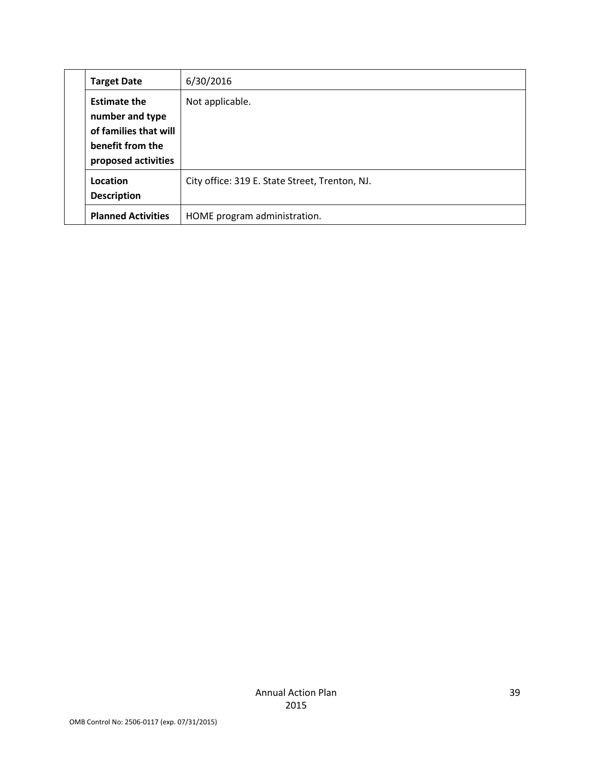| | | |
|---|---|---|
| | **Target Date** | 6/30/2016 |
| | **Estimate the number and type of families that will benefit from the proposed activities** | Not applicable. |
| | **Location Description** | City office: 319 E. State Street, Trenton, NJ. |
| | **Planned Activities** | HOME program administration. |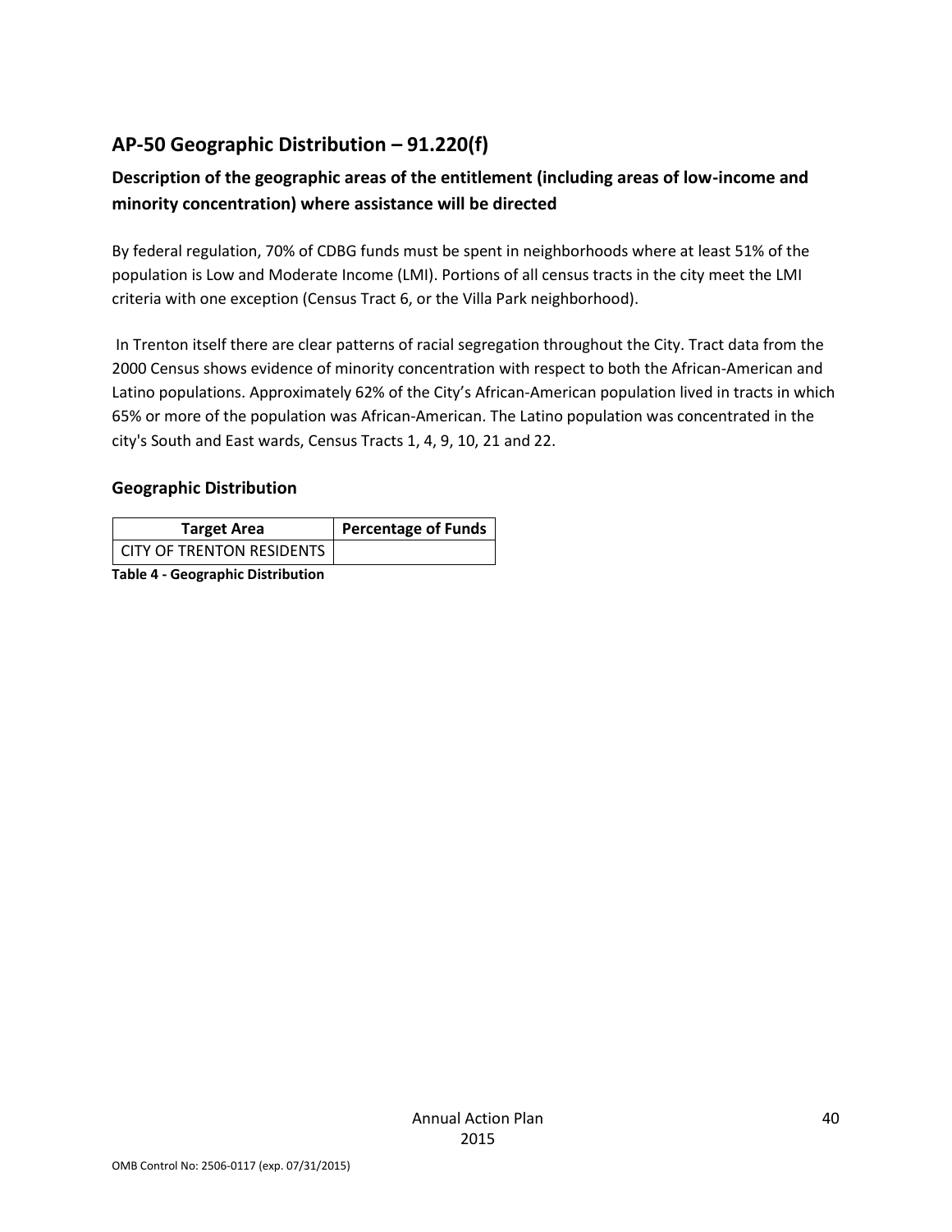## AP-50 Geographic Distribution – 91.220(f)

### Description of the geographic areas of the entitlement (including areas of low-income and minority concentration) where assistance will be directed

By federal regulation, 70% of CDBG funds must be spent in neighborhoods where at least 51% of the population is Low and Moderate Income (LMI). Portions of all census tracts in the city meet the LMI criteria with one exception (Census Tract 6, or the Villa Park neighborhood).

In Trenton itself there are clear patterns of racial segregation throughout the City. Tract data from the 2000 Census shows evidence of minority concentration with respect to both the African-American and Latino populations. Approximately 62% of the City's African-American population lived in tracts in which 65% or more of the population was African-American. The Latino population was concentrated in the city's South and East wards, Census Tracts 1, 4, 9, 10, 21 and 22.

### Geographic Distribution

| Target Area | Percentage of Funds |
|---|---|
| CITY OF TRENTON RESIDENTS | |

**Table 4 - Geographic Distribution**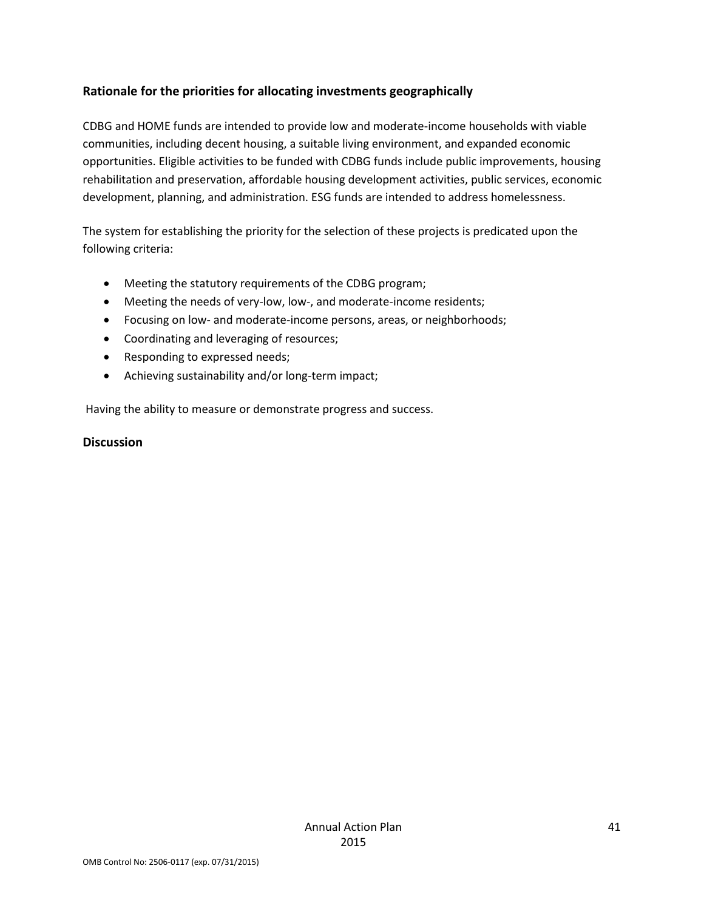### Rationale for the priorities for allocating investments geographically

CDBG and HOME funds are intended to provide low and moderate-income households with viable communities, including decent housing, a suitable living environment, and expanded economic opportunities. Eligible activities to be funded with CDBG funds include public improvements, housing rehabilitation and preservation, affordable housing development activities, public services, economic development, planning, and administration. ESG funds are intended to address homelessness.

The system for establishing the priority for the selection of these projects is predicated upon the following criteria:

- Meeting the statutory requirements of the CDBG program;
- Meeting the needs of very-low, low-, and moderate-income residents;
- Focusing on low- and moderate-income persons, areas, or neighborhoods;
- Coordinating and leveraging of resources;
- Responding to expressed needs;
- Achieving sustainability and/or long-term impact;

Having the ability to measure or demonstrate progress and success.

### Discussion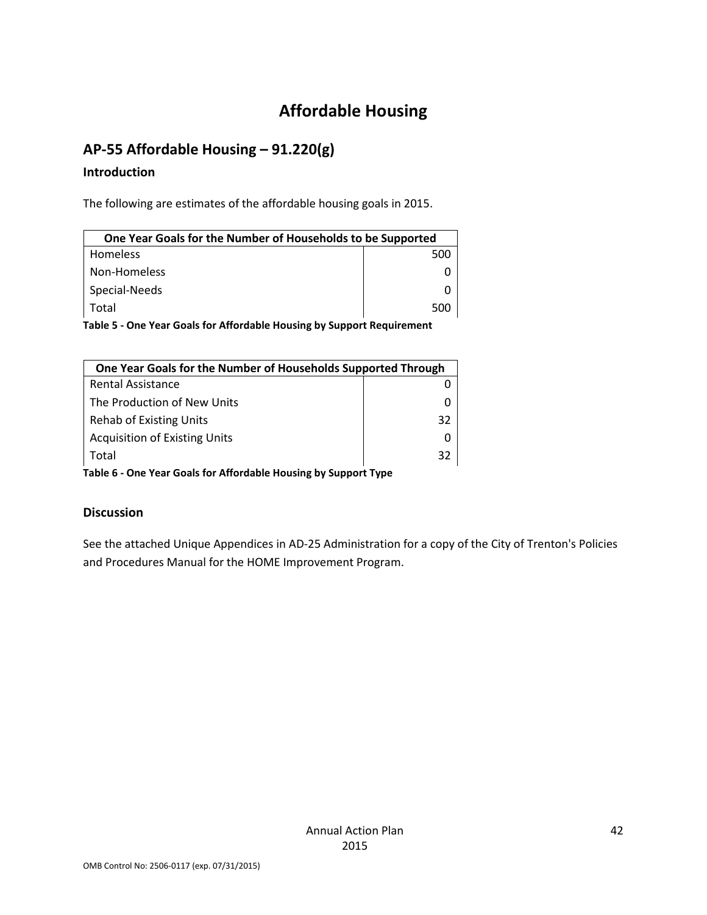# Affordable Housing

## AP-55 Affordable Housing – 91.220(g)

### Introduction

The following are estimates of the affordable housing goals in 2015.

| One Year Goals for the Number of Households to be Supported | |
|---|---|
| Homeless | 500 |
| Non-Homeless | 0 |
| Special-Needs | 0 |
| Total | 500 |

**Table 5 - One Year Goals for Affordable Housing by Support Requirement**

| One Year Goals for the Number of Households Supported Through | |
|---|---|
| Rental Assistance | 0 |
| The Production of New Units | 0 |
| Rehab of Existing Units | 32 |
| Acquisition of Existing Units | 0 |
| Total | 32 |

**Table 6 - One Year Goals for Affordable Housing by Support Type**

### Discussion

See the attached Unique Appendices in AD-25 Administration for a copy of the City of Trenton's Policies and Procedures Manual for the HOME Improvement Program.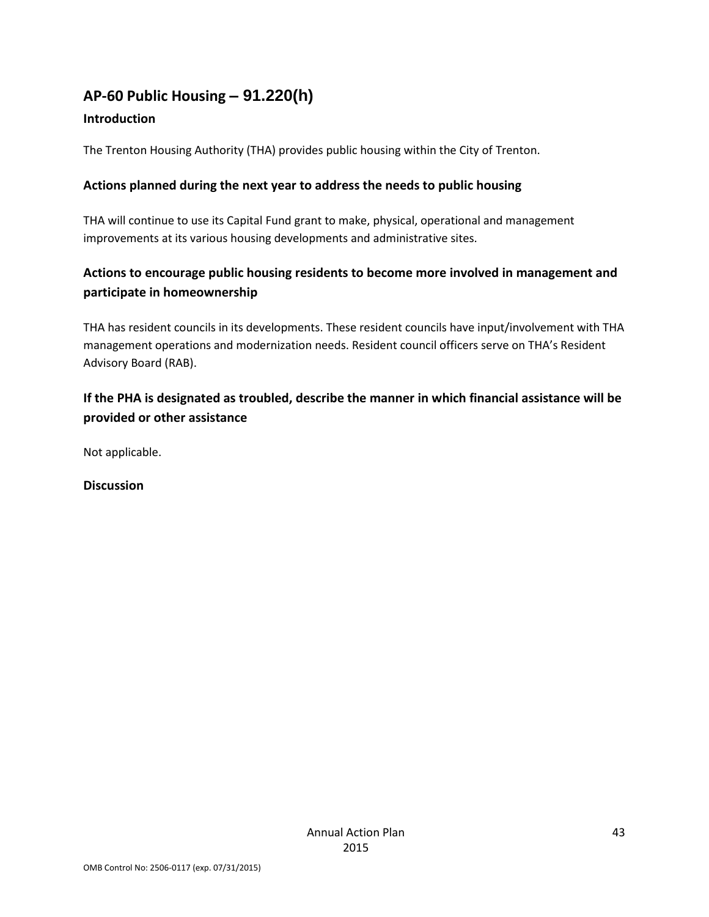## AP-60 Public Housing – 91.220(h)

### Introduction

The Trenton Housing Authority (THA) provides public housing within the City of Trenton.

### Actions planned during the next year to address the needs to public housing

THA will continue to use its Capital Fund grant to make, physical, operational and management improvements at its various housing developments and administrative sites.

### Actions to encourage public housing residents to become more involved in management and participate in homeownership

THA has resident councils in its developments. These resident councils have input/involvement with THA management operations and modernization needs. Resident council officers serve on THA's Resident Advisory Board (RAB).

### If the PHA is designated as troubled, describe the manner in which financial assistance will be provided or other assistance

Not applicable.

### Discussion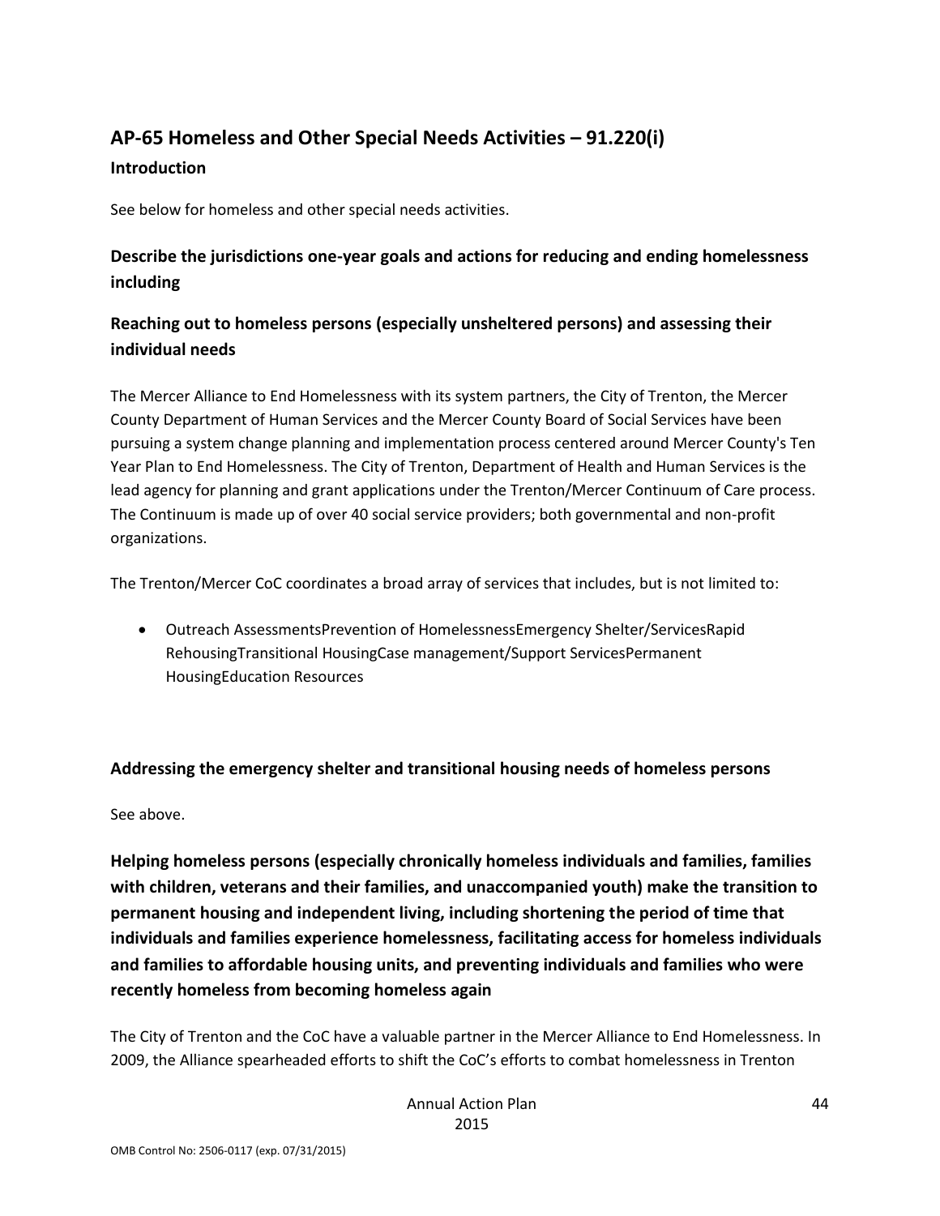## AP-65 Homeless and Other Special Needs Activities – 91.220(i)

### Introduction

See below for homeless and other special needs activities.

### Describe the jurisdictions one-year goals and actions for reducing and ending homelessness including

### Reaching out to homeless persons (especially unsheltered persons) and assessing their individual needs

The Mercer Alliance to End Homelessness with its system partners, the City of Trenton, the Mercer County Department of Human Services and the Mercer County Board of Social Services have been pursuing a system change planning and implementation process centered around Mercer County's Ten Year Plan to End Homelessness. The City of Trenton, Department of Health and Human Services is the lead agency for planning and grant applications under the Trenton/Mercer Continuum of Care process. The Continuum is made up of over 40 social service providers; both governmental and non-profit organizations.

The Trenton/Mercer CoC coordinates a broad array of services that includes, but is not limited to:

- Outreach AssessmentsPrevention of HomelessnessEmergency Shelter/ServicesRapid RehousingTransitional HousingCase management/Support ServicesPermanent HousingEducation Resources

### Addressing the emergency shelter and transitional housing needs of homeless persons

See above.

### Helping homeless persons (especially chronically homeless individuals and families, families with children, veterans and their families, and unaccompanied youth) make the transition to permanent housing and independent living, including shortening the period of time that individuals and families experience homelessness, facilitating access for homeless individuals and families to affordable housing units, and preventing individuals and families who were recently homeless from becoming homeless again

The City of Trenton and the CoC have a valuable partner in the Mercer Alliance to End Homelessness. In 2009, the Alliance spearheaded efforts to shift the CoC's efforts to combat homelessness in Trenton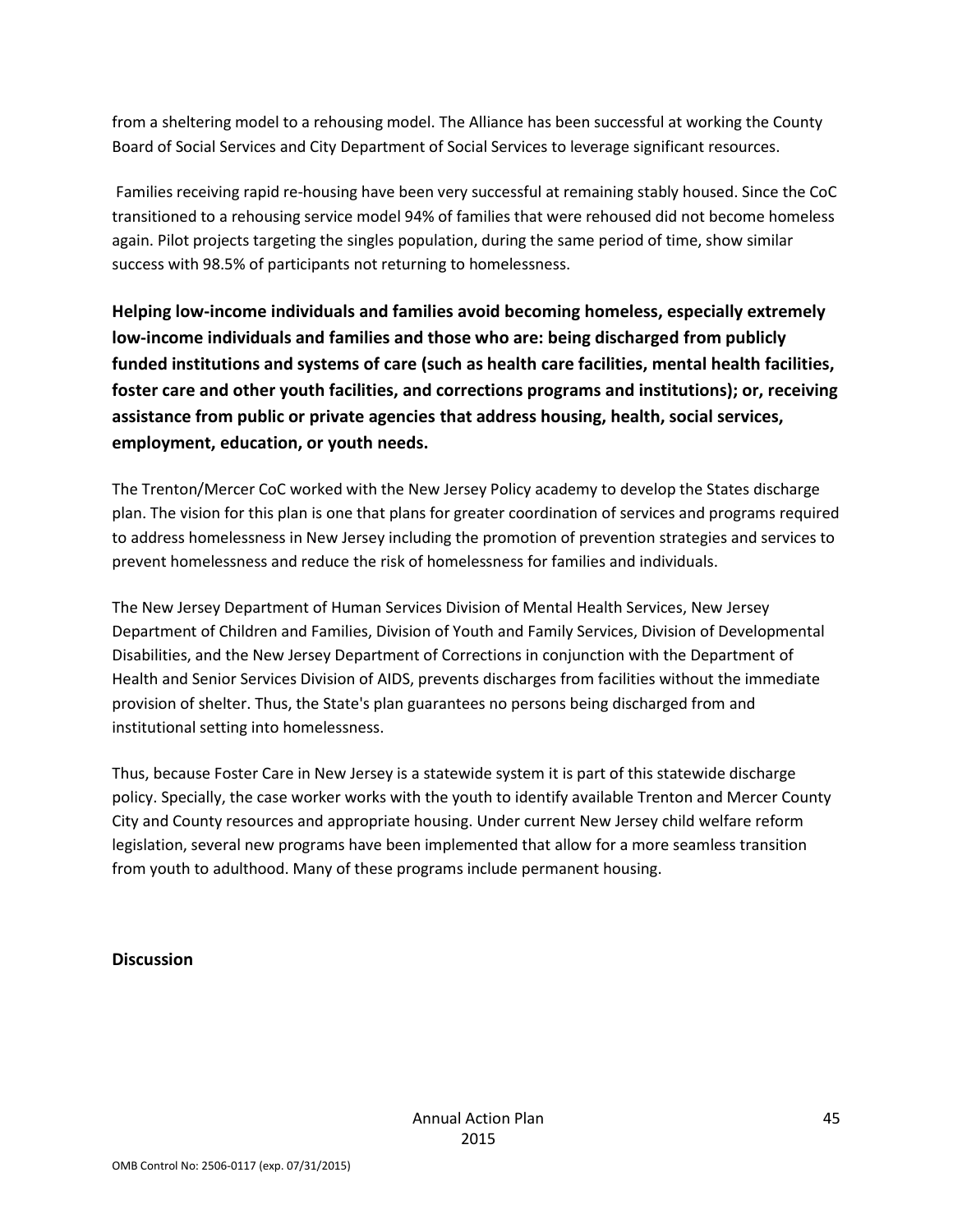from a sheltering model to a rehousing model. The Alliance has been successful at working the County Board of Social Services and City Department of Social Services to leverage significant resources.

Families receiving rapid re-housing have been very successful at remaining stably housed. Since the CoC transitioned to a rehousing service model 94% of families that were rehoused did not become homeless again. Pilot projects targeting the singles population, during the same period of time, show similar success with 98.5% of participants not returning to homelessness.

**Helping low-income individuals and families avoid becoming homeless, especially extremely low-income individuals and families and those who are: being discharged from publicly funded institutions and systems of care (such as health care facilities, mental health facilities, foster care and other youth facilities, and corrections programs and institutions); or, receiving assistance from public or private agencies that address housing, health, social services, employment, education, or youth needs.**

The Trenton/Mercer CoC worked with the New Jersey Policy academy to develop the States discharge plan. The vision for this plan is one that plans for greater coordination of services and programs required to address homelessness in New Jersey including the promotion of prevention strategies and services to prevent homelessness and reduce the risk of homelessness for families and individuals.

The New Jersey Department of Human Services Division of Mental Health Services, New Jersey Department of Children and Families, Division of Youth and Family Services, Division of Developmental Disabilities, and the New Jersey Department of Corrections in conjunction with the Department of Health and Senior Services Division of AIDS, prevents discharges from facilities without the immediate provision of shelter. Thus, the State's plan guarantees no persons being discharged from and institutional setting into homelessness.

Thus, because Foster Care in New Jersey is a statewide system it is part of this statewide discharge policy. Specially, the case worker works with the youth to identify available Trenton and Mercer County City and County resources and appropriate housing. Under current New Jersey child welfare reform legislation, several new programs have been implemented that allow for a more seamless transition from youth to adulthood. Many of these programs include permanent housing.

**Discussion**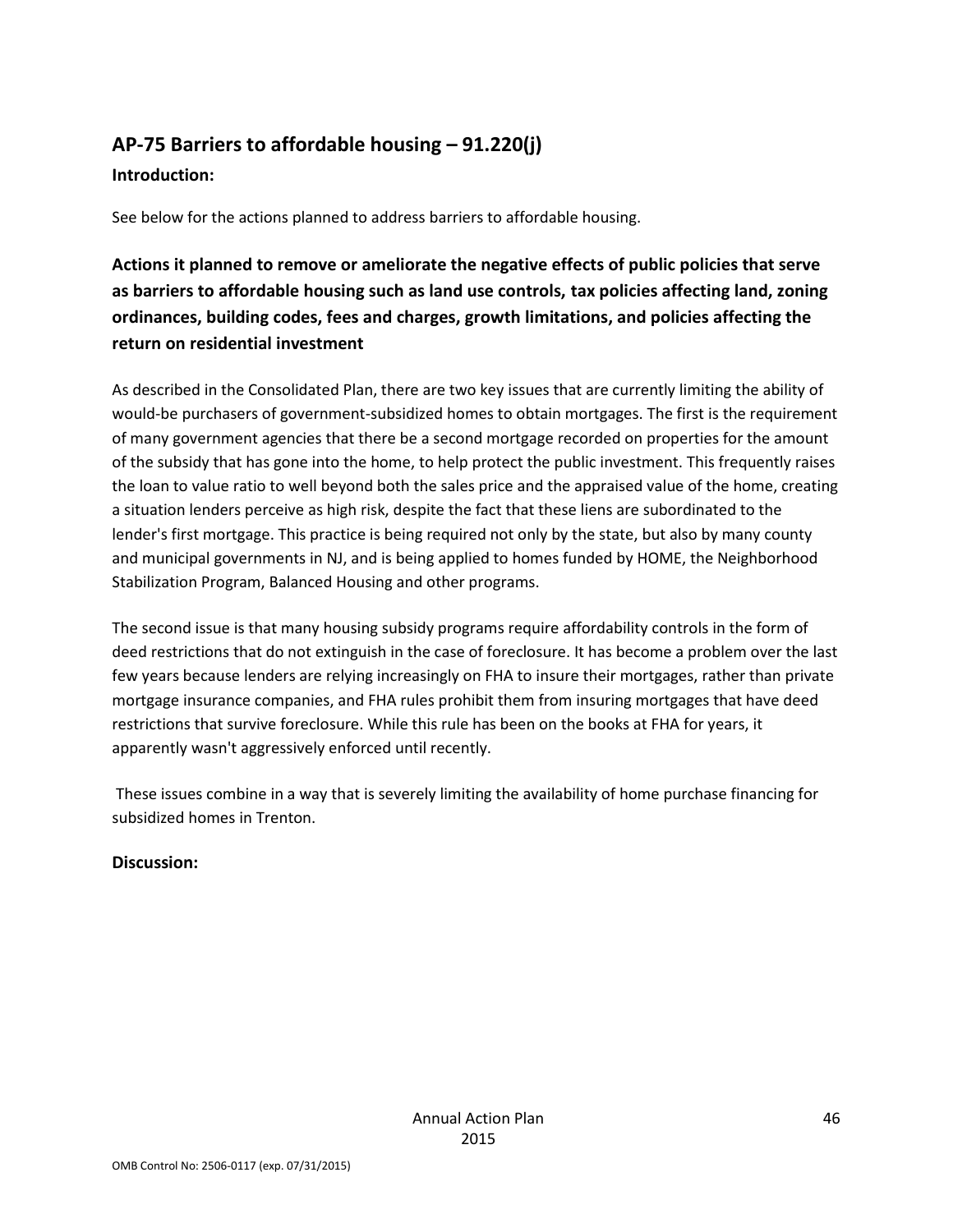## AP-75 Barriers to affordable housing – 91.220(j)

**Introduction:**

See below for the actions planned to address barriers to affordable housing.

### Actions it planned to remove or ameliorate the negative effects of public policies that serve as barriers to affordable housing such as land use controls, tax policies affecting land, zoning ordinances, building codes, fees and charges, growth limitations, and policies affecting the return on residential investment

As described in the Consolidated Plan, there are two key issues that are currently limiting the ability of would-be purchasers of government-subsidized homes to obtain mortgages. The first is the requirement of many government agencies that there be a second mortgage recorded on properties for the amount of the subsidy that has gone into the home, to help protect the public investment. This frequently raises the loan to value ratio to well beyond both the sales price and the appraised value of the home, creating a situation lenders perceive as high risk, despite the fact that these liens are subordinated to the lender's first mortgage. This practice is being required not only by the state, but also by many county and municipal governments in NJ, and is being applied to homes funded by HOME, the Neighborhood Stabilization Program, Balanced Housing and other programs.

The second issue is that many housing subsidy programs require affordability controls in the form of deed restrictions that do not extinguish in the case of foreclosure. It has become a problem over the last few years because lenders are relying increasingly on FHA to insure their mortgages, rather than private mortgage insurance companies, and FHA rules prohibit them from insuring mortgages that have deed restrictions that survive foreclosure. While this rule has been on the books at FHA for years, it apparently wasn't aggressively enforced until recently.

These issues combine in a way that is severely limiting the availability of home purchase financing for subsidized homes in Trenton.

**Discussion:**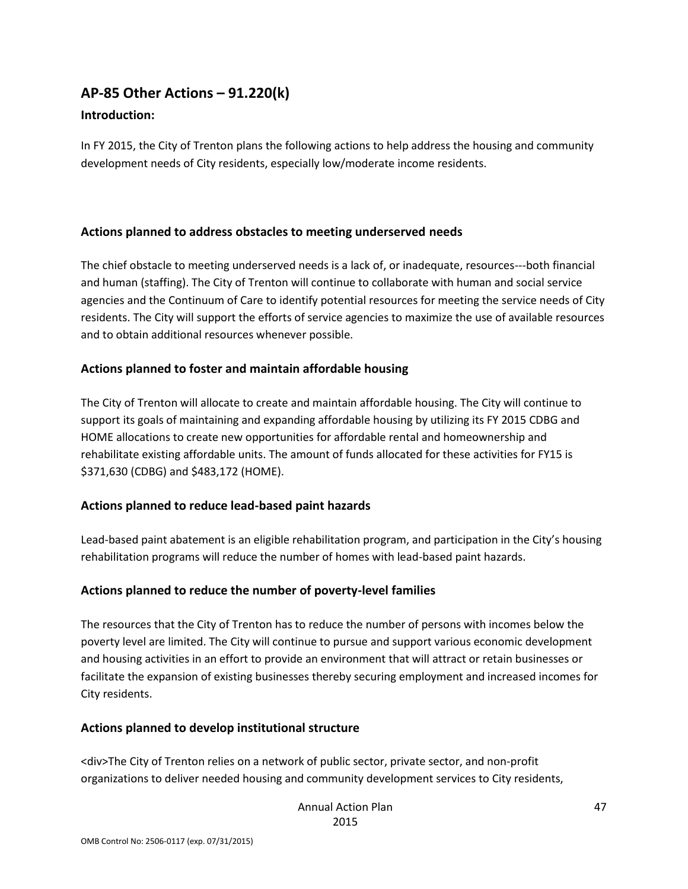## AP-85 Other Actions – 91.220(k)

### Introduction:

In FY 2015, the City of Trenton plans the following actions to help address the housing and community development needs of City residents, especially low/moderate income residents.

### Actions planned to address obstacles to meeting underserved needs

The chief obstacle to meeting underserved needs is a lack of, or inadequate, resources---both financial and human (staffing). The City of Trenton will continue to collaborate with human and social service agencies and the Continuum of Care to identify potential resources for meeting the service needs of City residents. The City will support the efforts of service agencies to maximize the use of available resources and to obtain additional resources whenever possible.

### Actions planned to foster and maintain affordable housing

The City of Trenton will allocate to create and maintain affordable housing. The City will continue to support its goals of maintaining and expanding affordable housing by utilizing its FY 2015 CDBG and HOME allocations to create new opportunities for affordable rental and homeownership and rehabilitate existing affordable units. The amount of funds allocated for these activities for FY15 is $371,630 (CDBG) and $483,172 (HOME).

### Actions planned to reduce lead-based paint hazards

Lead-based paint abatement is an eligible rehabilitation program, and participation in the City's housing rehabilitation programs will reduce the number of homes with lead-based paint hazards.

### Actions planned to reduce the number of poverty-level families

The resources that the City of Trenton has to reduce the number of persons with incomes below the poverty level are limited. The City will continue to pursue and support various economic development and housing activities in an effort to provide an environment that will attract or retain businesses or facilitate the expansion of existing businesses thereby securing employment and increased incomes for City residents.

### Actions planned to develop institutional structure

<div>The City of Trenton relies on a network of public sector, private sector, and non-profit organizations to deliver needed housing and community development services to City residents,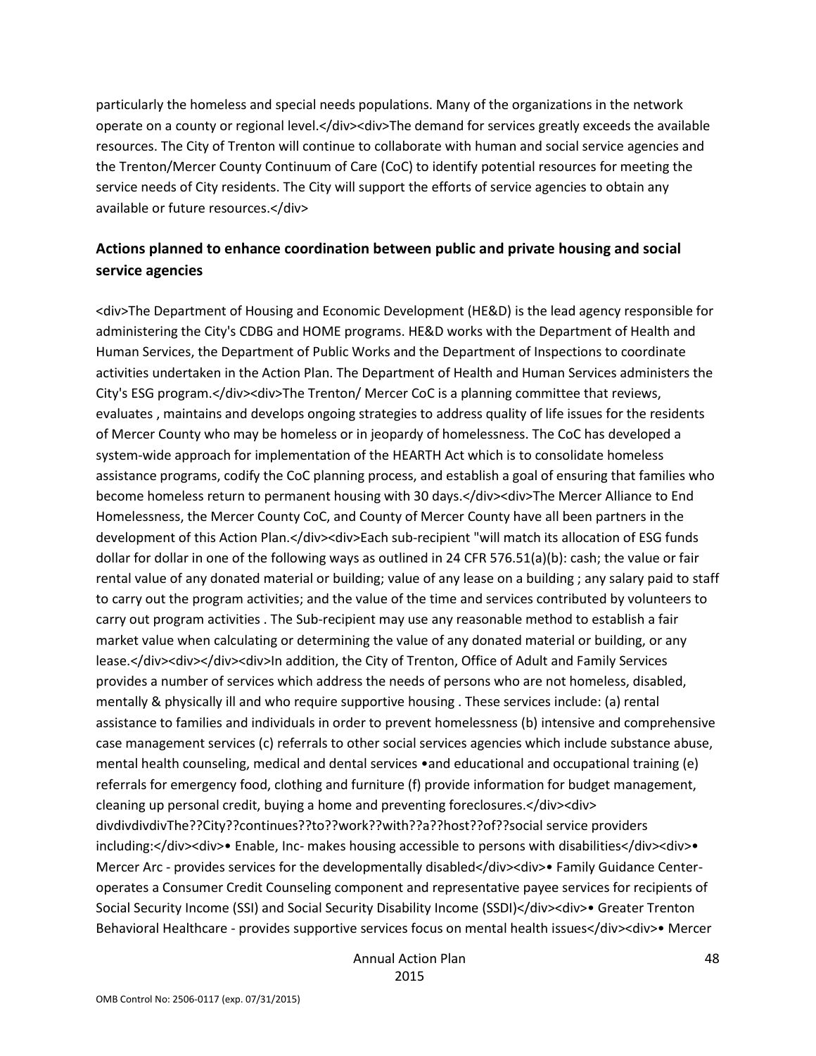particularly the homeless and special needs populations. Many of the organizations in the network operate on a county or regional level.</div><div>The demand for services greatly exceeds the available resources. The City of Trenton will continue to collaborate with human and social service agencies and the Trenton/Mercer County Continuum of Care (CoC) to identify potential resources for meeting the service needs of City residents. The City will support the efforts of service agencies to obtain any available or future resources.</div>

## Actions planned to enhance coordination between public and private housing and social service agencies

<div>The Department of Housing and Economic Development (HE&D) is the lead agency responsible for administering the City's CDBG and HOME programs. HE&D works with the Department of Health and Human Services, the Department of Public Works and the Department of Inspections to coordinate activities undertaken in the Action Plan. The Department of Health and Human Services administers the City's ESG program.</div><div>The Trenton/ Mercer CoC is a planning committee that reviews, evaluates , maintains and develops ongoing strategies to address quality of life issues for the residents of Mercer County who may be homeless or in jeopardy of homelessness. The CoC has developed a system-wide approach for implementation of the HEARTH Act which is to consolidate homeless assistance programs, codify the CoC planning process, and establish a goal of ensuring that families who become homeless return to permanent housing with 30 days.</div><div>The Mercer Alliance to End Homelessness, the Mercer County CoC, and County of Mercer County have all been partners in the development of this Action Plan.</div><div>Each sub-recipient "will match its allocation of ESG funds dollar for dollar in one of the following ways as outlined in 24 CFR 576.51(a)(b): cash; the value or fair rental value of any donated material or building; value of any lease on a building ; any salary paid to staff to carry out the program activities; and the value of the time and services contributed by volunteers to carry out program activities . The Sub-recipient may use any reasonable method to establish a fair market value when calculating or determining the value of any donated material or building, or any lease.</div><div></div><div>In addition, the City of Trenton, Office of Adult and Family Services provides a number of services which address the needs of persons who are not homeless, disabled, mentally & physically ill and who require supportive housing . These services include: (a) rental assistance to families and individuals in order to prevent homelessness (b) intensive and comprehensive case management services (c) referrals to other social services agencies which include substance abuse, mental health counseling, medical and dental services •and educational and occupational training (e) referrals for emergency food, clothing and furniture (f) provide information for budget management, cleaning up personal credit, buying a home and preventing foreclosures.</div><div> divdivdivdivThe??City??continues??to??work??with??a??host??of??social service providers including:</div><div>• Enable, Inc- makes housing accessible to persons with disabilities</div><div>• Mercer Arc - provides services for the developmentally disabled</div><div>• Family Guidance Center- operates a Consumer Credit Counseling component and representative payee services for recipients of Social Security Income (SSI) and Social Security Disability Income (SSDI)</div><div>• Greater Trenton Behavioral Healthcare - provides supportive services focus on mental health issues</div><div>• Mercer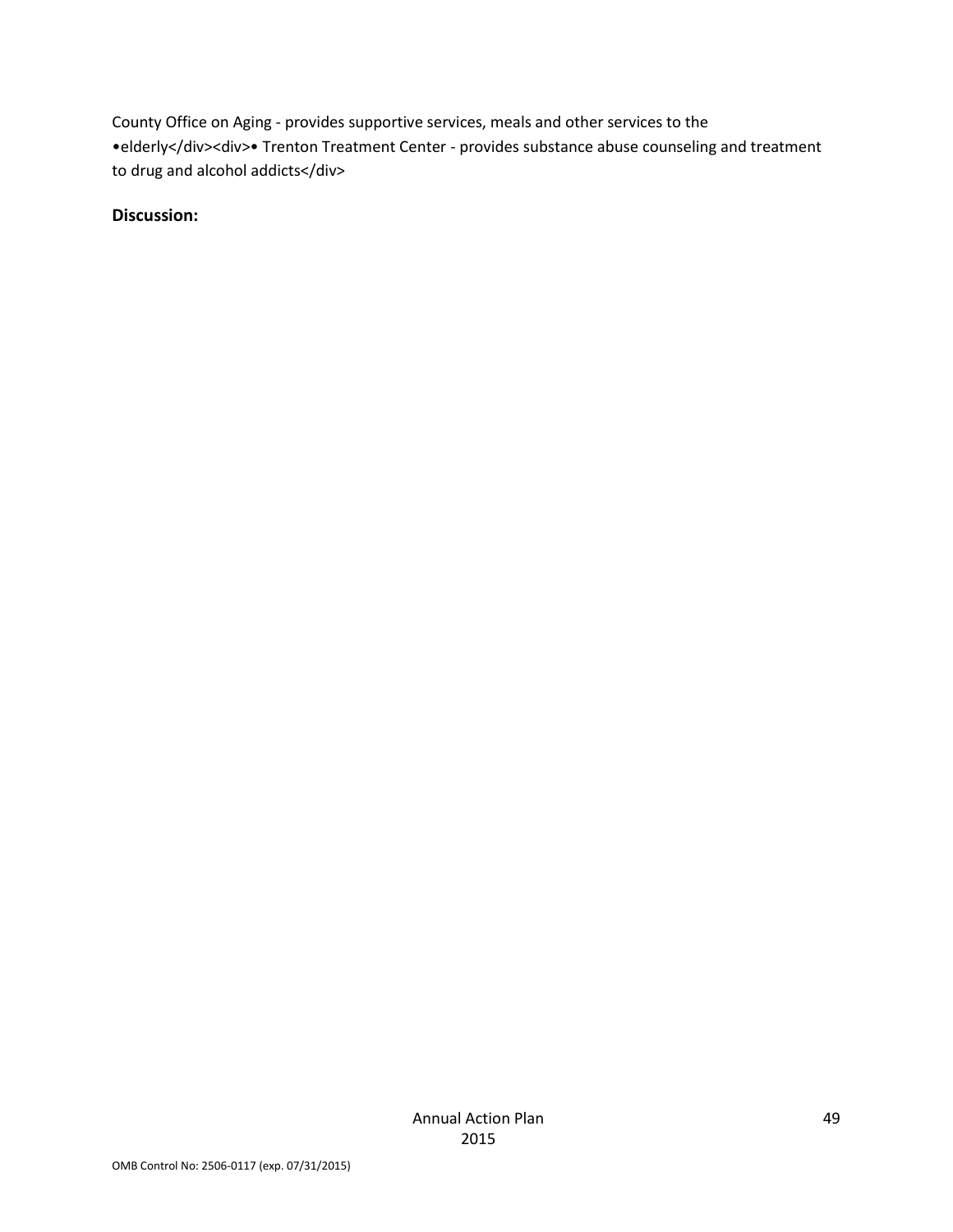County Office on Aging - provides supportive services, meals and other services to the •elderly</div><div>• Trenton Treatment Center - provides substance abuse counseling and treatment to drug and alcohol addicts</div>

**Discussion:**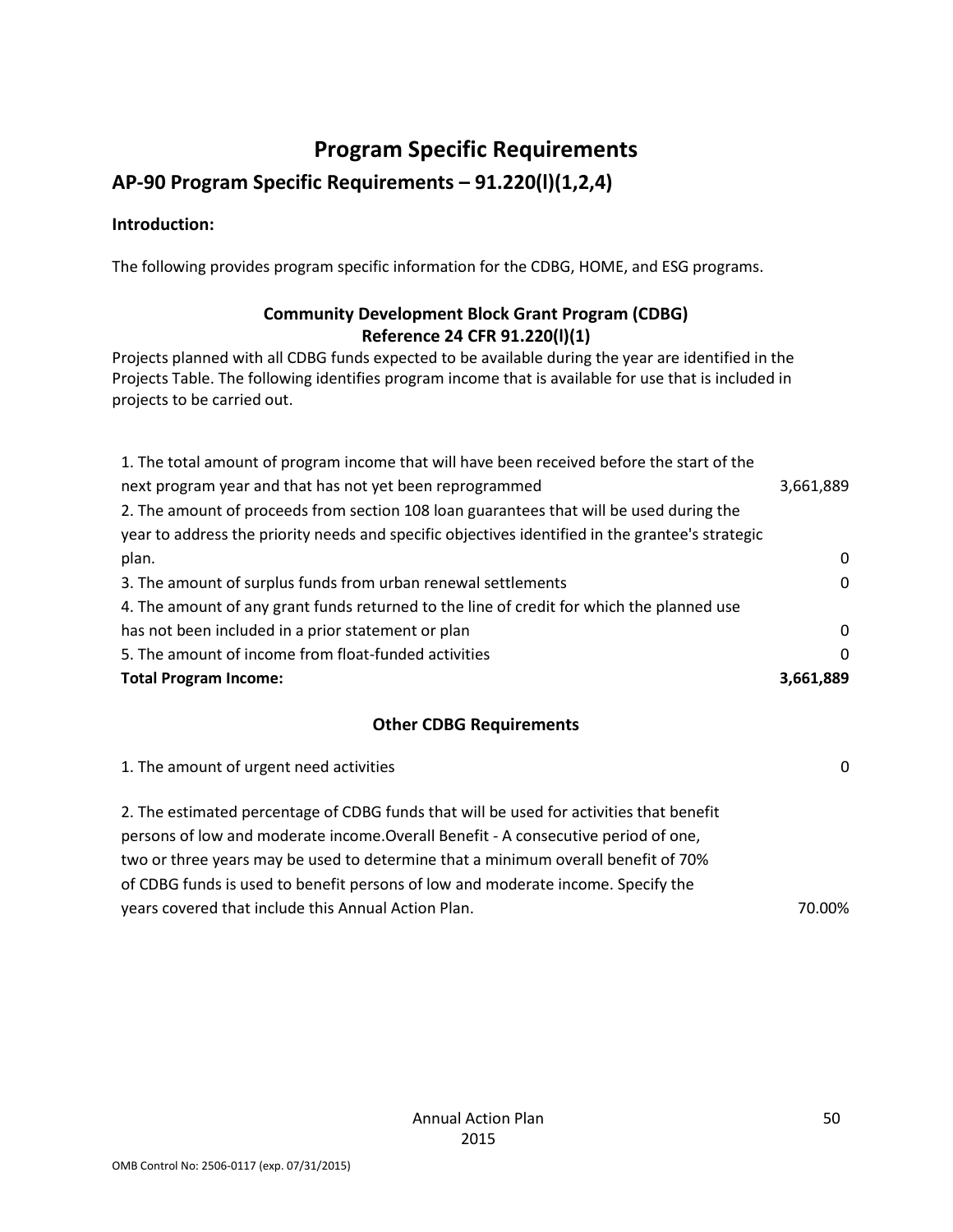# Program Specific Requirements

## AP-90 Program Specific Requirements – 91.220(l)(1,2,4)

**Introduction:**

The following provides program specific information for the CDBG, HOME, and ESG programs.

### Community Development Block Grant Program (CDBG)
### Reference 24 CFR 91.220(l)(1)

Projects planned with all CDBG funds expected to be available during the year are identified in the Projects Table. The following identifies program income that is available for use that is included in projects to be carried out.

| | |
|---|---|
| 1. The total amount of program income that will have been received before the start of the next program year and that has not yet been reprogrammed | 3,661,889 |
| 2. The amount of proceeds from section 108 loan guarantees that will be used during the year to address the priority needs and specific objectives identified in the grantee's strategic plan. | 0 |
| 3. The amount of surplus funds from urban renewal settlements | 0 |
| 4. The amount of any grant funds returned to the line of credit for which the planned use has not been included in a prior statement or plan | 0 |
| 5. The amount of income from float-funded activities | 0 |
| **Total Program Income:** | **3,661,889** |

### Other CDBG Requirements

| | |
|---|---|
| 1. The amount of urgent need activities | 0 |
| 2. The estimated percentage of CDBG funds that will be used for activities that benefit persons of low and moderate income.Overall Benefit - A consecutive period of one, two or three years may be used to determine that a minimum overall benefit of 70% of CDBG funds is used to benefit persons of low and moderate income. Specify the years covered that include this Annual Action Plan. | 70.00% |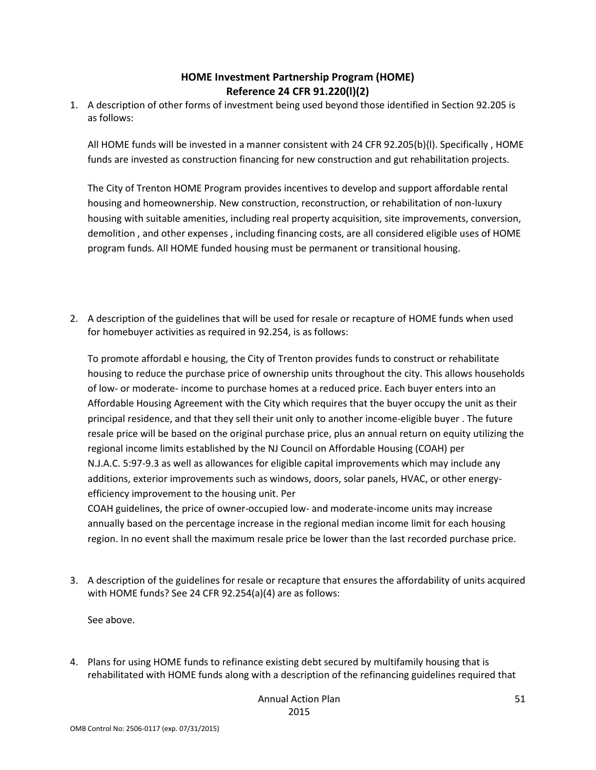**HOME Investment Partnership Program (HOME)**
**Reference 24 CFR 91.220(l)(2)**

1. A description of other forms of investment being used beyond those identified in Section 92.205 is as follows:

   All HOME funds will be invested in a manner consistent with 24 CFR 92.205(b){l). Specifically , HOME funds are invested as construction financing for new construction and gut rehabilitation projects.

   The City of Trenton HOME Program provides incentives to develop and support affordable rental housing and homeownership. New construction, reconstruction, or rehabilitation of non-luxury housing with suitable amenities, including real property acquisition, site improvements, conversion, demolition , and other expenses , including financing costs, are all considered eligible uses of HOME program funds. All HOME funded housing must be permanent or transitional housing.

2. A description of the guidelines that will be used for resale or recapture of HOME funds when used for homebuyer activities as required in 92.254, is as follows:

   To promote affordabl e housing, the City of Trenton provides funds to construct or rehabilitate housing to reduce the purchase price of ownership units throughout the city. This allows households of low- or moderate- income to purchase homes at a reduced price. Each buyer enters into an Affordable Housing Agreement with the City which requires that the buyer occupy the unit as their principal residence, and that they sell their unit only to another income-eligible buyer . The future resale price will be based on the original purchase price, plus an annual return on equity utilizing the regional income limits established by the NJ Council on Affordable Housing (COAH) per N.J.A.C. 5:97-9.3 as well as allowances for eligible capital improvements which may include any additions, exterior improvements such as windows, doors, solar panels, HVAC, or other energy-efficiency improvement to the housing unit. Per COAH guidelines, the price of owner-occupied low- and moderate-income units may increase annually based on the percentage increase in the regional median income limit for each housing region. In no event shall the maximum resale price be lower than the last recorded purchase price.

3. A description of the guidelines for resale or recapture that ensures the affordability of units acquired with HOME funds? See 24 CFR 92.254(a)(4) are as follows:

   See above.

4. Plans for using HOME funds to refinance existing debt secured by multifamily housing that is rehabilitated with HOME funds along with a description of the refinancing guidelines required that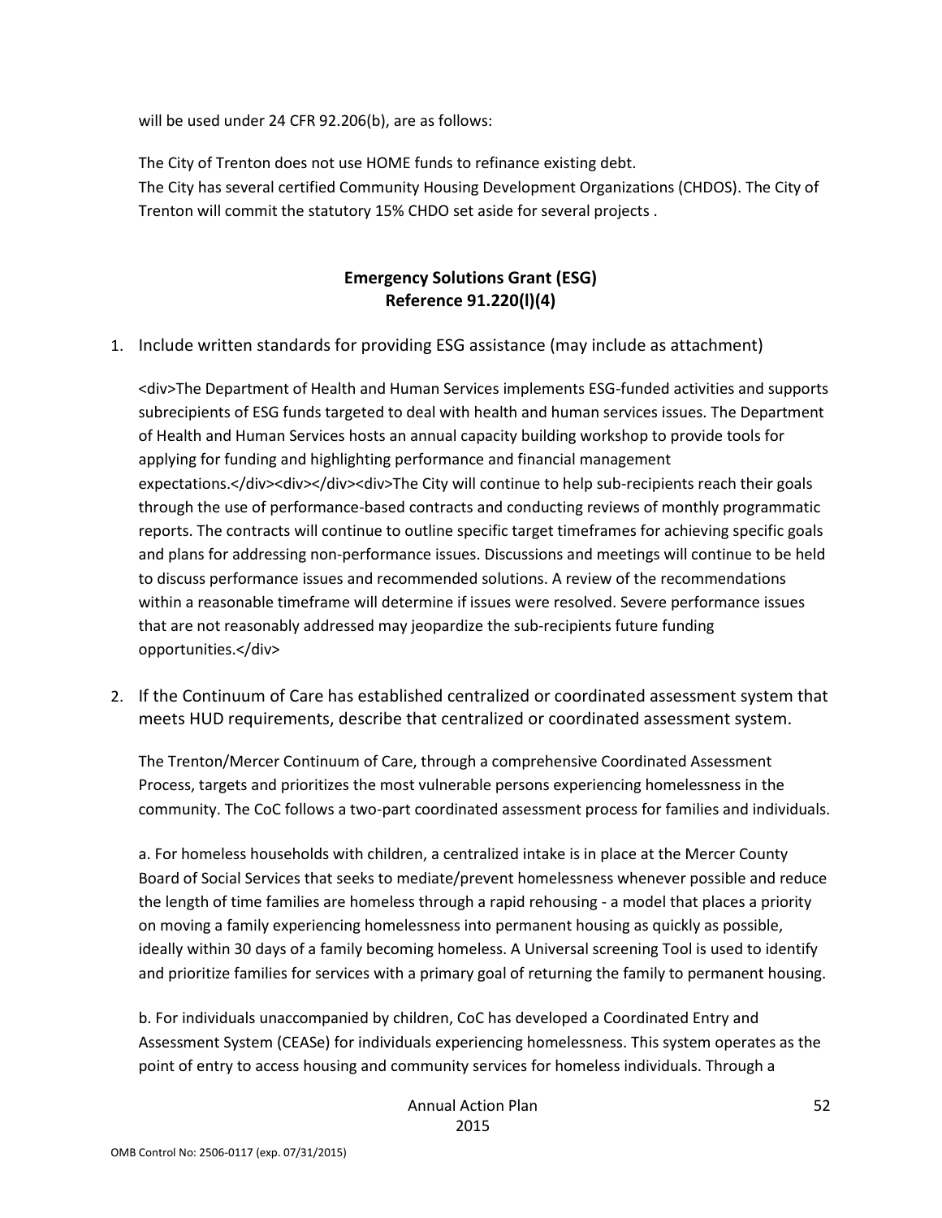will be used under 24 CFR 92.206(b), are as follows:

The City of Trenton does not use HOME funds to refinance existing debt.
The City has several certified Community Housing Development Organizations (CHDOS). The City of Trenton will commit the statutory 15% CHDO set aside for several projects .

## Emergency Solutions Grant (ESG)
## Reference 91.220(l)(4)

1. Include written standards for providing ESG assistance (may include as attachment)

   <div>The Department of Health and Human Services implements ESG-funded activities and supports subrecipients of ESG funds targeted to deal with health and human services issues. The Department of Health and Human Services hosts an annual capacity building workshop to provide tools for applying for funding and highlighting performance and financial management expectations.</div><div></div><div>The City will continue to help sub-recipients reach their goals through the use of performance-based contracts and conducting reviews of monthly programmatic reports. The contracts will continue to outline specific target timeframes for achieving specific goals and plans for addressing non-performance issues. Discussions and meetings will continue to be held to discuss performance issues and recommended solutions. A review of the recommendations within a reasonable timeframe will determine if issues were resolved. Severe performance issues that are not reasonably addressed may jeopardize the sub-recipients future funding opportunities.</div>

2. If the Continuum of Care has established centralized or coordinated assessment system that meets HUD requirements, describe that centralized or coordinated assessment system.

   The Trenton/Mercer Continuum of Care, through a comprehensive Coordinated Assessment Process, targets and prioritizes the most vulnerable persons experiencing homelessness in the community. The CoC follows a two-part coordinated assessment process for families and individuals.

   a. For homeless households with children, a centralized intake is in place at the Mercer County Board of Social Services that seeks to mediate/prevent homelessness whenever possible and reduce the length of time families are homeless through a rapid rehousing - a model that places a priority on moving a family experiencing homelessness into permanent housing as quickly as possible, ideally within 30 days of a family becoming homeless. A Universal screening Tool is used to identify and prioritize families for services with a primary goal of returning the family to permanent housing.

   b. For individuals unaccompanied by children, CoC has developed a Coordinated Entry and Assessment System (CEASe) for individuals experiencing homelessness. This system operates as the point of entry to access housing and community services for homeless individuals. Through a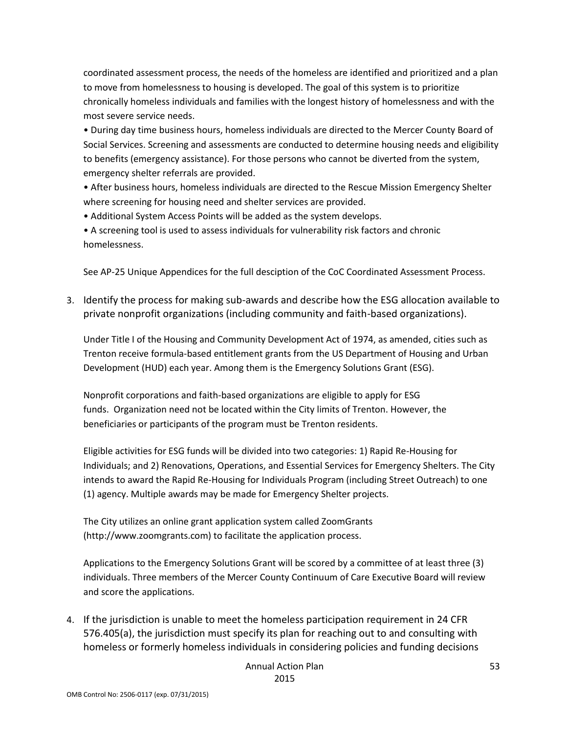coordinated assessment process, the needs of the homeless are identified and prioritized and a plan to move from homelessness to housing is developed. The goal of this system is to prioritize chronically homeless individuals and families with the longest history of homelessness and with the most severe service needs.

• During day time business hours, homeless individuals are directed to the Mercer County Board of Social Services. Screening and assessments are conducted to determine housing needs and eligibility to benefits (emergency assistance). For those persons who cannot be diverted from the system, emergency shelter referrals are provided.

• After business hours, homeless individuals are directed to the Rescue Mission Emergency Shelter where screening for housing need and shelter services are provided.

• Additional System Access Points will be added as the system develops.

• A screening tool is used to assess individuals for vulnerability risk factors and chronic homelessness.

See AP-25 Unique Appendices for the full desciption of the CoC Coordinated Assessment Process.

3. Identify the process for making sub-awards and describe how the ESG allocation available to private nonprofit organizations (including community and faith-based organizations).

Under Title I of the Housing and Community Development Act of 1974, as amended, cities such as Trenton receive formula-based entitlement grants from the US Department of Housing and Urban Development (HUD) each year. Among them is the Emergency Solutions Grant (ESG).

Nonprofit corporations and faith-based organizations are eligible to apply for ESG funds. Organization need not be located within the City limits of Trenton. However, the beneficiaries or participants of the program must be Trenton residents.

Eligible activities for ESG funds will be divided into two categories: 1) Rapid Re-Housing for Individuals; and 2) Renovations, Operations, and Essential Services for Emergency Shelters. The City intends to award the Rapid Re-Housing for Individuals Program (including Street Outreach) to one (1) agency. Multiple awards may be made for Emergency Shelter projects.

The City utilizes an online grant application system called ZoomGrants (http://www.zoomgrants.com) to facilitate the application process.

Applications to the Emergency Solutions Grant will be scored by a committee of at least three (3) individuals. Three members of the Mercer County Continuum of Care Executive Board will review and score the applications.

4. If the jurisdiction is unable to meet the homeless participation requirement in 24 CFR 576.405(a), the jurisdiction must specify its plan for reaching out to and consulting with homeless or formerly homeless individuals in considering policies and funding decisions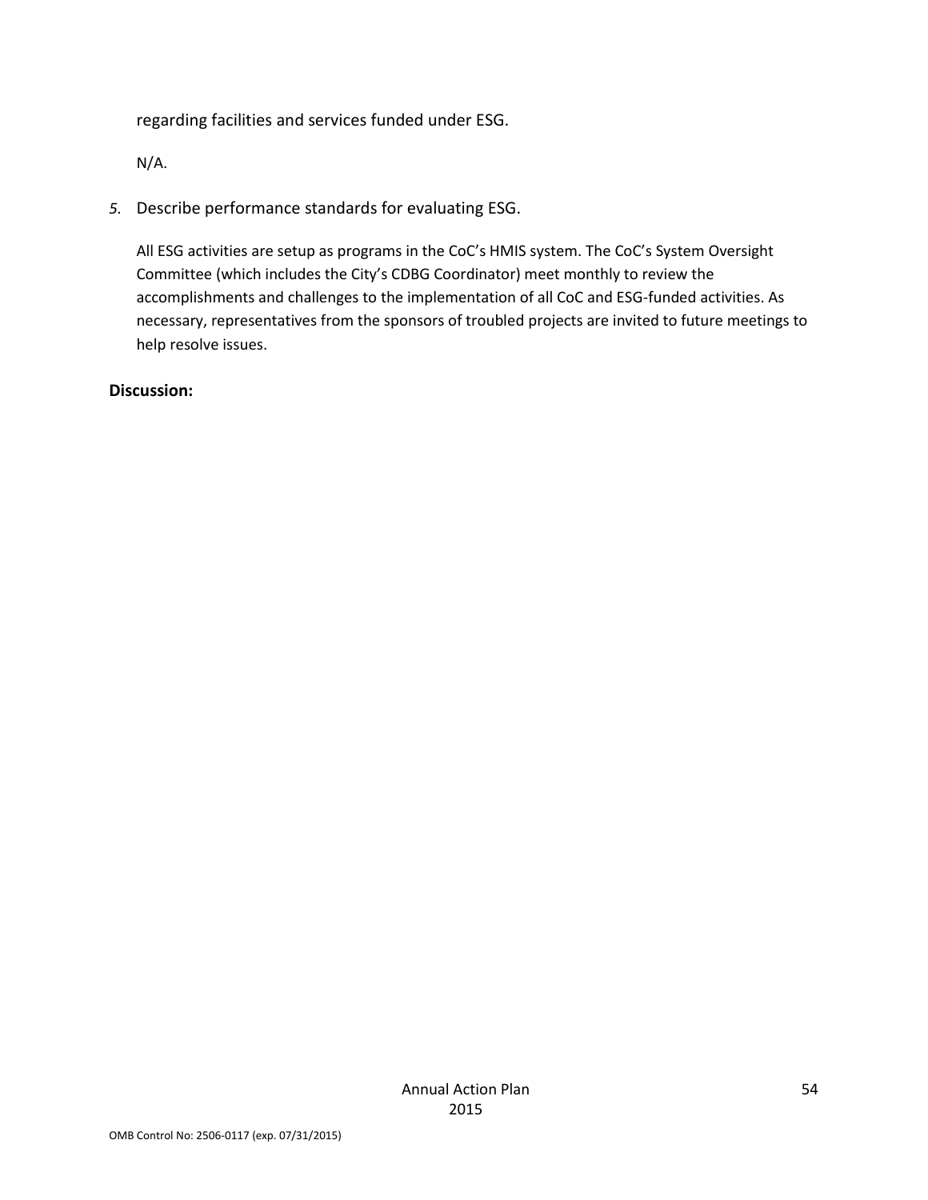regarding facilities and services funded under ESG.

N/A.

*5.* Describe performance standards for evaluating ESG.

All ESG activities are setup as programs in the CoC's HMIS system. The CoC's System Oversight Committee (which includes the City's CDBG Coordinator) meet monthly to review the accomplishments and challenges to the implementation of all CoC and ESG-funded activities. As necessary, representatives from the sponsors of troubled projects are invited to future meetings to help resolve issues.

**Discussion:**